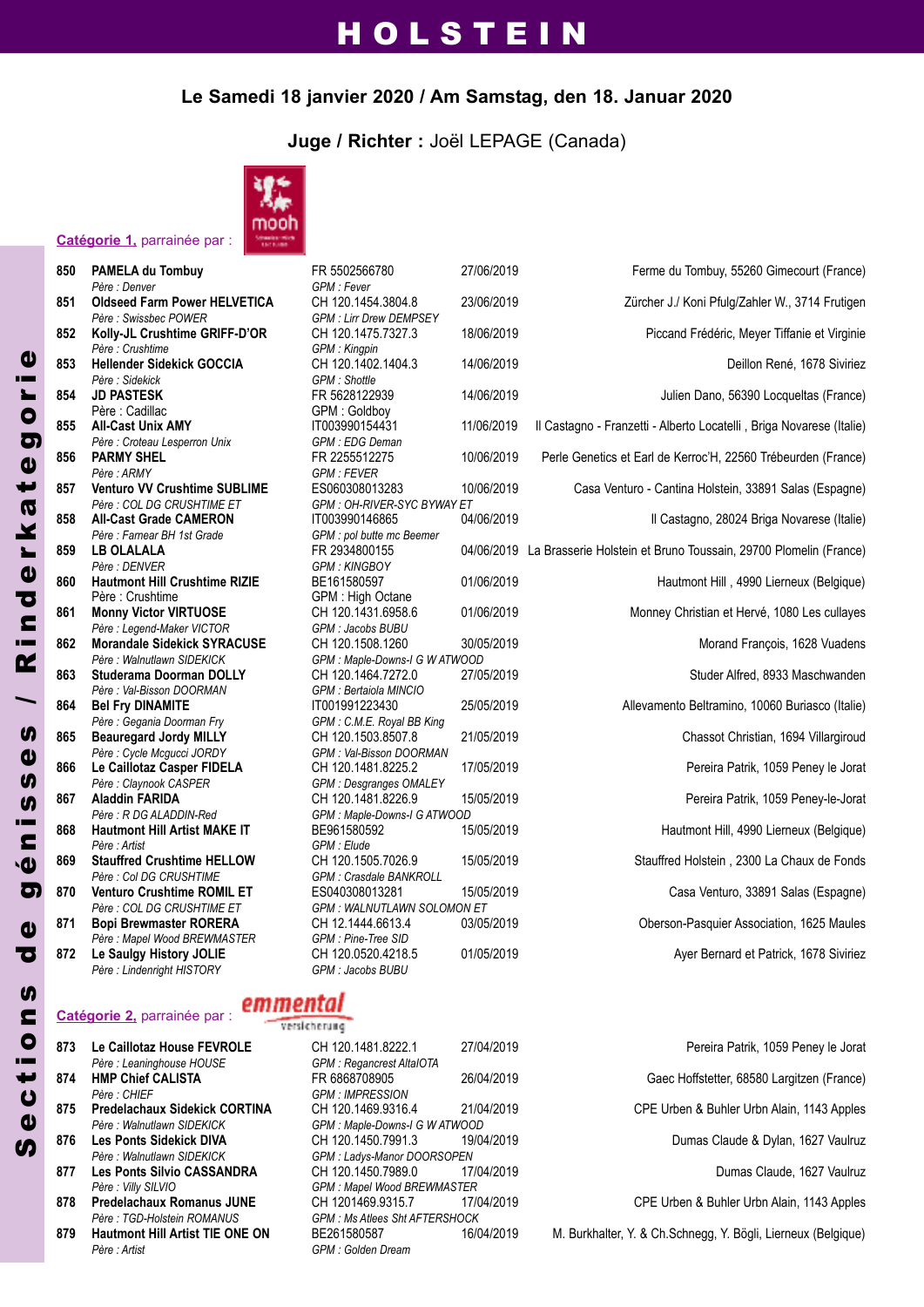# HOLSTEIN

## Le Samedi 18 janvier 2020 / Am Samstag, den 18. Januar 2020

### Juge / Richter : Joël LEPAGE (Canada)

**Sections de génisses / Rinderkategorie**

**Catégorie 1**, parrainée par : mooh

| N° | Nom / Père | Numéro / GPM | Date | Propriétaire |
|---|---|---|---|---|
| 850 | **PAMELA du Tombuy**<br>*Père : Denver* | FR 5502566780<br>*GPM : Fever* | 27/06/2019 | Ferme du Tombuy, 55260 Gimecourt (France) |
| 851 | **Oldseed Farm Power HELVETICA**<br>*Père : Swissbec POWER* | CH 120.1454.3804.8<br>*GPM : Lirr Drew DEMPSEY* | 23/06/2019 | Zürcher J./ Koni Pfulg/Zahler W., 3714 Frutigen |
| 852 | **Kolly-JL Crushtime GRIFF-D'OR**<br>*Père : Crushtime* | CH 120.1475.7327.3<br>*GPM : Kingpin* | 18/06/2019 | Piccand Frédéric, Meyer Tiffanie et Virginie |
| 853 | **Hellender Sidekick GOCCIA**<br>*Père : Sidekick* | CH 120.1402.1404.3<br>*GPM : Shottle* | 14/06/2019 | Deillon René, 1678 Siviriez |
| 854 | **JD PASTESK**<br>Père : Cadillac | FR 5628122939<br>GPM : Goldboy | 14/06/2019 | Julien Dano, 56390 Locqueltas (France) |
| 855 | **All-Cast Unix AMY**<br>*Père : Croteau Lesperron Unix* | IT003990154431<br>*GPM : EDG Deman* | 11/06/2019 | Il Castagno - Franzetti - Alberto Locatelli , Briga Novarese (Italie) |
| 856 | **PARMY SHEL**<br>*Père : ARMY* | FR 2255512275<br>*GPM : FEVER* | 10/06/2019 | Perle Genetics et Earl de Kerroc'H, 22560 Trébeurden (France) |
| 857 | **Venturo VV Crushtime SUBLIME**<br>*Père : COL DG CRUSHTIME ET* | ES060308013283<br>*GPM : OH-RIVER-SYC BYWAY ET* | 10/06/2019 | Casa Venturo - Cantina Holstein, 33891 Salas (Espagne) |
| 858 | **All-Cast Grade CAMERON**<br>*Père : Farnear BH 1st Grade* | IT003990146865<br>*GPM : pol butte mc Beemer* | 04/06/2019 | Il Castagno, 28024 Briga Novarese (Italie) |
| 859 | **LB OLALALA**<br>*Père : DENVER* | FR 2934800155<br>*GPM : KINGBOY* | 04/06/2019 | La Brasserie Holstein et Bruno Toussain, 29700 Plomelin (France) |
| 860 | **Hautmont Hill Crushtime RIZIE**<br>Père : Crushtime | BE161580597<br>GPM : High Octane | 01/06/2019 | Hautmont Hill , 4990 Lierneux (Belgique) |
| 861 | **Monny Victor VIRTUOSE**<br>*Père : Legend-Maker VICTOR* | CH 120.1431.6958.6<br>*GPM : Jacobs BUBU* | 01/06/2019 | Monney Christian et Hervé, 1080 Les cullayes |
| 862 | **Morandale Sidekick SYRACUSE**<br>*Père : Walnutlawn SIDEKICK* | CH 120.1508.1260<br>*GPM : Maple-Downs-I G W ATWOOD* | 30/05/2019 | Morand François, 1628 Vuadens |
| 863 | **Studerama Doorman DOLLY**<br>*Père : Val-Bisson DOORMAN* | CH 120.1464.7272.0<br>*GPM : Bertaiola MINCIO* | 27/05/2019 | Studer Alfred, 8933 Maschwanden |
| 864 | **Bel Fry DINAMITE**<br>*Père : Gegania Doorman Fry* | IT001991223430<br>*GPM : C.M.E. Royal BB King* | 25/05/2019 | Allevamento Beltramino, 10060 Buriasco (Italie) |
| 865 | **Beauregard Jordy MILLY**<br>*Père : Cycle Mcgucci JORDY* | CH 120.1503.8507.8<br>*GPM : Val-Bisson DOORMAN* | 21/05/2019 | Chassot Christian, 1694 Villargiroud |
| 866 | **Le Caillotaz Casper FIDELA**<br>*Père : Claynook CASPER* | CH 120.1481.8225.2<br>*GPM : Desgranges OMALEY* | 17/05/2019 | Pereira Patrik, 1059 Peney le Jorat |
| 867 | **Aladdin FARIDA**<br>*Père : R DG ALADDIN-Red* | CH 120.1481.8226.9<br>*GPM : Maple-Downs-I G ATWOOD* | 15/05/2019 | Pereira Patrik, 1059 Peney-le-Jorat |
| 868 | **Hautmont Hill Artist MAKE IT**<br>*Père : Artist* | BE961580592<br>*GPM : Elude* | 15/05/2019 | Hautmont Hill, 4990 Lierneux (Belgique) |
| 869 | **Stauffred Crushtime HELLOW**<br>*Père : Col DG CRUSHTIME* | CH 120.1505.7026.9<br>*GPM : Crasdale BANKROLL* | 15/05/2019 | Stauffred Holstein , 2300 La Chaux de Fonds |
| 870 | **Venturo Crushtime ROMIL ET**<br>*Père : COL DG CRUSHTIME ET* | ES040308013281<br>*GPM : WALNUTLAWN SOLOMON ET* | 15/05/2019 | Casa Venturo, 33891 Salas (Espagne) |
| 871 | **Bopi Brewmaster RORERA**<br>*Père : Mapel Wood BREWMASTER* | CH 12.1444.6613.4<br>*GPM : Pine-Tree SID* | 03/05/2019 | Oberson-Pasquier Association, 1625 Maules |
| 872 | **Le Saulgy History JOLIE**<br>*Père : Lindenright HISTORY* | CH 120.0520.4218.5<br>*GPM : Jacobs BUBU* | 01/05/2019 | Ayer Bernard et Patrick, 1678 Siviriez |

**Catégorie 2**, parrainée par : emmental versicherung

| N° | Nom / Père | Numéro / GPM | Date | Propriétaire |
|---|---|---|---|---|
| 873 | **Le Caillotaz House FEVROLE**<br>*Père : Leaninghouse HOUSE* | CH 120.1481.8222.1<br>*GPM : Regancrest AltaIOTA* | 27/04/2019 | Pereira Patrik, 1059 Peney le Jorat |
| 874 | **HMP Chief CALISTA**<br>*Père : CHIEF* | FR 6868708905<br>*GPM : IMPRESSION* | 26/04/2019 | Gaec Hoffstetter, 68580 Largitzen (France) |
| 875 | **Predelachaux Sidekick CORTINA**<br>*Père : Walnutlawn SIDEKICK* | CH 120.1469.9316.4<br>*GPM : Maple-Downs-I G W ATWOOD* | 21/04/2019 | CPE Urben & Buhler Urbn Alain, 1143 Apples |
| 876 | **Les Ponts Sidekick DIVA**<br>*Père : Walnutlawn SIDEKICK* | CH 120.1450.7991.3<br>*GPM : Ladys-Manor DOORSOPEN* | 19/04/2019 | Dumas Claude & Dylan, 1627 Vaulruz |
| 877 | **Les Ponts Silvio CASSANDRA**<br>*Père : Villy SILVIO* | CH 120.1450.7989.0<br>*GPM : Mapel Wood BREWMASTER* | 17/04/2019 | Dumas Claude, 1627 Vaulruz |
| 878 | **Predelachaux Romanus JUNE**<br>*Père : TGD-Holstein ROMANUS* | CH 1201469.9315.7<br>*GPM : Ms Atlees Sht AFTERSHOCK* | 17/04/2019 | CPE Urben & Buhler Urbn Alain, 1143 Apples |
| 879 | **Hautmont Hill Artist TIE ONE ON**<br>*Père : Artist* | BE261580587<br>*GPM : Golden Dream* | 16/04/2019 | M. Burkhalter, Y. & Ch.Schnegg, Y. Bögli, Lierneux (Belgique) |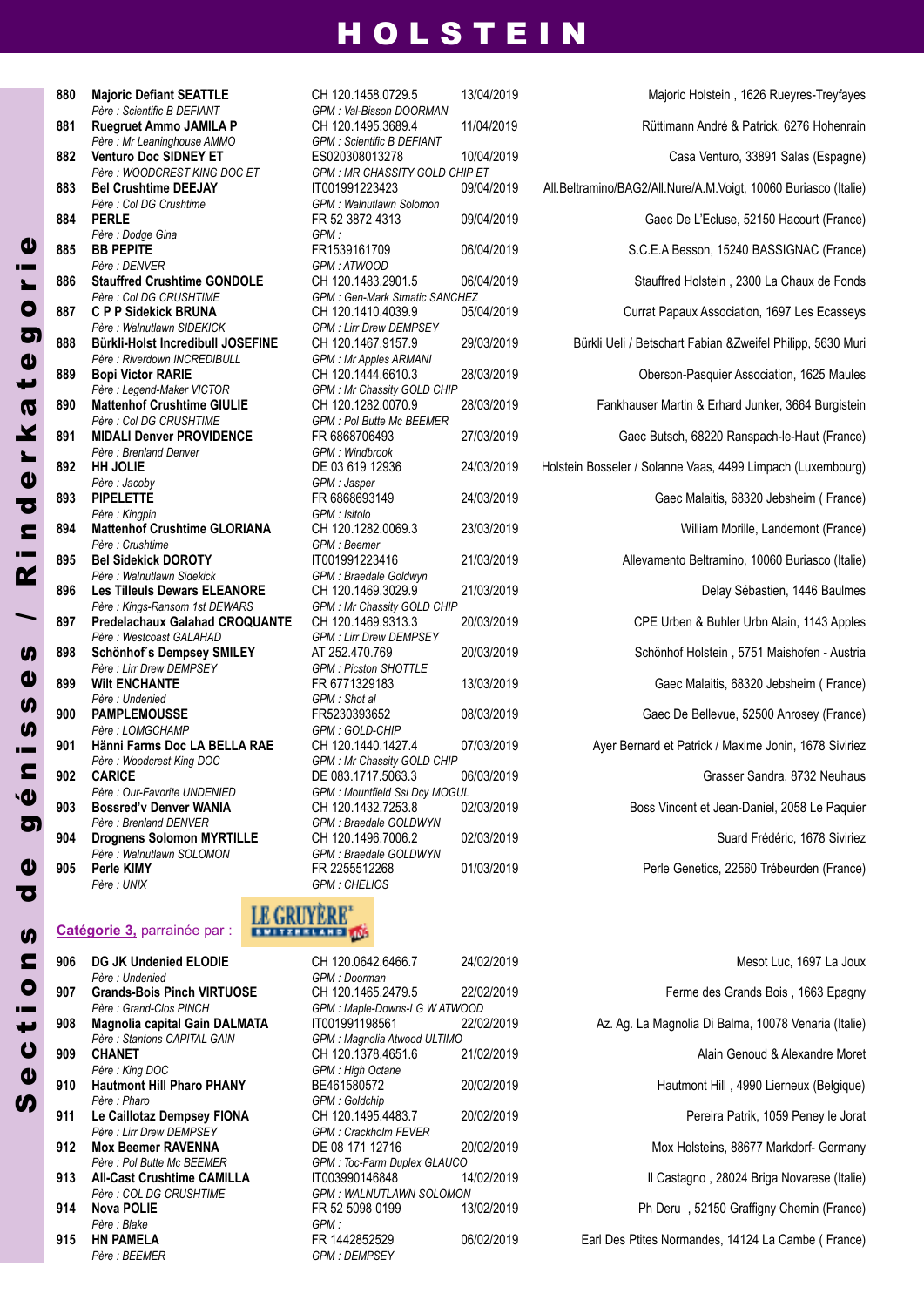# HOLSTEIN

*Sections de génisses / Rinderkategorie*

| No | Nom / Père | No / GPM | Date | Propriétaire |
|---|---|---|---|---|
| 880 | **Majoric Defiant SEATTLE** | CH 120.1458.0729.5 | 13/04/2019 | Majoric Holstein , 1626 Rueyres-Treyfayes |
| | *Père : Scientific B DEFIANT* | *GPM : Val-Bisson DOORMAN* | | |
| 881 | **Ruegruet Ammo JAMILA P** | CH 120.1495.3689.4 | 11/04/2019 | Rüttimann André & Patrick, 6276 Hohenrain |
| | *Père : Mr Leaninghouse AMMO* | *GPM : Scientific B DEFIANT* | | |
| 882 | **Venturo Doc SIDNEY ET** | ES020308013278 | 10/04/2019 | Casa Venturo, 33891 Salas (Espagne) |
| | *Père : WOODCREST KING DOC ET* | *GPM : MR CHASSITY GOLD CHIP ET* | | |
| 883 | **Bel Crushtime DEEJAY** | IT001991223423 | 09/04/2019 | All.Beltramino/BAG2/All.Nure/A.M.Voigt, 10060 Buriasco (Italie) |
| | *Père : Col DG Crushtime* | *GPM : Walnutlawn Solomon* | | |
| 884 | **PERLE** | FR 52 3872 4313 | 09/04/2019 | Gaec De L'Ecluse, 52150 Hacourt (France) |
| | *Père : Dodge Gina* | *GPM :* | | |
| 885 | **BB PEPITE** | FR1539161709 | 06/04/2019 | S.C.E.A Besson, 15240 BASSIGNAC (France) |
| | *Père : DENVER* | *GPM : ATWOOD* | | |
| 886 | **Stauffred Crushtime GONDOLE** | CH 120.1483.2901.5 | 06/04/2019 | Stauffred Holstein , 2300 La Chaux de Fonds |
| | *Père : Col DG CRUSHTIME* | *GPM : Gen-Mark Stmatic SANCHEZ* | | |
| 887 | **C P P Sidekick BRUNA** | CH 120.1410.4039.9 | 05/04/2019 | Currat Papaux Association, 1697 Les Ecasseys |
| | *Père : Walnutlawn SIDEKICK* | *GPM : Lirr Drew DEMPSEY* | | |
| 888 | **Bürkli-Holst Incredibull JOSEFINE** | CH 120.1467.9157.9 | 29/03/2019 | Bürkli Ueli / Betschart Fabian &Zweifel Philipp, 5630 Muri |
| | *Père : Riverdown INCREDIBULL* | *GPM : Mr Apples ARMANI* | | |
| 889 | **Bopi Victor RARIE** | CH 120.1444.6610.3 | 28/03/2019 | Oberson-Pasquier Association, 1625 Maules |
| | *Père : Legend-Maker VICTOR* | *GPM : Mr Chassity GOLD CHIP* | | |
| 890 | **Mattenhof Crushtime GIULIE** | CH 120.1282.0070.9 | 28/03/2019 | Fankhauser Martin & Erhard Junker, 3664 Burgistein |
| | *Père : Col DG CRUSHTIME* | *GPM : Pol Butte Mc BEEMER* | | |
| 891 | **MIDALI Denver PROVIDENCE** | FR 6868706493 | 27/03/2019 | Gaec Butsch, 68220 Ranspach-le-Haut (France) |
| | *Père : Brenland Denver* | *GPM : Windbrook* | | |
| 892 | **HH JOLIE** | DE 03 619 12936 | 24/03/2019 | Holstein Bosseler / Solanne Vaas, 4499 Limpach (Luxembourg) |
| | *Père : Jacoby* | *GPM : Jasper* | | |
| 893 | **PIPELETTE** | FR 6868693149 | 24/03/2019 | Gaec Malaitis, 68320 Jebsheim ( France) |
| | *Père : Kingpin* | *GPM : Isitolo* | | |
| 894 | **Mattenhof Crushtime GLORIANA** | CH 120.1282.0069.3 | 23/03/2019 | William Morille, Landemont (France) |
| | *Père : Crushtime* | *GPM : Beemer* | | |
| 895 | **Bel Sidekick DOROTY** | IT001991223416 | 21/03/2019 | Allevamento Beltramino, 10060 Buriasco (Italie) |
| | *Père : Walnutlawn Sidekick* | *GPM : Braedale Goldwyn* | | |
| 896 | **Les Tilleuls Dewars ELEANORE** | CH 120.1469.3029.9 | 21/03/2019 | Delay Sébastien, 1446 Baulmes |
| | *Père : Kings-Ransom 1st DEWARS* | *GPM : Mr Chassity GOLD CHIP* | | |
| 897 | **Predelachaux Galahad CROQUANTE** | CH 120.1469.9313.3 | 20/03/2019 | CPE Urben & Buhler Urbn Alain, 1143 Apples |
| | *Père : Westcoast GALAHAD* | *GPM : Lirr Drew DEMPSEY* | | |
| 898 | **Schönhof´s Dempsey SMILEY** | AT 252.470.769 | 20/03/2019 | Schönhof Holstein , 5751 Maishofen - Austria |
| | *Père : Lirr Drew DEMPSEY* | *GPM : Picston SHOTTLE* | | |
| 899 | **Wilt ENCHANTE** | FR 6771329183 | 13/03/2019 | Gaec Malaitis, 68320 Jebsheim ( France) |
| | *Père : Undenied* | *GPM : Shot al* | | |
| 900 | **PAMPLEMOUSSE** | FR5230393652 | 08/03/2019 | Gaec De Bellevue, 52500 Anrosey (France) |
| | *Père : LOMGCHAMP* | *GPM : GOLD-CHIP* | | |
| 901 | **Hänni Farms Doc LA BELLA RAE** | CH 120.1440.1427.4 | 07/03/2019 | Ayer Bernard et Patrick / Maxime Jonin, 1678 Siviriez |
| | *Père : Woodcrest King DOC* | *GPM : Mr Chassity GOLD CHIP* | | |
| 902 | **CARICE** | DE 083.1717.5063.3 | 06/03/2019 | Grasser Sandra, 8732 Neuhaus |
| | *Père : Our-Favorite UNDENIED* | *GPM : Mountfield Ssi Dcy MOGUL* | | |
| 903 | **Bossred'v Denver WANIA** | CH 120.1432.7253.8 | 02/03/2019 | Boss Vincent et Jean-Daniel, 2058 Le Paquier |
| | *Père : Brenland DENVER* | *GPM : Braedale GOLDWYN* | | |
| 904 | **Drognens Solomon MYRTILLE** | CH 120.1496.7006.2 | 02/03/2019 | Suard Frédéric, 1678 Siviriez |
| | *Père : Walnutlawn SOLOMON* | *GPM : Braedale GOLDWYN* | | |
| 905 | **Perle KIMY** | FR 2255512268 | 01/03/2019 | Perle Genetics, 22560 Trébeurden (France) |
| | *Père : UNIX* | *GPM : CHELIOS* | | |

**Catégorie 3,** parrainée par : LE GRUYÈRE SWITZERLAND AOP

| No | Nom / Père | No / GPM | Date | Propriétaire |
|---|---|---|---|---|
| 906 | **DG JK Undenied ELODIE** | CH 120.0642.6466.7 | 24/02/2019 | Mesot Luc, 1697 La Joux |
| | *Père : Undenied* | *GPM : Doorman* | | |
| 907 | **Grands-Bois Pinch VIRTUOSE** | CH 120.1465.2479.5 | 22/02/2019 | Ferme des Grands Bois , 1663 Epagny |
| | *Père : Grand-Clos PINCH* | *GPM : Maple-Downs-I G W ATWOOD* | | |
| 908 | **Magnolia capital Gain DALMATA** | IT001991198561 | 22/02/2019 | Az. Ag. La Magnolia Di Balma, 10078 Venaria (Italie) |
| | *Père : Stantons CAPITAL GAIN* | *GPM : Magnolia Atwood ULTIMO* | | |
| 909 | **CHANET** | CH 120.1378.4651.6 | 21/02/2019 | Alain Genoud & Alexandre Moret |
| | *Père : King DOC* | *GPM : High Octane* | | |
| 910 | **Hautmont Hill Pharo PHANY** | BE461580572 | 20/02/2019 | Hautmont Hill , 4990 Lierneux (Belgique) |
| | *Père : Pharo* | *GPM : Goldchip* | | |
| 911 | **Le Caillotaz Dempsey FIONA** | CH 120.1495.4483.7 | 20/02/2019 | Pereira Patrik, 1059 Peney le Jorat |
| | *Père : Lirr Drew DEMPSEY* | *GPM : Crackholm FEVER* | | |
| 912 | **Mox Beemer RAVENNA** | DE 08 171 12716 | 20/02/2019 | Mox Holsteins, 88677 Markdorf- Germany |
| | *Père : Pol Butte Mc BEEMER* | *GPM : Toc-Farm Duplex GLAUCO* | | |
| 913 | **All-Cast Crushtime CAMILLA** | IT003990146848 | 14/02/2019 | Il Castagno , 28024 Briga Novarese (Italie) |
| | *Père : COL DG CRUSHTIME* | *GPM : WALNUTLAWN SOLOMON* | | |
| 914 | **Nova POLIE** | FR 52 5098 0199 | 13/02/2019 | Ph Deru , 52150 Graffigny Chemin (France) |
| | *Père : Blake* | *GPM :* | | |
| 915 | **HN PAMELA** | FR 1442852529 | 06/02/2019 | Earl Des Ptites Normandes, 14124 La Cambe ( France) |
| | *Père : BEEMER* | *GPM : DEMPSEY* | | |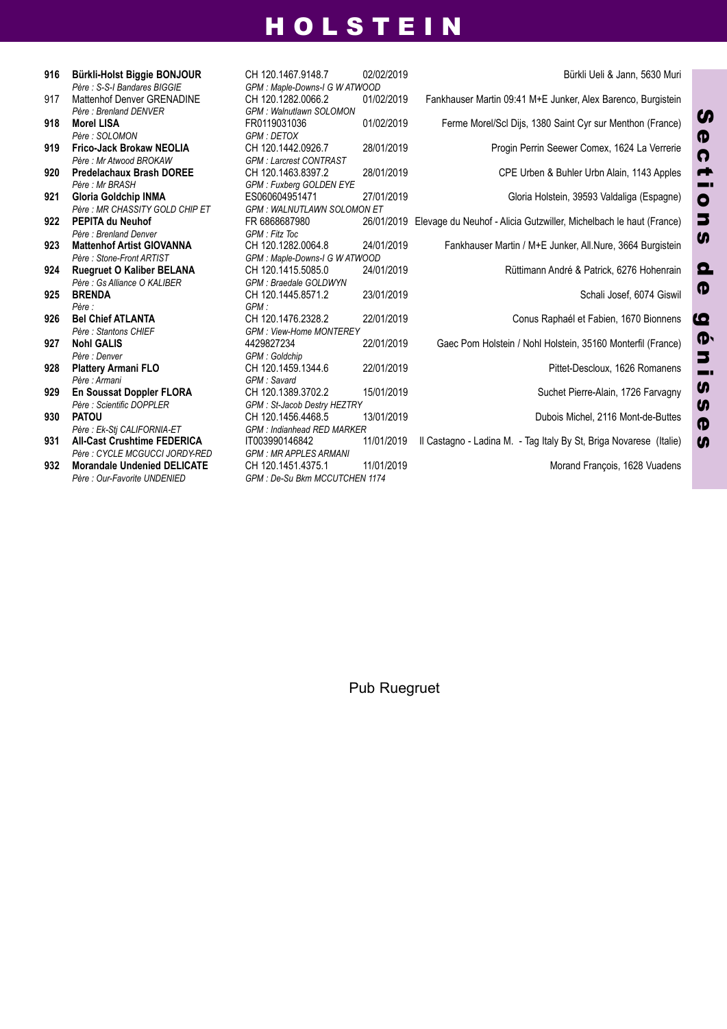# HOLSTEIN

## Sections de génisses

| N° | Nom / Père | N° d'identification / GPM | Date de naissance | Propriétaire |
|---|---|---|---|---|
| **916** | **Bürkli-Holst Biggie BONJOUR**<br>*Père : S-S-I Bandares BIGGIE* | CH 120.1467.9148.7<br>*GPM : Maple-Downs-I G W ATWOOD* | 02/02/2019 | Bürkli Ueli & Jann, 5630 Muri |
| 917 | Mattenhof Denver GRENADINE<br>*Père : Brenland DENVER* | CH 120.1282.0066.2<br>*GPM : Walnutlawn SOLOMON* | 01/02/2019 | Fankhauser Martin 09:41 M+E Junker, Alex Barenco, Burgistein |
| **918** | **Morel LISA**<br>*Père : SOLOMON* | FR0119031036<br>*GPM : DETOX* | 01/02/2019 | Ferme Morel/Scl Dijs, 1380 Saint Cyr sur Menthon (France) |
| **919** | **Frico-Jack Brokaw NEOLIA**<br>*Père : Mr Atwood BROKAW* | CH 120.1442.0926.7<br>*GPM : Larcrest CONTRAST* | 28/01/2019 | Progin Perrin Seewer Comex, 1624 La Verrerie |
| **920** | **Predelachaux Brash DOREE**<br>*Père : Mr BRASH* | CH 120.1463.8397.2<br>*GPM : Fuxberg GOLDEN EYE* | 28/01/2019 | CPE Urben & Buhler Urbn Alain, 1143 Apples |
| **921** | **Gloria Goldchip INMA**<br>*Père : MR CHASSITY GOLD CHIP ET* | ES060604951471<br>*GPM : WALNUTLAWN SOLOMON ET* | 27/01/2019 | Gloria Holstein, 39593 Valdaliga (Espagne) |
| **922** | **PEPITA du Neuhof**<br>*Père : Brenland Denver* | FR 6868687980<br>*GPM : Fitz Toc* | 26/01/2019 | Elevage du Neuhof - Alicia Gutzwiller, Michelbach le haut (France) |
| **923** | **Mattenhof Artist GIOVANNA**<br>*Père : Stone-Front ARTIST* | CH 120.1282.0064.8<br>*GPM : Maple-Downs-I G W ATWOOD* | 24/01/2019 | Fankhauser Martin / M+E Junker, All.Nure, 3664 Burgistein |
| **924** | **Ruegruet O Kaliber BELANA**<br>*Père : Gs Alliance O KALIBER* | CH 120.1415.5085.0<br>*GPM : Braedale GOLDWYN* | 24/01/2019 | Rüttimann André & Patrick, 6276 Hohenrain |
| **925** | **BRENDA**<br>*Père :* | CH 120.1445.8571.2<br>*GPM :* | 23/01/2019 | Schali Josef, 6074 Giswil |
| **926** | **Bel Chief ATLANTA**<br>*Père : Stantons CHIEF* | CH 120.1476.2328.2<br>*GPM : View-Home MONTEREY* | 22/01/2019 | Conus Raphaél et Fabien, 1670 Bionnens |
| **927** | **Nohl GALIS**<br>*Père : Denver* | 4429827234<br>*GPM : Goldchip* | 22/01/2019 | Gaec Pom Holstein / Nohl Holstein, 35160 Monterfil (France) |
| **928** | **Plattery Armani FLO**<br>*Père : Armani* | CH 120.1459.1344.6<br>*GPM : Savard* | 22/01/2019 | Pittet-Descloux, 1626 Romanens |
| **929** | **En Soussat Doppler FLORA**<br>*Père : Scientific DOPPLER* | CH 120.1389.3702.2<br>*GPM : St-Jacob Destry HEZTRY* | 15/01/2019 | Suchet Pierre-Alain, 1726 Farvagny |
| **930** | **PATOU**<br>*Père : Ek-Stj CALIFORNIA-ET* | CH 120.1456.4468.5<br>*GPM : Indianhead RED MARKER* | 13/01/2019 | Dubois Michel, 2116 Mont-de-Buttes |
| **931** | **All-Cast Crushtime FEDERICA**<br>*Père : CYCLE MCGUCCI JORDY-RED* | IT003990146842<br>*GPM : MR APPLES ARMANI* | 11/01/2019 | Il Castagno - Ladina M. - Tag Italy By St, Briga Novarese (Italie) |
| **932** | **Morandale Undenied DELICATE**<br>*Père : Our-Favorite UNDENIED* | CH 120.1451.4375.1<br>*GPM : De-Su Bkm MCCUTCHEN 1174* | 11/01/2019 | Morand François, 1628 Vuadens |

Pub Ruegruet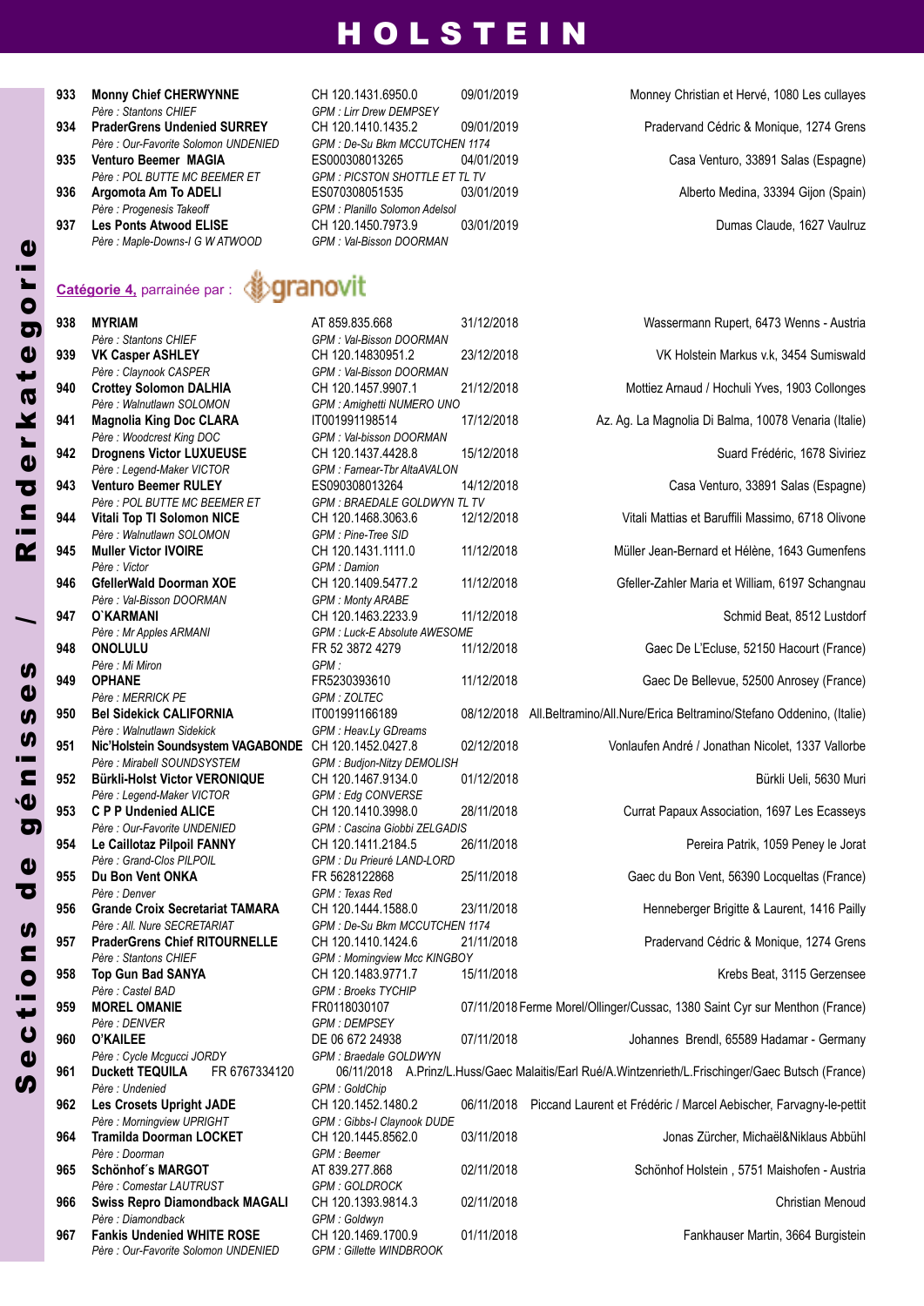# HOLSTEIN

| No | Nom | Numéro | Date | Propriétaire |
|---|---|---|---|---|
| 933 | **Monny Chief CHERWYNNE** | CH 120.1431.6950.0 | 09/01/2019 | Monney Christian et Hervé, 1080 Les cullayes |
| | *Père : Stantons CHIEF* | *GPM : Lirr Drew DEMPSEY* | | |
| 934 | **PraderGrens Undenied SURREY** | CH 120.1410.1435.2 | 09/01/2019 | Pradervand Cédric & Monique, 1274 Grens |
| | *Père : Our-Favorite Solomon UNDENIED* | *GPM : De-Su Bkm MCCUTCHEN 1174* | | |
| 935 | **Venturo Beemer MAGIA** | ES000308013265 | 04/01/2019 | Casa Venturo, 33891 Salas (Espagne) |
| | *Père : POL BUTTE MC BEEMER ET* | *GPM : PICSTON SHOTTLE ET TL TV* | | |
| 936 | **Argomota Am To ADELI** | ES070308051535 | 03/01/2019 | Alberto Medina, 33394 Gijon (Spain) |
| | *Père : Progenesis Takeoff* | *GPM : Planillo Solomon Adelsol* | | |
| 937 | **Les Ponts Atwood ELISE** | CH 120.1450.7973.9 | 03/01/2019 | Dumas Claude, 1627 Vaulruz |
| | *Père : Maple-Downs-I G W ATWOOD* | *GPM : Val-Bisson DOORMAN* | | |

**Catégorie 4,** parrainée par : granovit

| No | Nom | Numéro | Date | Propriétaire |
|---|---|---|---|---|
| 938 | **MYRIAM** | AT 859.835.668 | 31/12/2018 | Wassermann Rupert, 6473 Wenns - Austria |
| | *Père : Stantons CHIEF* | *GPM : Val-Bisson DOORMAN* | | |
| 939 | **VK Casper ASHLEY** | CH 120.14830951.2 | 23/12/2018 | VK Holstein Markus v.k, 3454 Sumiswald |
| | *Père : Claynook CASPER* | *GPM : Val-Bisson DOORMAN* | | |
| 940 | **Crottey Solomon DALHIA** | CH 120.1457.9907.1 | 21/12/2018 | Mottiez Arnaud / Hochuli Yves, 1903 Collonges |
| | *Père : Walnutlawn SOLOMON* | *GPM : Amighetti NUMERO UNO* | | |
| 941 | **Magnolia King Doc CLARA** | IT001991198514 | 17/12/2018 | Az. Ag. La Magnolia Di Balma, 10078 Venaria (Italie) |
| | *Père : Woodcrest King DOC* | *GPM : Val-bisson DOORMAN* | | |
| 942 | **Drognens Victor LUXUEUSE** | CH 120.1437.4428.8 | 15/12/2018 | Suard Frédéric, 1678 Siviriez |
| | *Père : Legend-Maker VICTOR* | *GPM : Farnear-Tbr AltaAVALON* | | |
| 943 | **Venturo Beemer RULEY** | ES090308013264 | 14/12/2018 | Casa Venturo, 33891 Salas (Espagne) |
| | *Père : POL BUTTE MC BEEMER ET* | *GPM : BRAEDALE GOLDWYN TL TV* | | |
| 944 | **Vitali Top Tl Solomon NICE** | CH 120.1468.3063.6 | 12/12/2018 | Vitali Mattias et Baruffili Massimo, 6718 Olivone |
| | *Père : Walnutlawn SOLOMON* | *GPM : Pine-Tree SID* | | |
| 945 | **Muller Victor IVOIRE** | CH 120.1431.1111.0 | 11/12/2018 | Müller Jean-Bernard et Hélène, 1643 Gumenfens |
| | *Père : Victor* | *GPM : Damion* | | |
| 946 | **GfellerWald Doorman XOE** | CH 120.1409.5477.2 | 11/12/2018 | Gfeller-Zahler Maria et William, 6197 Schangnau |
| | *Père : Val-Bisson DOORMAN* | *GPM : Monty ARABE* | | |
| 947 | **O`KARMANI** | CH 120.1463.2233.9 | 11/12/2018 | Schmid Beat, 8512 Lustdorf |
| | *Père : Mr Apples ARMANI* | *GPM : Luck-E Absolute AWESOME* | | |
| 948 | **ONOLULU** | FR 52 3872 4279 | 11/12/2018 | Gaec De L'Ecluse, 52150 Hacourt (France) |
| | *Père : Mi Miron* | *GPM :* | | |
| 949 | **OPHANE** | FR5230393610 | 11/12/2018 | Gaec De Bellevue, 52500 Anrosey (France) |
| | *Père : MERRICK PE* | *GPM : ZOLTEC* | | |
| 950 | **Bel Sidekick CALIFORNIA** | IT001991166189 | 08/12/2018 | All.Beltramino/All.Nure/Erica Beltramino/Stefano Oddenino, (Italie) |
| | *Père : Walnutlawn Sidekick* | *GPM : Heav.Ly GDreams* | | |
| 951 | **Nic'Holstein Soundsystem VAGABONDE** | CH 120.1452.0427.8 | 02/12/2018 | Vonlaufen André / Jonathan Nicolet, 1337 Vallorbe |
| | *Père : Mirabell SOUNDSYSTEM* | *GPM : Budjon-Nitzy DEMOLISH* | | |
| 952 | **Bürkli-Holst Victor VERONIQUE** | CH 120.1467.9134.0 | 01/12/2018 | Bürkli Ueli, 5630 Muri |
| | *Père : Legend-Maker VICTOR* | *GPM : Edg CONVERSE* | | |
| 953 | **C P P Undenied ALICE** | CH 120.1410.3998.0 | 28/11/2018 | Currat Papaux Association, 1697 Les Ecasseys |
| | *Père : Our-Favorite UNDENIED* | *GPM : Cascina Giobbi ZELGADIS* | | |
| 954 | **Le Caillotaz Pilpoil FANNY** | CH 120.1411.2184.5 | 26/11/2018 | Pereira Patrik, 1059 Peney le Jorat |
| | *Père : Grand-Clos PILPOIL* | *GPM : Du Prieuré LAND-LORD* | | |
| 955 | **Du Bon Vent ONKA** | FR 5628122868 | 25/11/2018 | Gaec du Bon Vent, 56390 Locqueltas (France) |
| | *Père : Denver* | *GPM : Texas Red* | | |
| 956 | **Grande Croix Secretariat TAMARA** | CH 120.1444.1588.0 | 23/11/2018 | Henneberger Brigitte & Laurent, 1416 Pailly |
| | *Père : All. Nure SECRETARIAT* | *GPM : De-Su Bkm MCCUTCHEN 1174* | | |
| 957 | **PraderGrens Chief RITOURNELLE** | CH 120.1410.1424.6 | 21/11/2018 | Pradervand Cédric & Monique, 1274 Grens |
| | *Père : Stantons CHIEF* | *GPM : Morningview Mcc KINGBOY* | | |
| 958 | **Top Gun Bad SANYA** | CH 120.1483.9771.7 | 15/11/2018 | Krebs Beat, 3115 Gerzensee |
| | *Père : Castel BAD* | *GPM : Broeks TYCHIP* | | |
| 959 | **MOREL OMANIE** | FR0118030107 | 07/11/2018 | Ferme Morel/Ollinger/Cussac, 1380 Saint Cyr sur Menthon (France) |
| | *Père : DENVER* | *GPM : DEMPSEY* | | |
| 960 | **O'KAILEE** | DE 06 672 24938 | 07/11/2018 | Johannes Brendl, 65589 Hadamar - Germany |
| | *Père : Cycle Mcgucci JORDY* | *GPM : Braedale GOLDWYN* | | |
| 961 | **Duckett TEQUILA** | FR 6767334120 | 06/11/2018 | A.Prinz/L.Huss/Gaec Malaitis/Earl Rué/A.Wintzenrieth/L.Frischinger/Gaec Butsch (France) |
| | *Père : Undenied* | *GPM : GoldChip* | | |
| 962 | **Les Crosets Upright JADE** | CH 120.1452.1480.2 | 06/11/2018 | Piccand Laurent et Frédéric / Marcel Aebischer, Farvagny-le-pettit |
| | *Père : Morningview UPRIGHT* | *GPM : Gibbs-I Claynook DUDE* | | |
| 964 | **Tramilda Doorman LOCKET** | CH 120.1445.8562.0 | 03/11/2018 | Jonas Zürcher, Michaël&Niklaus Abbühl |
| | *Père : Doorman* | *GPM : Beemer* | | |
| 965 | **Schönhof´s MARGOT** | AT 839.277.868 | 02/11/2018 | Schönhof Holstein , 5751 Maishofen - Austria |
| | *Père : Comestar LAUTRUST* | *GPM : GOLDROCK* | | |
| 966 | **Swiss Repro Diamondback MAGALI** | CH 120.1393.9814.3 | 02/11/2018 | Christian Menoud |
| | *Père : Diamondback* | *GPM : Goldwyn* | | |
| 967 | **Fankis Undenied WHITE ROSE** | CH 120.1469.1700.9 | 01/11/2018 | Fankhauser Martin, 3664 Burgistein |
| | *Père : Our-Favorite Solomon UNDENIED* | *GPM : Gillette WINDBROOK* | | |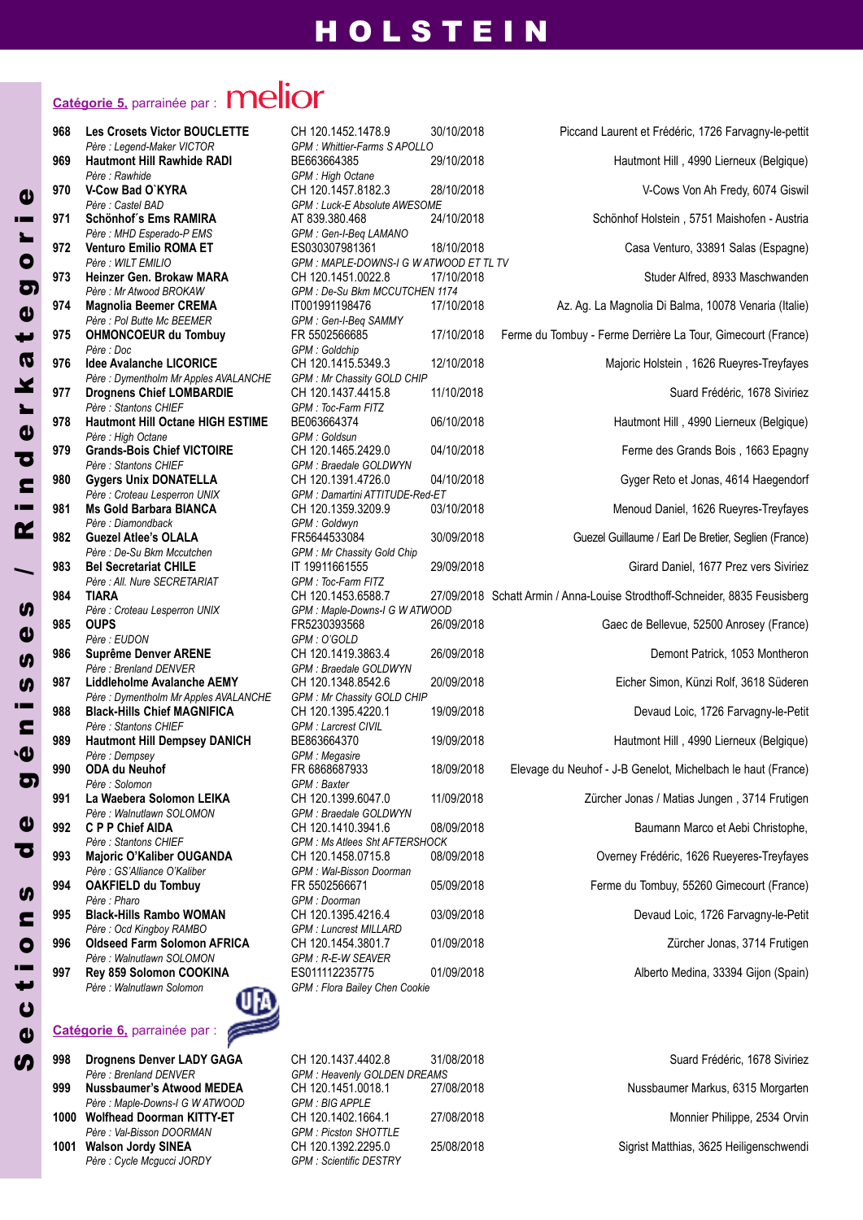# HOLSTEIN

Sections de génisses / Rinderkategorie

## Catégorie 5, parrainée par : melior

| No | Nom | Identification | Date de naissance | Propriétaire |
|---|---|---|---|---|
| 968 | **Les Crosets Victor BOUCLETTE** *Père : Legend-Maker VICTOR* | CH 120.1452.1478.9 *GPM : Whittier-Farms S APOLLO* | 30/10/2018 | Piccand Laurent et Frédéric, 1726 Farvagny-le-pettit |
| 969 | **Hautmont Hill Rawhide RADI** *Père : Rawhide* | BE663664385 *GPM : High Octane* | 29/10/2018 | Hautmont Hill , 4990 Lierneux (Belgique) |
| 970 | **V-Cow Bad Ꞌ KYRA** *Père : Castel BAD* | CH 120.1457.8182.3 *GPM : Luck-E Absolute AWESOME* | 28/10/2018 | V-Cows Von Ah Fredy, 6074 Giswil |
| 971 | **Schönhof´s Ems RAMIRA** *Père : MHD Esperado-P EMS* | AT 839.380.468 *GPM : Gen-I-Beq LAMANO* | 24/10/2018 | Schönhof Holstein , 5751 Maishofen - Austria |
| 972 | **Venturo Emilio ROMA ET** *Père : WILT EMILIO* | ES030307981361 *GPM : MAPLE-DOWNS-I G W ATWOOD ET TL TV* | 18/10/2018 | Casa Venturo, 33891 Salas (Espagne) |
| 973 | **Heinzer Gen. Brokaw MARA** *Père : Mr Atwood BROKAW* | CH 120.1451.0022.8 *GPM : De-Su Bkm MCCUTCHEN 1174* | 17/10/2018 | Studer Alfred, 8933 Maschwanden |
| 974 | **Magnolia Beemer CREMA** *Père : Pol Butte Mc BEEMER* | IT001991198476 *GPM : Gen-I-Beq SAMMY* | 17/10/2018 | Az. Ag. La Magnolia Di Balma, 10078 Venaria (Italie) |
| 975 | **OHMONCOEUR du Tombuy** *Père : Doc* | FR 5502566685 *GPM : Goldchip* | 17/10/2018 | Ferme du Tombuy - Ferme Derrière La Tour, Gimecourt (France) |
| 976 | **Idee Avalanche LICORICE** *Père : Dymentholm Mr Apples AVALANCHE* | CH 120.1415.5349.3 *GPM : Mr Chassity GOLD CHIP* | 12/10/2018 | Majoric Holstein , 1626 Rueyres-Treyfayes |
| 977 | **Drognens Chief LOMBARDIE** *Père : Stantons CHIEF* | CH 120.1437.4415.8 *GPM : Toc-Farm FITZ* | 11/10/2018 | Suard Frédéric, 1678 Siviriez |
| 978 | **Hautmont Hill Octane HIGH ESTIME** *Père : High Octane* | BE063664374 *GPM : Goldsun* | 06/10/2018 | Hautmont Hill , 4990 Lierneux (Belgique) |
| 979 | **Grands-Bois Chief VICTOIRE** *Père : Stantons CHIEF* | CH 120.1465.2429.0 *GPM : Braedale GOLDWYN* | 04/10/2018 | Ferme des Grands Bois , 1663 Epagny |
| 980 | **Gygers Unix DONATELLA** *Père : Croteau Lesperron UNIX* | CH 120.1391.4726.0 *GPM : Damartini ATTITUDE-Red-ET* | 04/10/2018 | Gyger Reto et Jonas, 4614 Haegendorf |
| 981 | **Ms Gold Barbara BIANCA** *Père : Diamondback* | CH 120.1359.3209.9 *GPM : Goldwyn* | 03/10/2018 | Menoud Daniel, 1626 Rueyres-Treyfayes |
| 982 | **Guezel Atlee's OLALA** *Père : De-Su Bkm Mccutchen* | FR5644533084 *GPM : Mr Chassity Gold Chip* | 30/09/2018 | Guezel Guillaume / Earl De Bretier, Seglien (France) |
| 983 | **Bel Secretariat CHILE** *Père : All. Nure SECRETARIAT* | IT 19911661555 *GPM : Toc-Farm FITZ* | 29/09/2018 | Girard Daniel, 1677 Prez vers Siviriez |
| 984 | **TIARA** *Père : Croteau Lesperron UNIX* | CH 120.1453.6588.7 *GPM : Maple-Downs-I G W ATWOOD* | 27/09/2018 | Schatt Armin / Anna-Louise Strodthoff-Schneider, 8835 Feusisberg |
| 985 | **OUPS** *Père : EUDON* | FR5230393568 *GPM : O'GOLD* | 26/09/2018 | Gaec de Bellevue, 52500 Anrosey (France) |
| 986 | **Suprême Denver ARENE** *Père : Brenland DENVER* | CH 120.1419.3863.4 *GPM : Braedale GOLDWYN* | 26/09/2018 | Demont Patrick, 1053 Montheron |
| 987 | **Liddleholme Avalanche AEMY** *Père : Dymentholm Mr Apples AVALANCHE* | CH 120.1348.8542.6 *GPM : Mr Chassity GOLD CHIP* | 20/09/2018 | Eicher Simon, Künzi Rolf, 3618 Süderen |
| 988 | **Black-Hills Chief MAGNIFICA** *Père : Stantons CHIEF* | CH 120.1395.4220.1 *GPM : Larcrest CIVIL* | 19/09/2018 | Devaud Loic, 1726 Farvagny-le-Petit |
| 989 | **Hautmont Hill Dempsey DANICH** *Père : Dempsey* | BE863664370 *GPM : Megasire* | 19/09/2018 | Hautmont Hill , 4990 Lierneux (Belgique) |
| 990 | **ODA du Neuhof** *Père : Solomon* | FR 6868687933 *GPM : Baxter* | 18/09/2018 | Elevage du Neuhof - J-B Genelot, Michelbach le haut (France) |
| 991 | **La Waebera Solomon LEIKA** *Père : Walnutlawn SOLOMON* | CH 120.1399.6047.0 *GPM : Braedale GOLDWYN* | 11/09/2018 | Zürcher Jonas / Matias Jungen , 3714 Frutigen |
| 992 | **C P P Chief AIDA** *Père : Stantons CHIEF* | CH 120.1410.3941.6 *GPM : Ms Atlees Sht AFTERSHOCK* | 08/09/2018 | Baumann Marco et Aebi Christophe, |
| 993 | **Majoric O'Kaliber OUGANDA** *Père : GS'Alliance O'Kaliber* | CH 120.1458.0715.8 *GPM : Wal-Bisson Doorman* | 08/09/2018 | Overney Frédéric, 1626 Rueyeres-Treyfayes |
| 994 | **OAKFIELD du Tombuy** *Père : Pharo* | FR 5502566671 *GPM : Doorman* | 05/09/2018 | Ferme du Tombuy, 55260 Gimecourt (France) |
| 995 | **Black-Hills Rambo WOMAN** *Père : Ocd Kingboy RAMBO* | CH 120.1395.4216.4 *GPM : Luncrest MILLARD* | 03/09/2018 | Devaud Loic, 1726 Farvagny-le-Petit |
| 996 | **Oldseed Farm Solomon AFRICA** *Père : Walnutlawn SOLOMON* | CH 120.1454.3801.7 *GPM : R-E-W SEAVER* | 01/09/2018 | Zürcher Jonas, 3714 Frutigen |
| 997 | **Rey 859 Solomon COOKINA** *Père : Walnutlawn Solomon* | ES011112235775 *GPM : Flora Bailey Chen Cookie* | 01/09/2018 | Alberto Medina, 33394 Gijon (Spain) |

## Catégorie 6, parrainée par : UFA

| No | Nom | Identification | Date de naissance | Propriétaire |
|---|---|---|---|---|
| 998 | **Drognens Denver LADY GAGA** *Père : Brenland DENVER* | CH 120.1437.4402.8 *GPM : Heavenly GOLDEN DREAMS* | 31/08/2018 | Suard Frédéric, 1678 Siviriez |
| 999 | **Nussbaumer's Atwood MEDEA** *Père : Maple-Downs-I G W ATWOOD* | CH 120.1451.0018.1 *GPM : BIG APPLE* | 27/08/2018 | Nussbaumer Markus, 6315 Morgarten |
| 1000 | **Wolfhead Doorman KITTY-ET** *Père : Val-Bisson DOORMAN* | CH 120.1402.1664.1 *GPM : Picston SHOTTLE* | 27/08/2018 | Monnier Philippe, 2534 Orvin |
| 1001 | **Walson Jordy SINEA** *Père : Cycle Mcgucci JORDY* | CH 120.1392.2295.0 *GPM : Scientific DESTRY* | 25/08/2018 | Sigrist Matthias, 3625 Heiligenschwendi |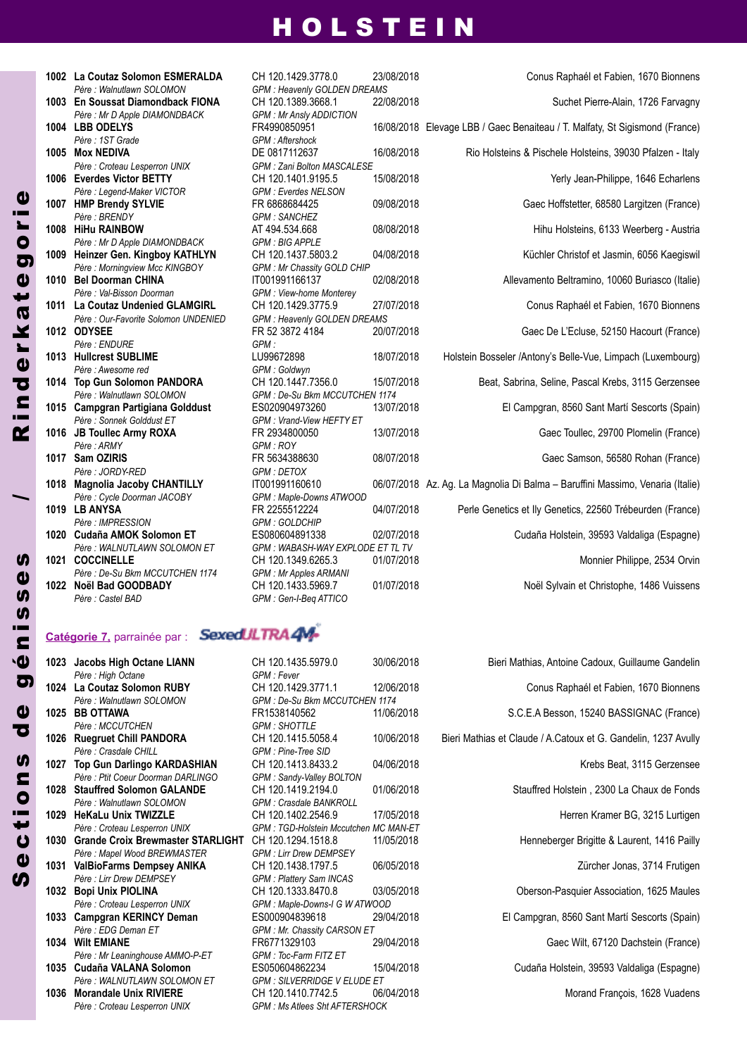# HOLSTEIN

| No | Nom | Numéro | Date | Propriétaire |
|---|---|---|---|---|
| 1002 | **La Coutaz Solomon ESMERALDA** | CH 120.1429.3778.0 | 23/08/2018 | Conus Raphaël et Fabien, 1670 Bionnens |
| | *Père : Walnutlawn SOLOMON* | *GPM : Heavenly GOLDEN DREAMS* | | |
| 1003 | **En Soussat Diamondback FIONA** | CH 120.1389.3668.1 | 22/08/2018 | Suchet Pierre-Alain, 1726 Farvagny |
| | *Père : Mr D Apple DIAMONDBACK* | *GPM : Mr Ansly ADDICTION* | | |
| 1004 | **LBB ODELYS** | FR4990850951 | 16/08/2018 | Elevage LBB / Gaec Benaiteau / T. Malfaty, St Sigismond (France) |
| | *Père : 1ST Grade* | *GPM : Aftershock* | | |
| 1005 | **Mox NEDIVA** | DE 0817112637 | 16/08/2018 | Rio Holsteins & Pischele Holsteins, 39030 Pfalzen - Italy |
| | *Père : Croteau Lesperron UNIX* | *GPM : Zani Bolton MASCALESE* | | |
| 1006 | **Everdes Victor BETTY** | CH 120.1401.9195.5 | 15/08/2018 | Yerly Jean-Philippe, 1646 Echarlens |
| | *Père : Legend-Maker VICTOR* | *GPM : Everdes NELSON* | | |
| 1007 | **HMP Brendy SYLVIE** | FR 6868684425 | 09/08/2018 | Gaec Hoffstetter, 68580 Largitzen (France) |
| | *Père : BRENDY* | *GPM : SANCHEZ* | | |
| 1008 | **HiHu RAINBOW** | AT 494.534.668 | 08/08/2018 | Hihu Holsteins, 6133 Weerberg - Austria |
| | *Père : Mr D Apple DIAMONDBACK* | *GPM : BIG APPLE* | | |
| 1009 | **Heinzer Gen. Kingboy KATHLYN** | CH 120.1437.5803.2 | 04/08/2018 | Küchler Christof et Jasmin, 6056 Kaegiswil |
| | *Père : Morningview Mcc KINGBOY* | *GPM : Mr Chassity GOLD CHIP* | | |
| 1010 | **Bel Doorman CHINA** | IT001991166137 | 02/08/2018 | Allevamento Beltramino, 10060 Buriasco (Italie) |
| | *Père : Val-Bisson Doorman* | *GPM : View-home Monterey* | | |
| 1011 | **La Coutaz Undenied GLAMGIRL** | CH 120.1429.3775.9 | 27/07/2018 | Conus Raphaël et Fabien, 1670 Bionnens |
| | *Père : Our-Favorite Solomon UNDENIED* | *GPM : Heavenly GOLDEN DREAMS* | | |
| 1012 | **ODYSEE** | FR 52 3872 4184 | 20/07/2018 | Gaec De L'Ecluse, 52150 Hacourt (France) |
| | *Père : ENDURE* | *GPM :* | | |
| 1013 | **Hullcrest SUBLIME** | LU99672898 | 18/07/2018 | Holstein Bosseler /Antony's Belle-Vue, Limpach (Luxembourg) |
| | *Père : Awesome red* | *GPM : Goldwyn* | | |
| 1014 | **Top Gun Solomon PANDORA** | CH 120.1447.3556.0 | 15/07/2018 | Beat, Sabrina, Seline, Pascal Krebs, 3115 Gerzensee |
| | *Père : Walnutlawn SOLOMON* | *GPM : De-Su Bkm MCCUTCHEN 1174* | | |
| 1015 | **Campgran Partigiana Golddust** | ES020904973260 | 13/07/2018 | El Campgran, 8560 Sant Martí Sescorts (Spain) |
| | *Père : Sonnek Golddust ET* | *GPM : Vrand-View HEFTY ET* | | |
| 1016 | **JB Toullec Army ROXA** | FR 2934800050 | 13/07/2018 | Gaec Toullec, 29700 Plomelin (France) |
| | *Père : ARMY* | *GPM : ROY* | | |
| 1017 | **Sam OZIRIS** | FR 5634388630 | 08/07/2018 | Gaec Samson, 56580 Rohan (France) |
| | *Père : JORDY-RED* | *GPM : DETOX* | | |
| 1018 | **Magnolia Jacoby CHANTILLY** | IT001991160610 | 06/07/2018 | Az. Ag. La Magnolia Di Balma – Baruffini Massimo, Venaria (Italie) |
| | *Père : Cycle Doorman JACOBY* | *GPM : Maple-Downs ATWOOD* | | |
| 1019 | **LB ANYSA** | FR 2255512224 | 04/07/2018 | Perle Genetics et Ily Genetics, 22560 Trébeurden (France) |
| | *Père : IMPRESSION* | *GPM : GOLDCHIP* | | |
| 1020 | **Cudaña AMOK Solomon ET** | ES080604891338 | 02/07/2018 | Cudaña Holstein, 39593 Valdaliga (Espagne) |
| | *Père : WALNUTLAWN SOLOMON ET* | *GPM : WABASH-WAY EXPLODE ET TL TV* | | |
| 1021 | **COCCINELLE** | CH 120.1349.6265.3 | 01/07/2018 | Monnier Philippe, 2534 Orvin |
| | *Père : De-Su Bkm MCCUTCHEN 1174* | *GPM : Mr Apples ARMANI* | | |
| 1022 | **Noël Bad GOODBADY** | CH 120.1433.5969.7 | 01/07/2018 | Noël Sylvain et Christophe, 1486 Vuissens |
| | *Père : Castel BAD* | *GPM : Gen-I-Beq ATTICO* | | |

## Catégorie 7, parrainée par : SexedULTRA 4M

| No | Nom | Numéro | Date | Propriétaire |
|---|---|---|---|---|
| 1023 | **Jacobs High Octane LIANN** | CH 120.1435.5979.0 | 30/06/2018 | Bieri Mathias, Antoine Cadoux, Guillaume Gandelin |
| | *Père : High Octane* | *GPM : Fever* | | |
| 1024 | **La Coutaz Solomon RUBY** | CH 120.1429.3771.1 | 12/06/2018 | Conus Raphaël et Fabien, 1670 Bionnens |
| | *Père : Walnutlawn SOLOMON* | *GPM : De-Su Bkm MCCUTCHEN 1174* | | |
| 1025 | **BB OTTAWA** | FR1538140562 | 11/06/2018 | S.C.E.A Besson, 15240 BASSIGNAC (France) |
| | *Père : MCCUTCHEN* | *GPM : SHOTTLE* | | |
| 1026 | **Ruegruet Chill PANDORA** | CH 120.1415.5058.4 | 10/06/2018 | Bieri Mathias et Claude / A.Catoux et G. Gandelin, 1237 Avully |
| | *Père : Crasdale CHILL* | *GPM : Pine-Tree SID* | | |
| 1027 | **Top Gun Darlingo KARDASHIAN** | CH 120.1413.8433.2 | 04/06/2018 | Krebs Beat, 3115 Gerzensee |
| | *Père : Ptit Coeur Doorman DARLINGO* | *GPM : Sandy-Valley BOLTON* | | |
| 1028 | **Stauffred Solomon GALANDE** | CH 120.1419.2194.0 | 01/06/2018 | Stauffred Holstein , 2300 La Chaux de Fonds |
| | *Père : Walnutlawn SOLOMON* | *GPM : Crasdale BANKROLL* | | |
| 1029 | **HeKaLu Unix TWIZZLE** | CH 120.1402.2546.9 | 17/05/2018 | Herren Kramer BG, 3215 Lurtigen |
| | *Père : Croteau Lesperron UNIX* | *GPM : TGD-Holstein Mccutchen MC MAN-ET* | | |
| 1030 | **Grande Croix Brewmaster STARLIGHT** | CH 120.1294.1518.8 | 11/05/2018 | Henneberger Brigitte & Laurent, 1416 Pailly |
| | *Père : Mapel Wood BREWMASTER* | *GPM : Lirr Drew DEMPSEY* | | |
| 1031 | **ValBioFarms Dempsey ANIKA** | CH 120.1438.1797.5 | 06/05/2018 | Zürcher Jonas, 3714 Frutigen |
| | *Père : Lirr Drew DEMPSEY* | *GPM : Plattery Sam INCAS* | | |
| 1032 | **Bopi Unix PIOLINA** | CH 120.1333.8470.8 | 03/05/2018 | Oberson-Pasquier Association, 1625 Maules |
| | *Père : Croteau Lesperron UNIX* | *GPM : Maple-Downs-I G W ATWOOD* | | |
| 1033 | **Campgran KERINCY Deman** | ES000904839618 | 29/04/2018 | El Campgran, 8560 Sant Martí Sescorts (Spain) |
| | *Père : EDG Deman ET* | *GPM : Mr. Chassity CARSON ET* | | |
| 1034 | **Wilt EMIANE** | FR6771329103 | 29/04/2018 | Gaec Wilt, 67120 Dachstein (France) |
| | *Père : Mr Leaninghouse AMMO-P-ET* | *GPM : Toc-Farm FITZ ET* | | |
| 1035 | **Cudaña VALANA Solomon** | ES050604862234 | 15/04/2018 | Cudaña Holstein, 39593 Valdaliga (Espagne) |
| | *Père : WALNUTLAWN SOLOMON ET* | *GPM : SILVERRIDGE V ELUDE ET* | | |
| 1036 | **Morandale Unix RIVIERE** | CH 120.1410.7742.5 | 06/04/2018 | Morand François, 1628 Vuadens |
| | *Père : Croteau Lesperron UNIX* | *GPM : Ms Atlees Sht AFTERSHOCK* | | |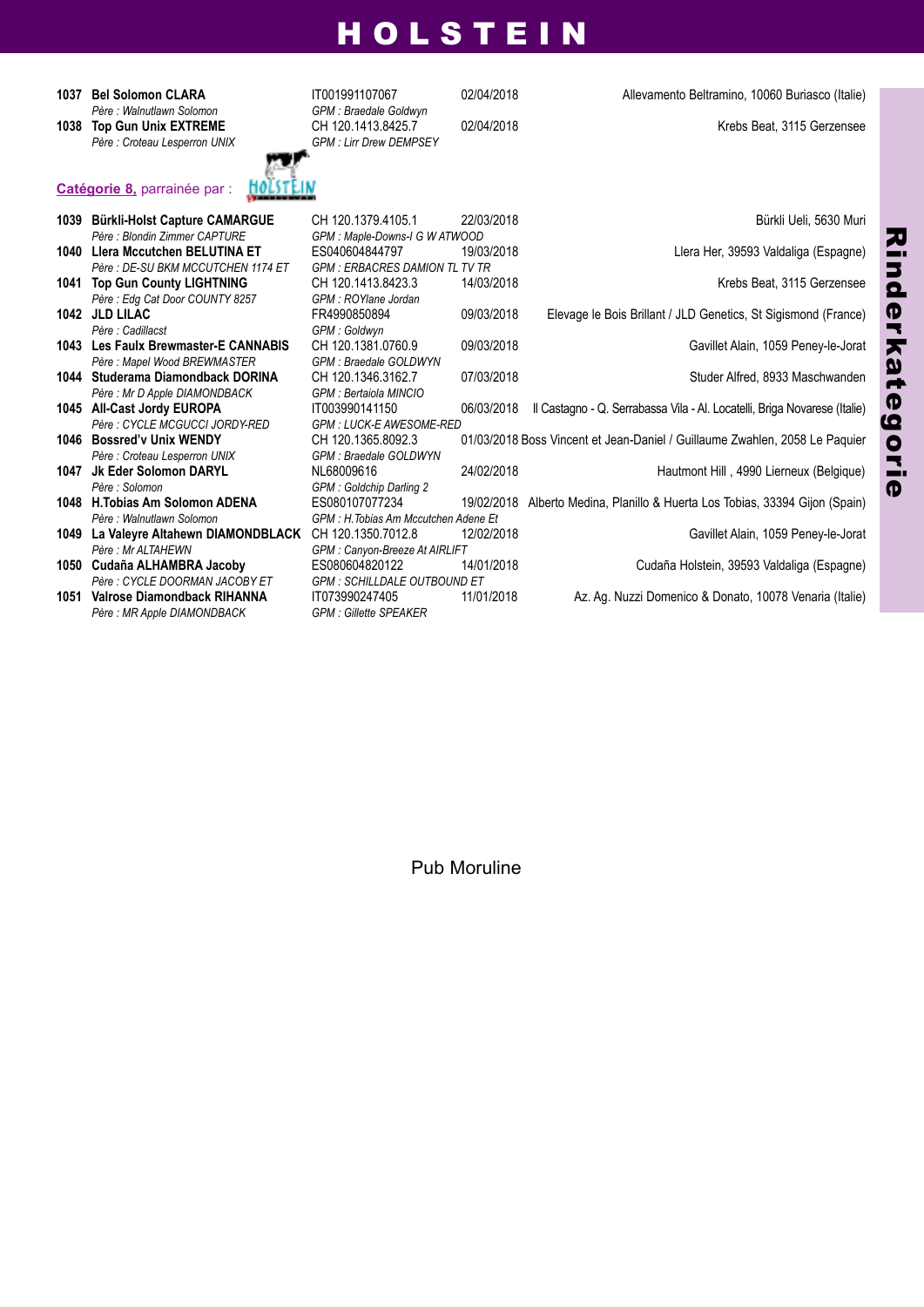# HOLSTEIN

| | | | |
|---|---|---|---|
| **1037 Bel Solomon CLARA** | IT001991107067 | 02/04/2018 | Allevamento Beltramino, 10060 Buriasco (Italie) |
| *Père : Walnutlawn Solomon* | *GPM : Braedale Goldwyn* | | |
| **1038 Top Gun Unix EXTREME** | CH 120.1413.8425.7 | 02/04/2018 | Krebs Beat, 3115 Gerzensee |
| *Père : Croteau Lesperron UNIX* | *GPM : Lirr Drew DEMPSEY* | | |

**Catégorie 8,** parrainée par :

| | | | |
|---|---|---|---|
| **1039 Bürkli-Holst Capture CAMARGUE** | CH 120.1379.4105.1 | 22/03/2018 | Bürkli Ueli, 5630 Muri |
| *Père : Blondin Zimmer CAPTURE* | *GPM : Maple-Downs-I G W ATWOOD* | | |
| **1040 Llera Mccutchen BELUTINA ET** | ES040604844797 | 19/03/2018 | Llera Her, 39593 Valdaliga (Espagne) |
| *Père : DE-SU BKM MCCUTCHEN 1174 ET* | *GPM : ERBACRES DAMION TL TV TR* | | |
| **1041 Top Gun County LIGHTNING** | CH 120.1413.8423.3 | 14/03/2018 | Krebs Beat, 3115 Gerzensee |
| *Père : Edg Cat Door COUNTY 8257* | *GPM : ROYlane Jordan* | | |
| **1042 JLD LILAC** | FR4990850894 | 09/03/2018 | Elevage le Bois Brillant / JLD Genetics, St Sigismond (France) |
| *Père : Cadillacst* | *GPM : Goldwyn* | | |
| **1043 Les Faulx Brewmaster-E CANNABIS** | CH 120.1381.0760.9 | 09/03/2018 | Gavillet Alain, 1059 Peney-le-Jorat |
| *Père : Mapel Wood BREWMASTER* | *GPM : Braedale GOLDWYN* | | |
| **1044 Studerama Diamondback DORINA** | CH 120.1346.3162.7 | 07/03/2018 | Studer Alfred, 8933 Maschwanden |
| *Père : Mr D Apple DIAMONDBACK* | *GPM : Bertaiola MINCIO* | | |
| **1045 All-Cast Jordy EUROPA** | IT003990141150 | 06/03/2018 | Il Castagno - Q. Serrabassa Vila - Al. Locatelli, Briga Novarese (Italie) |
| *Père : CYCLE MCGUCCI JORDY-RED* | *GPM : LUCK-E AWESOME-RED* | | |
| **1046 Bossred'v Unix WENDY** | CH 120.1365.8092.3 | 01/03/2018 | Boss Vincent et Jean-Daniel / Guillaume Zwahlen, 2058 Le Paquier |
| *Père : Croteau Lesperron UNIX* | *GPM : Braedale GOLDWYN* | | |
| **1047 Jk Eder Solomon DARYL** | NL68009616 | 24/02/2018 | Hautmont Hill , 4990 Lierneux (Belgique) |
| *Père : Solomon* | *GPM : Goldchip Darling 2* | | |
| **1048 H.Tobias Am Solomon ADENA** | ES080107077234 | 19/02/2018 | Alberto Medina, Planillo & Huerta Los Tobias, 33394 Gijon (Spain) |
| *Père : Walnutlawn Solomon* | *GPM : H.Tobias Am Mccutchen Adene Et* | | |
| **1049 La Valeyre Altahewn DIAMONDBLACK** | CH 120.1350.7012.8 | 12/02/2018 | Gavillet Alain, 1059 Peney-le-Jorat |
| *Père : Mr ALTAHEWN* | *GPM : Canyon-Breeze At AIRLIFT* | | |
| **1050 Cudaña ALHAMBRA Jacoby** | ES080604820122 | 14/01/2018 | Cudaña Holstein, 39593 Valdaliga (Espagne) |
| *Père : CYCLE DOORMAN JACOBY ET* | *GPM : SCHILLDALE OUTBOUND ET* | | |
| **1051 Valrose Diamondback RIHANNA** | IT073990247405 | 11/01/2018 | Az. Ag. Nuzzi Domenico & Donato, 10078 Venaria (Italie) |
| *Père : MR Apple DIAMONDBACK* | *GPM : Gillette SPEAKER* | | |

Pub Moruline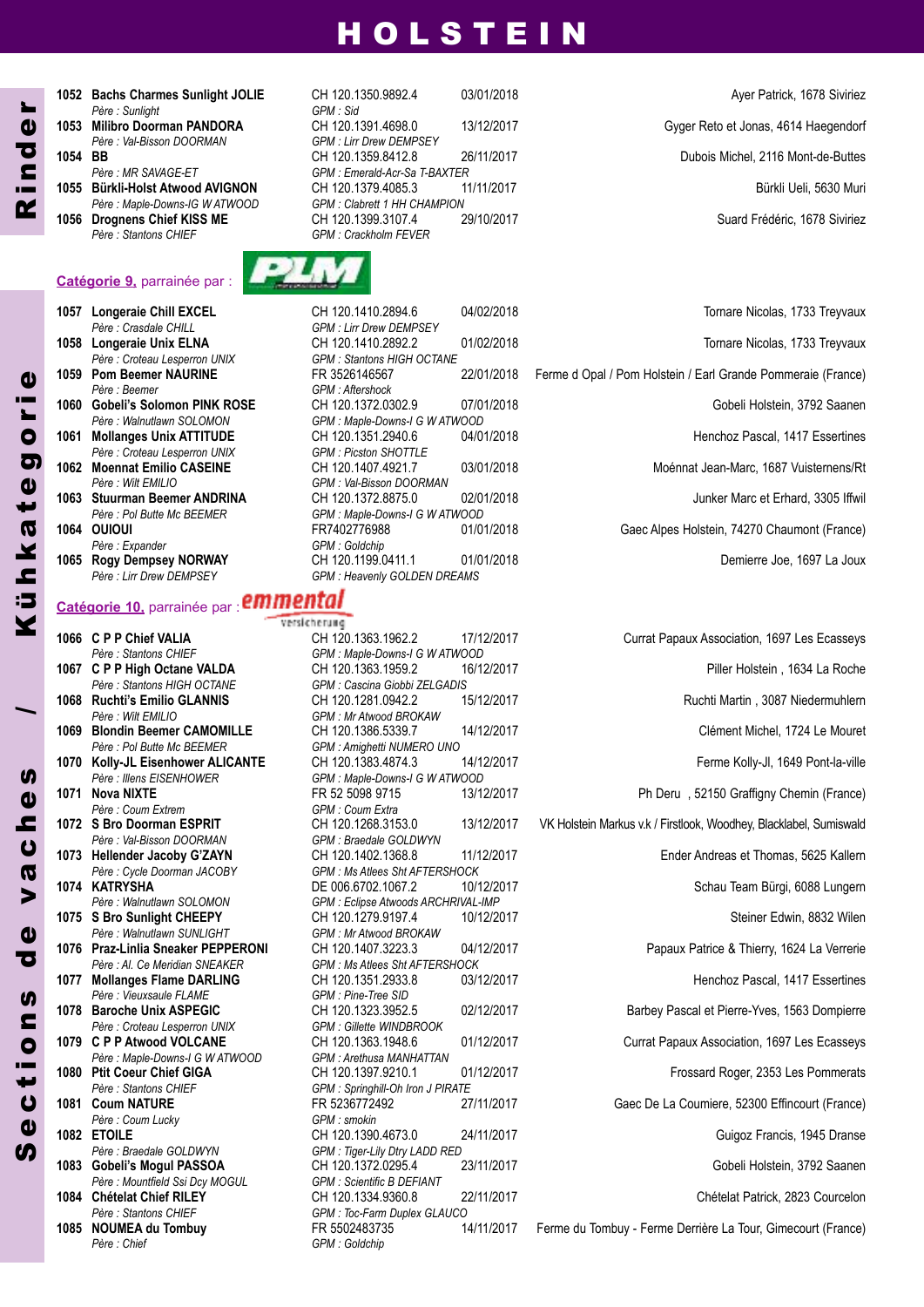# HOLSTEIN

| No | Nom | Identification | Date | Propriétaire |
|---|---|---|---|---|
| 1052 | **Bachs Charmes Sunlight JOLIE** | CH 120.1350.9892.4 | 03/01/2018 | Ayer Patrick, 1678 Siviriez |
| | *Père : Sunlight* | *GPM : Sid* | | |
| 1053 | **Milibro Doorman PANDORA** | CH 120.1391.4698.0 | 13/12/2017 | Gyger Reto et Jonas, 4614 Haegendorf |
| | *Père : Val-Bisson DOORMAN* | *GPM : Lirr Drew DEMPSEY* | | |
| 1054 | **BB** | CH 120.1359.8412.8 | 26/11/2017 | Dubois Michel, 2116 Mont-de-Buttes |
| | *Père : MR SAVAGE-ET* | *GPM : Emerald-Acr-Sa T-BAXTER* | | |
| 1055 | **Bürkli-Holst Atwood AVIGNON** | CH 120.1379.4085.3 | 11/11/2017 | Bürkli Ueli, 5630 Muri |
| | *Père : Maple-Downs-IG W ATWOOD* | *GPM : Clabrett 1 HH CHAMPION* | | |
| 1056 | **Drognens Chief KISS ME** | CH 120.1399.3107.4 | 29/10/2017 | Suard Frédéric, 1678 Siviriez |
| | *Père : Stantons CHIEF* | *GPM : Crackholm FEVER* | | |

## Catégorie 9, parrainée par : PLM

| No | Nom | Identification | Date | Propriétaire |
|---|---|---|---|---|
| 1057 | **Longeraie Chill EXCEL** | CH 120.1410.2894.6 | 04/02/2018 | Tornare Nicolas, 1733 Treyvaux |
| | *Père : Crasdale CHILL* | *GPM : Lirr Drew DEMPSEY* | | |
| 1058 | **Longeraie Unix ELNA** | CH 120.1410.2892.2 | 01/02/2018 | Tornare Nicolas, 1733 Treyvaux |
| | *Père : Croteau Lesperron UNIX* | *GPM : Stantons HIGH OCTANE* | | |
| 1059 | **Pom Beemer NAURINE** | FR 3526146567 | 22/01/2018 | Ferme d Opal / Pom Holstein / Earl Grande Pommeraie (France) |
| | *Père : Beemer* | *GPM : Aftershock* | | |
| 1060 | **Gobeli's Solomon PINK ROSE** | CH 120.1372.0302.9 | 07/01/2018 | Gobeli Holstein, 3792 Saanen |
| | *Père : Walnutlawn SOLOMON* | *GPM : Maple-Downs-I G W ATWOOD* | | |
| 1061 | **Mollanges Unix ATTITUDE** | CH 120.1351.2940.6 | 04/01/2018 | Henchoz Pascal, 1417 Essertines |
| | *Père : Croteau Lesperron UNIX* | *GPM : Picston SHOTTLE* | | |
| 1062 | **Moennat Emilio CASEINE** | CH 120.1407.4921.7 | 03/01/2018 | Moénnat Jean-Marc, 1687 Vuisternens/Rt |
| | *Père : Wilt EMILIO* | *GPM : Val-Bisson DOORMAN* | | |
| 1063 | **Stuurman Beemer ANDRINA** | CH 120.1372.8875.0 | 02/01/2018 | Junker Marc et Erhard, 3305 Iffwil |
| | *Père : Pol Butte Mc BEEMER* | *GPM : Maple-Downs-I G W ATWOOD* | | |
| 1064 | **OUIOUI** | FR7402776988 | 01/01/2018 | Gaec Alpes Holstein, 74270 Chaumont (France) |
| | *Père : Expander* | *GPM : Goldchip* | | |
| 1065 | **Rogy Dempsey NORWAY** | CH 120.1199.0411.1 | 01/01/2018 | Demierre Joe, 1697 La Joux |
| | *Père : Lirr Drew DEMPSEY* | *GPM : Heavenly GOLDEN DREAMS* | | |

## Catégorie 10, parrainée par : emmental versicherung

| No | Nom | Identification | Date | Propriétaire |
|---|---|---|---|---|
| 1066 | **C P P Chief VALIA** | CH 120.1363.1962.2 | 17/12/2017 | Currat Papaux Association, 1697 Les Ecasseys |
| | *Père : Stantons CHIEF* | *GPM : Maple-Downs-I G W ATWOOD* | | |
| 1067 | **C P P High Octane VALDA** | CH 120.1363.1959.2 | 16/12/2017 | Piller Holstein , 1634 La Roche |
| | *Père : Stantons HIGH OCTANE* | *GPM : Cascina Giobbi ZELGADIS* | | |
| 1068 | **Ruchti's Emilio GLANNIS** | CH 120.1281.0942.2 | 15/12/2017 | Ruchti Martin , 3087 Niedermuhlern |
| | *Père : Wilt EMILIO* | *GPM : Mr Atwood BROKAW* | | |
| 1069 | **Blondin Beemer CAMOMILLE** | CH 120.1386.5339.7 | 14/12/2017 | Clément Michel, 1724 Le Mouret |
| | *Père : Pol Butte Mc BEEMER* | *GPM : Amighetti NUMERO UNO* | | |
| 1070 | **Kolly-JL Eisenhower ALICANTE** | CH 120.1383.4874.3 | 14/12/2017 | Ferme Kolly-Jl, 1649 Pont-la-ville |
| | *Père : Illens EISENHOWER* | *GPM : Maple-Downs-I G W ATWOOD* | | |
| 1071 | **Nova NIXTE** | FR 52 5098 9715 | 13/12/2017 | Ph Deru , 52150 Graffigny Chemin (France) |
| | *Père : Coum Extrem* | *GPM : Coum Extra* | | |
| 1072 | **S Bro Doorman ESPRIT** | CH 120.1268.3153.0 | 13/12/2017 | VK Holstein Markus v.k / Firstlook, Woodhey, Blacklabel, Sumiswald |
| | *Père : Val-Bisson DOORMAN* | *GPM : Braedale GOLDWYN* | | |
| 1073 | **Hellender Jacoby G'ZAYN** | CH 120.1402.1368.8 | 11/12/2017 | Ender Andreas et Thomas, 5625 Kallern |
| | *Père : Cycle Doorman JACOBY* | *GPM : Ms Atlees Sht AFTERSHOCK* | | |
| 1074 | **KATRYSHA** | DE 006.6702.1067.2 | 10/12/2017 | Schau Team Bürgi, 6088 Lungern |
| | *Père : Walnutlawn SOLOMON* | *GPM : Eclipse Atwoods ARCHRIVAL-IMP* | | |
| 1075 | **S Bro Sunlight CHEEPY** | CH 120.1279.9197.4 | 10/12/2017 | Steiner Edwin, 8832 Wilen |
| | *Père : Walnutlawn SUNLIGHT* | *GPM : Mr Atwood BROKAW* | | |
| 1076 | **Praz-Linlia Sneaker PEPPERONI** | CH 120.1407.3223.3 | 04/12/2017 | Papaux Patrice & Thierry, 1624 La Verrerie |
| | *Père : Al. Ce Meridian SNEAKER* | *GPM : Ms Atlees Sht AFTERSHOCK* | | |
| 1077 | **Mollanges Flame DARLING** | CH 120.1351.2933.8 | 03/12/2017 | Henchoz Pascal, 1417 Essertines |
| | *Père : Vieuxsaule FLAME* | *GPM : Pine-Tree SID* | | |
| 1078 | **Baroche Unix ASPEGIC** | CH 120.1323.3952.5 | 02/12/2017 | Barbey Pascal et Pierre-Yves, 1563 Dompierre |
| | *Père : Croteau Lesperron UNIX* | *GPM : Gillette WINDBROOK* | | |
| 1079 | **C P P Atwood VOLCANE** | CH 120.1363.1948.6 | 01/12/2017 | Currat Papaux Association, 1697 Les Ecasseys |
| | *Père : Maple-Downs-I G W ATWOOD* | *GPM : Arethusa MANHATTAN* | | |
| 1080 | **Ptit Coeur Chief GIGA** | CH 120.1397.9210.1 | 01/12/2017 | Frossard Roger, 2353 Les Pommerats |
| | *Père : Stantons CHIEF* | *GPM : Springhill-Oh Iron J PIRATE* | | |
| 1081 | **Coum NATURE** | FR 5236772492 | 27/11/2017 | Gaec De La Coumiere, 52300 Effincourt (France) |
| | *Père : Coum Lucky* | *GPM : smokin* | | |
| 1082 | **ETOILE** | CH 120.1390.4673.0 | 24/11/2017 | Guigoz Francis, 1945 Dranse |
| | *Père : Braedale GOLDWYN* | *GPM : Tiger-Lily Dtry LADD RED* | | |
| 1083 | **Gobeli's Mogul PASSOA** | CH 120.1372.0295.4 | 23/11/2017 | Gobeli Holstein, 3792 Saanen |
| | *Père : Mountfield Ssi Dcy MOGUL* | *GPM : Scientific B DEFIANT* | | |
| 1084 | **Chételat Chief RILEY** | CH 120.1334.9360.8 | 22/11/2017 | Chételat Patrick, 2823 Courcelon |
| | *Père : Stantons CHIEF* | *GPM : Toc-Farm Duplex GLAUCO* | | |
| 1085 | **NOUMEA du Tombuy** | FR 5502483735 | 14/11/2017 | Ferme du Tombuy - Ferme Derrière La Tour, Gimecourt (France) |
| | *Père : Chief* | *GPM : Goldchip* | | |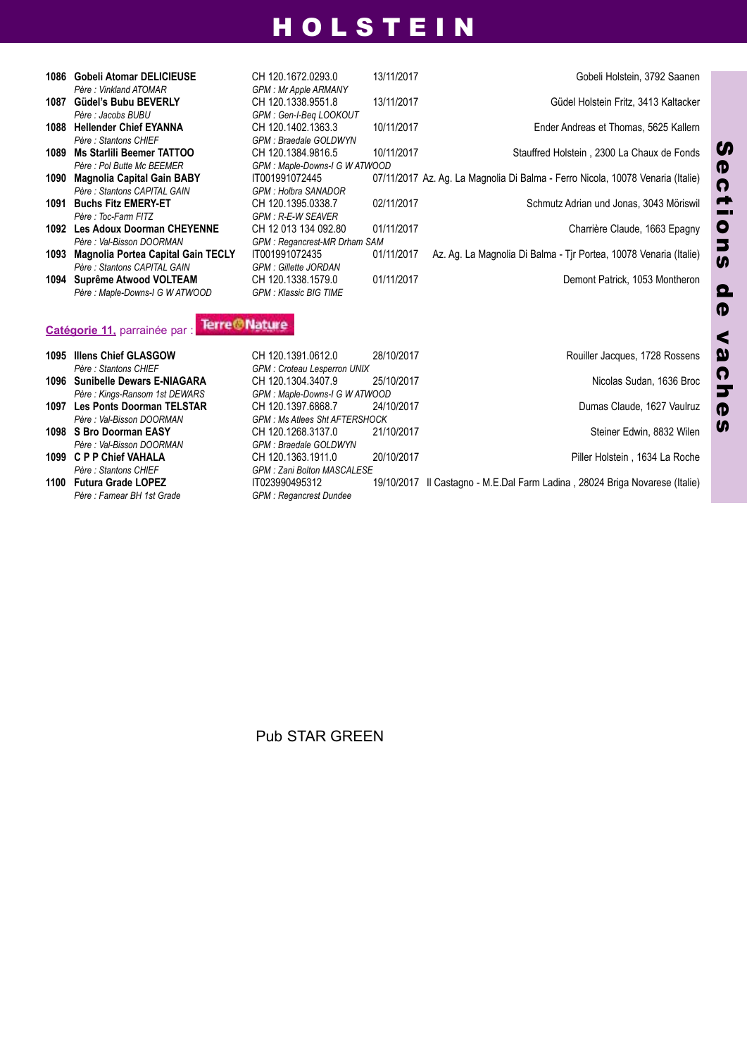# HOLSTEIN

| No | Nom | Identification | Date | Propriétaire |
|---|---|---|---|---|
| 1086 | **Gobeli Atomar DELICIEUSE** | CH 120.1672.0293.0 | 13/11/2017 | Gobeli Holstein, 3792 Saanen |
| | *Père : Vinkland ATOMAR* | *GPM : Mr Apple ARMANY* | | |
| 1087 | **Güdel's Bubu BEVERLY** | CH 120.1338.9551.8 | 13/11/2017 | Güdel Holstein Fritz, 3413 Kaltacker |
| | *Père : Jacobs BUBU* | *GPM : Gen-I-Beq LOOKOUT* | | |
| 1088 | **Hellender Chief EYANNA** | CH 120.1402.1363.3 | 10/11/2017 | Ender Andreas et Thomas, 5625 Kallern |
| | *Père : Stantons CHIEF* | *GPM : Braedale GOLDWYN* | | |
| 1089 | **Ms Starlili Beemer TATTOO** | CH 120.1384.9816.5 | 10/11/2017 | Stauffred Holstein , 2300 La Chaux de Fonds |
| | *Père : Pol Butte Mc BEEMER* | *GPM : Maple-Downs-I G W ATWOOD* | | |
| 1090 | **Magnolia Capital Gain BABY** | IT001991072445 | 07/11/2017 | Az. Ag. La Magnolia Di Balma - Ferro Nicola, 10078 Venaria (Italie) |
| | *Père : Stantons CAPITAL GAIN* | *GPM : Holbra SANADOR* | | |
| 1091 | **Buchs Fitz EMERY-ET** | CH 120.1395.0338.7 | 02/11/2017 | Schmutz Adrian und Jonas, 3043 Möriswil |
| | *Père : Toc-Farm FITZ* | *GPM : R-E-W SEAVER* | | |
| 1092 | **Les Adoux Doorman CHEYENNE** | CH 12 013 134 092.80 | 01/11/2017 | Charrière Claude, 1663 Epagny |
| | *Père : Val-Bisson DOORMAN* | *GPM : Regancrest-MR Drham SAM* | | |
| 1093 | **Magnolia Portea Capital Gain TECLY** | IT001991072435 | 01/11/2017 | Az. Ag. La Magnolia Di Balma - Tjr Portea, 10078 Venaria (Italie) |
| | *Père : Stantons CAPITAL GAIN* | *GPM : Gillette JORDAN* | | |
| 1094 | **Suprême Atwood VOLTEAM** | CH 120.1338.1579.0 | 01/11/2017 | Demont Patrick, 1053 Montheron |
| | *Père : Maple-Downs-I G W ATWOOD* | *GPM : Klassic BIG TIME* | | |

**Catégorie 11,** parrainée par : Terre Nature

| No | Nom | Identification | Date | Propriétaire |
|---|---|---|---|---|
| 1095 | **Illens Chief GLASGOW** | CH 120.1391.0612.0 | 28/10/2017 | Rouiller Jacques, 1728 Rossens |
| | *Père : Stantons CHIEF* | *GPM : Croteau Lesperron UNIX* | | |
| 1096 | **Sunibelle Dewars E-NIAGARA** | CH 120.1304.3407.9 | 25/10/2017 | Nicolas Sudan, 1636 Broc |
| | *Père : Kings-Ransom 1st DEWARS* | *GPM : Maple-Downs-I G W ATWOOD* | | |
| 1097 | **Les Ponts Doorman TELSTAR** | CH 120.1397.6868.7 | 24/10/2017 | Dumas Claude, 1627 Vaulruz |
| | *Père : Val-Bisson DOORMAN* | *GPM : Ms Atlees Sht AFTERSHOCK* | | |
| 1098 | **S Bro Doorman EASY** | CH 120.1268.3137.0 | 21/10/2017 | Steiner Edwin, 8832 Wilen |
| | *Père : Val-Bisson DOORMAN* | *GPM : Braedale GOLDWYN* | | |
| 1099 | **C P P Chief VAHALA** | CH 120.1363.1911.0 | 20/10/2017 | Piller Holstein , 1634 La Roche |
| | *Père : Stantons CHIEF* | *GPM : Zani Bolton MASCALESE* | | |
| 1100 | **Futura Grade LOPEZ** | IT023990495312 | 19/10/2017 | Il Castagno - M.E.Dal Farm Ladina , 28024 Briga Novarese (Italie) |
| | *Père : Famear BH 1st Grade* | *GPM : Regancrest Dundee* | | |

Pub STAR GREEN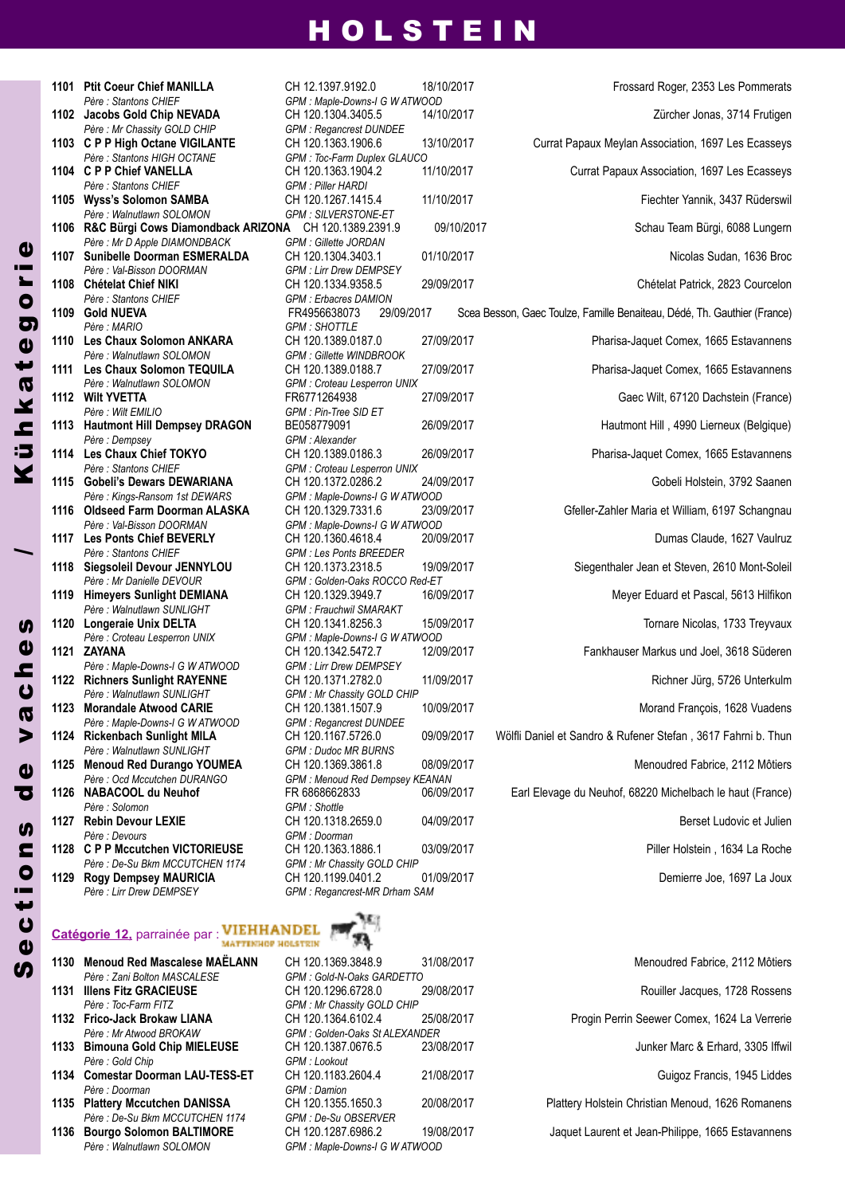# HOLSTEIN

**Sections de vaches / Kühkategorie**

| N° | Nom | Identité | Date de naissance | Propriétaire |
|---|---|---|---|---|
| 1101 | **Ptit Coeur Chief MANILLA** | CH 12.1397.9192.0 | 18/10/2017 | Frossard Roger, 2353 Les Pommerats |
| | *Père : Stantons CHIEF* | *GPM : Maple-Downs-I G W ATWOOD* | | |
| 1102 | **Jacobs Gold Chip NEVADA** | CH 120.1304.3405.5 | 14/10/2017 | Zürcher Jonas, 3714 Frutigen |
| | *Père : Mr Chassity GOLD CHIP* | *GPM : Regancrest DUNDEE* | | |
| 1103 | **C P P High Octane VIGILANTE** | CH 120.1363.1906.6 | 13/10/2017 | Currat Papaux Meylan Association, 1697 Les Ecasseys |
| | *Père : Stantons HIGH OCTANE* | *GPM : Toc-Farm Duplex GLAUCO* | | |
| 1104 | **C P P Chief VANELLA** | CH 120.1363.1904.2 | 11/10/2017 | Currat Papaux Association, 1697 Les Ecasseys |
| | *Père : Stantons CHIEF* | *GPM : Piller HARDI* | | |
| 1105 | **Wyss's Solomon SAMBA** | CH 120.1267.1415.4 | 11/10/2017 | Fiechter Yannik, 3437 Rüderswil |
| | *Père : Walnutlawn SOLOMON* | *GPM : SILVERSTONE-ET* | | |
| 1106 | **R&C Bürgi Cows Diamondback ARIZONA** | CH 120.1389.2391.9 | 09/10/2017 | Schau Team Bürgi, 6088 Lungern |
| | *Père : Mr D Apple DIAMONDBACK* | *GPM : Gillette JORDAN* | | |
| 1107 | **Sunibelle Doorman ESMERALDA** | CH 120.1304.3403.1 | 01/10/2017 | Nicolas Sudan, 1636 Broc |
| | *Père : Val-Bisson DOORMAN* | *GPM : Lirr Drew DEMPSEY* | | |
| 1108 | **Chételat Chief NIKI** | CH 120.1334.9358.5 | 29/09/2017 | Chételat Patrick, 2823 Courcelon |
| | *Père : Stantons CHIEF* | *GPM : Erbacres DAMION* | | |
| 1109 | **Gold NUEVA** | FR4956638073 | 29/09/2017 | Scea Besson, Gaec Toulze, Famille Benaiteau, Dédé, Th. Gauthier (France) |
| | *Père : MARIO* | *GPM : SHOTTLE* | | |
| 1110 | **Les Chaux Solomon ANKARA** | CH 120.1389.0187.0 | 27/09/2017 | Pharisa-Jaquet Comex, 1665 Estavannens |
| | *Père : Walnutlawn SOLOMON* | *GPM : Gillette WINDBROOK* | | |
| 1111 | **Les Chaux Solomon TEQUILA** | CH 120.1389.0188.7 | 27/09/2017 | Pharisa-Jaquet Comex, 1665 Estavannens |
| | *Père : Walnutlawn SOLOMON* | *GPM : Croteau Lesperron UNIX* | | |
| 1112 | **Wilt YVETTA** | FR6771264938 | 27/09/2017 | Gaec Wilt, 67120 Dachstein (France) |
| | *Père : Wilt EMILIO* | *GPM : Pin-Tree SID ET* | | |
| 1113 | **Hautmont Hill Dempsey DRAGON** | BE058779091 | 26/09/2017 | Hautmont Hill , 4990 Lierneux (Belgique) |
| | *Père : Dempsey* | *GPM : Alexander* | | |
| 1114 | **Les Chaux Chief TOKYO** | CH 120.1389.0186.3 | 26/09/2017 | Pharisa-Jaquet Comex, 1665 Estavannens |
| | *Père : Stantons CHIEF* | *GPM : Croteau Lesperron UNIX* | | |
| 1115 | **Gobeli's Dewars DEWARIANA** | CH 120.1372.0286.2 | 24/09/2017 | Gobeli Holstein, 3792 Saanen |
| | *Père : Kings-Ransom 1st DEWARS* | *GPM : Maple-Downs-I G W ATWOOD* | | |
| 1116 | **Oldseed Farm Doorman ALASKA** | CH 120.1329.7331.6 | 23/09/2017 | Gfeller-Zahler Maria et William, 6197 Schangnau |
| | *Père : Val-Bisson DOORMAN* | *GPM : Maple-Downs-I G W ATWOOD* | | |
| 1117 | **Les Ponts Chief BEVERLY** | CH 120.1360.4618.4 | 20/09/2017 | Dumas Claude, 1627 Vaulruz |
| | *Père : Stantons CHIEF* | *GPM : Les Ponts BREEDER* | | |
| 1118 | **Siegsoleil Devour JENNYLOU** | CH 120.1373.2318.5 | 19/09/2017 | Siegenthaler Jean et Steven, 2610 Mont-Soleil |
| | *Père : Mr Danielle DEVOUR* | *GPM : Golden-Oaks ROCCO Red-ET* | | |
| 1119 | **Himeyers Sunlight DEMIANA** | CH 120.1329.3949.7 | 16/09/2017 | Meyer Eduard et Pascal, 5613 Hilfikon |
| | *Père : Walnutlawn SUNLIGHT* | *GPM : Frauchwil SMARAKT* | | |
| 1120 | **Longeraie Unix DELTA** | CH 120.1341.8256.3 | 15/09/2017 | Tornare Nicolas, 1733 Treyvaux |
| | *Père : Croteau Lesperron UNIX* | *GPM : Maple-Downs-I G W ATWOOD* | | |
| 1121 | **ZAYANA** | CH 120.1342.5472.7 | 12/09/2017 | Fankhauser Markus und Joel, 3618 Süderen |
| | *Père : Maple-Downs-I G W ATWOOD* | *GPM : Lirr Drew DEMPSEY* | | |
| 1122 | **Richners Sunlight RAYENNE** | CH 120.1371.2782.0 | 11/09/2017 | Richner Jürg, 5726 Unterkulm |
| | *Père : Walnutlawn SUNLIGHT* | *GPM : Mr Chassity GOLD CHIP* | | |
| 1123 | **Morandale Atwood CARIE** | CH 120.1381.1507.9 | 10/09/2017 | Morand François, 1628 Vuadens |
| | *Père : Maple-Downs-I G W ATWOOD* | *GPM : Regancrest DUNDEE* | | |
| 1124 | **Rickenbach Sunlight MILA** | CH 120.1167.5726.0 | 09/09/2017 | Wölfli Daniel et Sandro & Rufener Stefan , 3617 Fahrni b. Thun |
| | *Père : Walnutlawn SUNLIGHT* | *GPM : Dudoc MR BURNS* | | |
| 1125 | **Menoud Red Durango YOUMEA** | CH 120.1369.3861.8 | 08/09/2017 | Menoudred Fabrice, 2112 Môtiers |
| | *Père : Ocd Mccutchen DURANGO* | *GPM : Menoud Red Dempsey KEANAN* | | |
| 1126 | **NABACOOL du Neuhof** | FR 6868662833 | 06/09/2017 | Earl Elevage du Neuhof, 68220 Michelbach le haut (France) |
| | *Père : Solomon* | *GPM : Shottle* | | |
| 1127 | **Rebin Devour LEXIE** | CH 120.1318.2659.0 | 04/09/2017 | Berset Ludovic et Julien |
| | *Père : Devours* | *GPM : Doorman* | | |
| 1128 | **C P P Mccutchen VICTORIEUSE** | CH 120.1363.1886.1 | 03/09/2017 | Piller Holstein , 1634 La Roche |
| | *Père : De-Su Bkm MCCUTCHEN 1174* | *GPM : Mr Chassity GOLD CHIP* | | |
| 1129 | **Rogy Dempsey MAURICIA** | CH 120.1199.0401.2 | 01/09/2017 | Demierre Joe, 1697 La Joux |
| | *Père : Lirr Drew DEMPSEY* | *GPM : Regancrest-MR Drham SAM* | | |

## Catégorie 12, parrainée par : VIEHHANDEL MATTENHOF HOLSTEIN

| N° | Nom | Identité | Date de naissance | Propriétaire |
|---|---|---|---|---|
| 1130 | **Menoud Red Mascalese MAËLANN** | CH 120.1369.3848.9 | 31/08/2017 | Menoudred Fabrice, 2112 Môtiers |
| | *Père : Zani Bolton MASCALESE* | *GPM : Gold-N-Oaks GARDETTO* | | |
| 1131 | **Illens Fitz GRACIEUSE** | CH 120.1296.6728.0 | 29/08/2017 | Rouiller Jacques, 1728 Rossens |
| | *Père : Toc-Farm FITZ* | *GPM : Mr Chassity GOLD CHIP* | | |
| 1132 | **Frico-Jack Brokaw LIANA** | CH 120.1364.6102.4 | 25/08/2017 | Progin Perrin Seewer Comex, 1624 La Verrerie |
| | *Père : Mr Atwood BROKAW* | *GPM : Golden-Oaks St ALEXANDER* | | |
| 1133 | **Bimouna Gold Chip MIELEUSE** | CH 120.1387.0676.5 | 23/08/2017 | Junker Marc & Erhard, 3305 Iffwil |
| | *Père : Gold Chip* | *GPM : Lookout* | | |
| 1134 | **Comestar Doorman LAU-TESS-ET** | CH 120.1183.2604.4 | 21/08/2017 | Guigoz Francis, 1945 Liddes |
| | *Père : Doorman* | *GPM : Damion* | | |
| 1135 | **Plattery Mccutchen DANISSA** | CH 120.1355.1650.3 | 20/08/2017 | Plattery Holstein Christian Menoud, 1626 Romanens |
| | *Père : De-Su Bkm MCCUTCHEN 1174* | *GPM : De-Su OBSERVER* | | |
| 1136 | **Bourgo Solomon BALTIMORE** | CH 120.1287.6986.2 | 19/08/2017 | Jaquet Laurent et Jean-Philippe, 1665 Estavannens |
| | *Père : Walnutlawn SOLOMON* | *GPM : Maple-Downs-I G W ATWOOD* | | |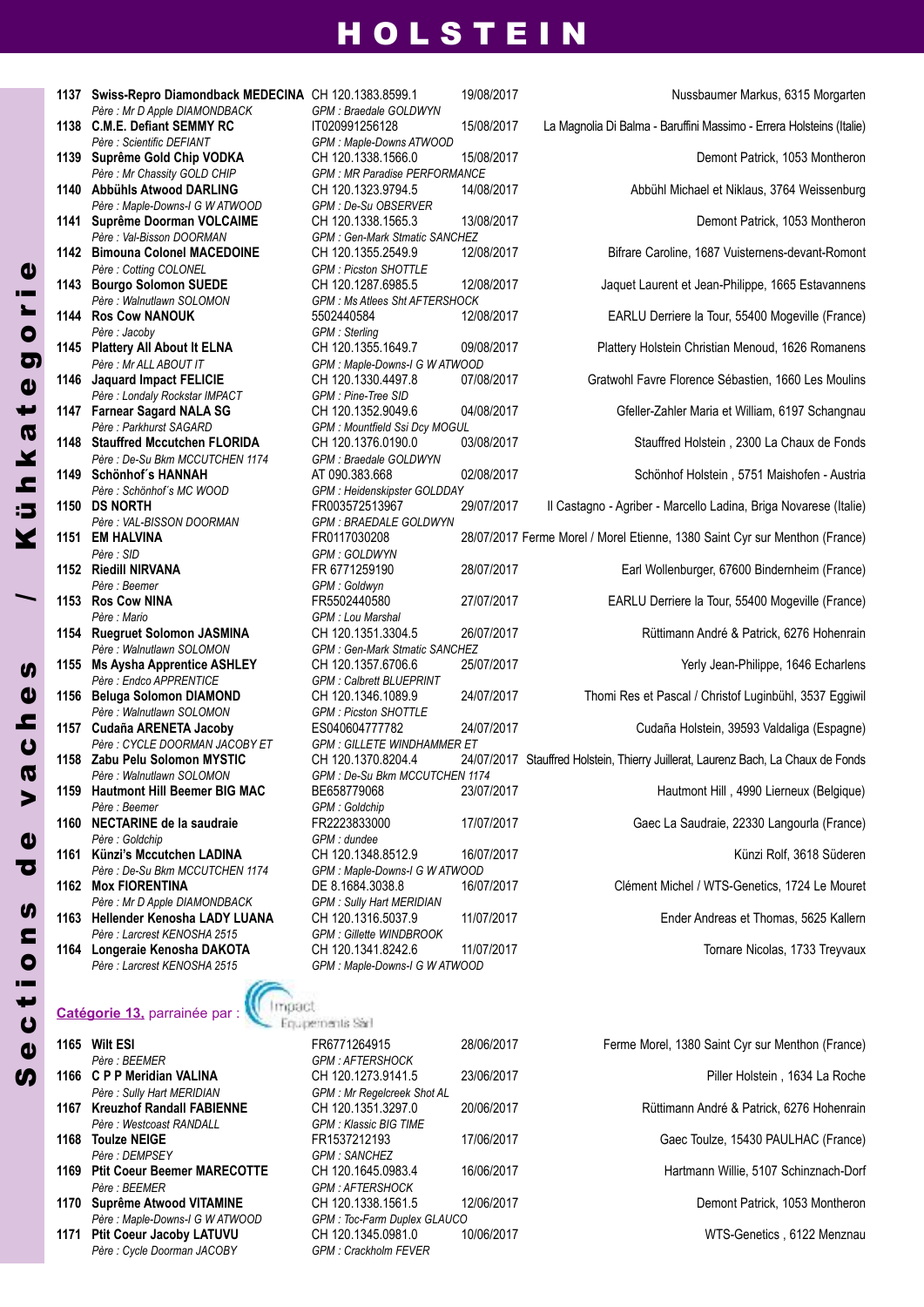# HOLSTEIN

Sections de vaches / Kühkategorie

| N° | Nom / Père | Identification / GPM | Date | Propriétaire |
|---|---|---|---|---|
| 1137 | **Swiss-Repro Diamondback MEDECINA** | CH 120.1383.8599.1 | 19/08/2017 | Nussbaumer Markus, 6315 Morgarten |
| | *Père : Mr D Apple DIAMONDBACK* | *GPM : Braedale GOLDWYN* | | |
| 1138 | **C.M.E. Defiant SEMMY RC** | IT020991256128 | 15/08/2017 | La Magnolia Di Balma - Baruffini Massimo - Errera Holsteins (Italie) |
| | *Père : Scientific DEFIANT* | *GPM : Maple-Downs ATWOOD* | | |
| 1139 | **Suprême Gold Chip VODKA** | CH 120.1338.1566.0 | 15/08/2017 | Demont Patrick, 1053 Montheron |
| | *Père : Mr Chassity GOLD CHIP* | *GPM : MR Paradise PERFORMANCE* | | |
| 1140 | **Abbühls Atwood DARLING** | CH 120.1323.9794.5 | 14/08/2017 | Abbühl Michael et Niklaus, 3764 Weissenburg |
| | *Père : Maple-Downs-I G W ATWOOD* | *GPM : De-Su OBSERVER* | | |
| 1141 | **Suprême Doorman VOLCAIME** | CH 120.1338.1565.3 | 13/08/2017 | Demont Patrick, 1053 Montheron |
| | *Père : Val-Bisson DOORMAN* | *GPM : Gen-Mark Stmatic SANCHEZ* | | |
| 1142 | **Bimouna Colonel MACEDOINE** | CH 120.1355.2549.9 | 12/08/2017 | Bifrare Caroline, 1687 Vuisternens-devant-Romont |
| | *Père : Cotting COLONEL* | *GPM : Picston SHOTTLE* | | |
| 1143 | **Bourgo Solomon SUEDE** | CH 120.1287.6985.5 | 12/08/2017 | Jaquet Laurent et Jean-Philippe, 1665 Estavannens |
| | *Père : Walnutlawn SOLOMON* | *GPM : Ms Atlees Sht AFTERSHOCK* | | |
| 1144 | **Ros Cow NANOUK** | 5502440584 | 12/08/2017 | EARLU Derriere la Tour, 55400 Mogeville (France) |
| | *Père : Jacoby* | *GPM : Sterling* | | |
| 1145 | **Plattery All About It ELNA** | CH 120.1355.1649.7 | 09/08/2017 | Plattery Holstein Christian Menoud, 1626 Romanens |
| | *Père : Mr ALL ABOUT IT* | *GPM : Maple-Downs-I G W ATWOOD* | | |
| 1146 | **Jaquard Impact FELICIE** | CH 120.1330.4497.8 | 07/08/2017 | Gratwohl Favre Florence Sébastien, 1660 Les Moulins |
| | *Père : Londaly Rockstar IMPACT* | *GPM : Pine-Tree SID* | | |
| 1147 | **Farnear Sagard NALA SG** | CH 120.1352.9049.6 | 04/08/2017 | Gfeller-Zahler Maria et William, 6197 Schangnau |
| | *Père : Parkhurst SAGARD* | *GPM : Mountfield Ssi Dcy MOGUL* | | |
| 1148 | **Stauffred Mccutchen FLORIDA** | CH 120.1376.0190.0 | 03/08/2017 | Stauffred Holstein , 2300 La Chaux de Fonds |
| | *Père : De-Su Bkm MCCUTCHEN 1174* | *GPM : Braedale GOLDWYN* | | |
| 1149 | **Schönhof´s HANNAH** | AT 090.383.668 | 02/08/2017 | Schönhof Holstein , 5751 Maishofen - Austria |
| | *Père : Schönhof´s MC WOOD* | *GPM : Heidenskipster GOLDDAY* | | |
| 1150 | **DS NORTH** | FR003572513967 | 29/07/2017 | Il Castagno - Agriber - Marcello Ladina, Briga Novarese (Italie) |
| | *Père : VAL-BISSON DOORMAN* | *GPM : BRAEDALE GOLDWYN* | | |
| 1151 | **EM HALVINA** | FR0117030208 | 28/07/2017 | Ferme Morel / Morel Etienne, 1380 Saint Cyr sur Menthon (France) |
| | *Père : SID* | *GPM : GOLDWYN* | | |
| 1152 | **Riedill NIRVANA** | FR 6771259190 | 28/07/2017 | Earl Wollenburger, 67600 Bindernheim (France) |
| | *Père : Beemer* | *GPM : Goldwyn* | | |
| 1153 | **Ros Cow NINA** | FR5502440580 | 27/07/2017 | EARLU Derriere la Tour, 55400 Mogeville (France) |
| | *Père : Mario* | *GPM : Lou Marshal* | | |
| 1154 | **Ruegruet Solomon JASMINA** | CH 120.1351.3304.5 | 26/07/2017 | Rüttimann André & Patrick, 6276 Hohenrain |
| | *Père : Walnutlawn SOLOMON* | *GPM : Gen-Mark Stmatic SANCHEZ* | | |
| 1155 | **Ms Aysha Apprentice ASHLEY** | CH 120.1357.6706.6 | 25/07/2017 | Yerly Jean-Philippe, 1646 Echarlens |
| | *Père : Endco APPRENTICE* | *GPM : Calbrett BLUEPRINT* | | |
| 1156 | **Beluga Solomon DIAMOND** | CH 120.1346.1089.9 | 24/07/2017 | Thomi Res et Pascal / Christof Luginbühl, 3537 Eggiwil |
| | *Père : Walnutlawn SOLOMON* | *GPM : Picston SHOTTLE* | | |
| 1157 | **Cudaña ARENETA Jacoby** | ES040604777782 | 24/07/2017 | Cudaña Holstein, 39593 Valdaliga (Espagne) |
| | *Père : CYCLE DOORMAN JACOBY ET* | *GPM : GILLETE WINDHAMMER ET* | | |
| 1158 | **Zabu Pelu Solomon MYSTIC** | CH 120.1370.8204.4 | 24/07/2017 | Stauffred Holstein, Thierry Juillerat, Laurenz Bach, La Chaux de Fonds |
| | *Père : Walnutlawn SOLOMON* | *GPM : De-Su Bkm MCCUTCHEN 1174* | | |
| 1159 | **Hautmont Hill Beemer BIG MAC** | BE658779068 | 23/07/2017 | Hautmont Hill , 4990 Lierneux (Belgique) |
| | *Père : Beemer* | *GPM : Goldchip* | | |
| 1160 | **NECTARINE de la saudraie** | FR2223833000 | 17/07/2017 | Gaec La Saudraie, 22330 Langourla (France) |
| | *Père : Goldchip* | *GPM : dundee* | | |
| 1161 | **Künzi's Mccutchen LADINA** | CH 120.1348.8512.9 | 16/07/2017 | Künzi Rolf, 3618 Süderen |
| | *Père : De-Su Bkm MCCUTCHEN 1174* | *GPM : Maple-Downs-I G W ATWOOD* | | |
| 1162 | **Mox FIORENTINA** | DE 8.1684.3038.8 | 16/07/2017 | Clément Michel / WTS-Genetics, 1724 Le Mouret |
| | *Père : Mr D Apple DIAMONDBACK* | *GPM : Sully Hart MERIDIAN* | | |
| 1163 | **Hellender Kenosha LADY LUANA** | CH 120.1316.5037.9 | 11/07/2017 | Ender Andreas et Thomas, 5625 Kallern |
| | *Père : Larcrest KENOSHA 2515* | *GPM : Gillette WINDBROOK* | | |
| 1164 | **Longeraie Kenosha DAKOTA** | CH 120.1341.8242.6 | 11/07/2017 | Tornare Nicolas, 1733 Treyvaux |
| | *Père : Larcrest KENOSHA 2515* | *GPM : Maple-Downs-I G W ATWOOD* | | |

**Catégorie 13,** parrainée par : Impact Equipements Sàrl

| N° | Nom / Père | Identification / GPM | Date | Propriétaire |
|---|---|---|---|---|
| 1165 | **Wilt ESI** | FR6771264915 | 28/06/2017 | Ferme Morel, 1380 Saint Cyr sur Menthon (France) |
| | *Père : BEEMER* | *GPM : AFTERSHOCK* | | |
| 1166 | **C P P Meridian VALINA** | CH 120.1273.9141.5 | 23/06/2017 | Piller Holstein , 1634 La Roche |
| | *Père : Sully Hart MERIDIAN* | *GPM : Mr Regelcreek Shot AL* | | |
| 1167 | **Kreuzhof Randall FABIENNE** | CH 120.1351.3297.0 | 20/06/2017 | Rüttimann André & Patrick, 6276 Hohenrain |
| | *Père : Westcoast RANDALL* | *GPM : Klassic BIG TIME* | | |
| 1168 | **Toulze NEIGE** | FR1537212193 | 17/06/2017 | Gaec Toulze, 15430 PAULHAC (France) |
| | *Père : DEMPSEY* | *GPM : SANCHEZ* | | |
| 1169 | **Ptit Coeur Beemer MARECOTTE** | CH 120.1645.0983.4 | 16/06/2017 | Hartmann Willie, 5107 Schinznach-Dorf |
| | *Père : BEEMER* | *GPM : AFTERSHOCK* | | |
| 1170 | **Suprême Atwood VITAMINE** | CH 120.1338.1561.5 | 12/06/2017 | Demont Patrick, 1053 Montheron |
| | *Père : Maple-Downs-I G W ATWOOD* | *GPM : Toc-Farm Duplex GLAUCO* | | |
| 1171 | **Ptit Coeur Jacoby LATUVU** | CH 120.1345.0981.0 | 10/06/2017 | WTS-Genetics , 6122 Menznau |
| | *Père : Cycle Doorman JACOBY* | *GPM : Crackholm FEVER* | | |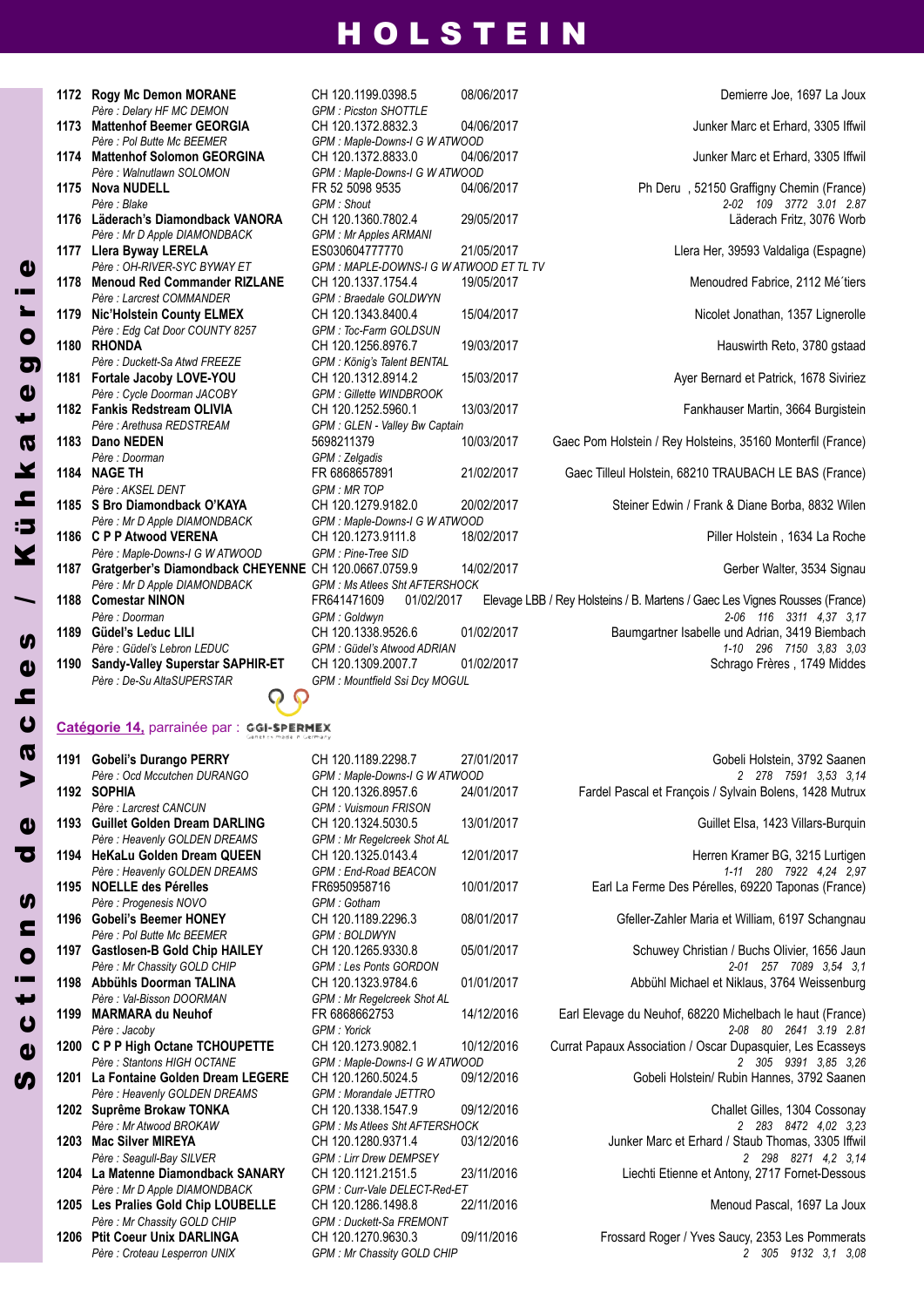# HOLSTEIN

| No | Nom / Père | No. / GPM | Date | Propriétaire |
|---|---|---|---|---|
| 1172 | **Rogy Mc Demon MORANE** | CH 120.1199.0398.5 | 08/06/2017 | Demierre Joe, 1697 La Joux |
| | *Père : Delary HF MC DEMON* | *GPM : Picston SHOTTLE* | | |
| 1173 | **Mattenhof Beemer GEORGIA** | CH 120.1372.8832.3 | 04/06/2017 | Junker Marc et Erhard, 3305 Iffwil |
| | *Père : Pol Butte Mc BEEMER* | *GPM : Maple-Downs-I G W ATWOOD* | | |
| 1174 | **Mattenhof Solomon GEORGINA** | CH 120.1372.8833.0 | 04/06/2017 | Junker Marc et Erhard, 3305 Iffwil |
| | *Père : Walnutlawn SOLOMON* | *GPM : Maple-Downs-I G W ATWOOD* | | |
| 1175 | **Nova NUDELL** | FR 52 5098 9535 | 04/06/2017 | Ph Deru , 52150 Graffigny Chemin (France) |
| | *Père : Blake* | *GPM : Shout* | | 2-02 109 3772 3.01 2.87 |
| 1176 | **Läderach's Diamondback VANORA** | CH 120.1360.7802.4 | 29/05/2017 | Läderach Fritz, 3076 Worb |
| | *Père : Mr D Apple DIAMONDBACK* | *GPM : Mr Apples ARMANI* | | |
| 1177 | **Llera Byway LERELA** | ES030604777770 | 21/05/2017 | Llera Her, 39593 Valdaliga (Espagne) |
| | *Père : OH-RIVER-SYC BYWAY ET* | *GPM : MAPLE-DOWNS-I G W ATWOOD ET TL TV* | | |
| 1178 | **Menoud Red Commander RIZLANE** | CH 120.1337.1754.4 | 19/05/2017 | Menoudred Fabrice, 2112 Mé´tiers |
| | *Père : Larcrest COMMANDER* | *GPM : Braedale GOLDWYN* | | |
| 1179 | **Nic'Holstein County ELMEX** | CH 120.1343.8400.4 | 15/04/2017 | Nicolet Jonathan, 1357 Lignerolle |
| | *Père : Edg Cat Door COUNTY 8257* | *GPM : Toc-Farm GOLDSUN* | | |
| 1180 | **RHONDA** | CH 120.1256.8976.7 | 19/03/2017 | Hauswirth Reto, 3780 gstaad |
| | *Père : Duckett-Sa Atwd FREEZE* | *GPM : König's Talent BENTAL* | | |
| 1181 | **Fortale Jacoby LOVE-YOU** | CH 120.1312.8914.2 | 15/03/2017 | Ayer Bernard et Patrick, 1678 Siviriez |
| | *Père : Cycle Doorman JACOBY* | *GPM : Gillette WINDBROOK* | | |
| 1182 | **Fankis Redstream OLIVIA** | CH 120.1252.5960.1 | 13/03/2017 | Fankhauser Martin, 3664 Burgistein |
| | *Père : Arethusa REDSTREAM* | *GPM : GLEN - Valley Bw Captain* | | |
| 1183 | **Dano NEDEN** | 5698211379 | 10/03/2017 | Gaec Pom Holstein / Rey Holsteins, 35160 Monterfil (France) |
| | *Père : Doorman* | *GPM : Zelgadis* | | |
| 1184 | **NAGE TH** | FR 6868657891 | 21/02/2017 | Gaec Tilleul Holstein, 68210 TRAUBACH LE BAS (France) |
| | *Père : AKSEL DENT* | *GPM : MR TOP* | | |
| 1185 | **S Bro Diamondback O'KAYA** | CH 120.1279.9182.0 | 20/02/2017 | Steiner Edwin / Frank & Diane Borba, 8832 Wilen |
| | *Père : Mr D Apple DIAMONDBACK* | *GPM : Maple-Downs-I G W ATWOOD* | | |
| 1186 | **C P P Atwood VERENA** | CH 120.1273.9111.8 | 18/02/2017 | Piller Holstein , 1634 La Roche |
| | *Père : Maple-Downs-I G W ATWOOD* | *GPM : Pine-Tree SID* | | |
| 1187 | **Gratgerber's Diamondback CHEYENNE** | CH 120.0667.0759.9 | 14/02/2017 | Gerber Walter, 3534 Signau |
| | *Père : Mr D Apple DIAMONDBACK* | *GPM : Ms Atlees Sht AFTERSHOCK* | | |
| 1188 | **Comestar NINON** | FR641471609 | 01/02/2017 | Elevage LBB / Rey Holsteins / B. Martens / Gaec Les Vignes Rousses (France) |
| | *Père : Doorman* | *GPM : Goldwyn* | | 2-06 116 3311 4,37 3,17 |
| 1189 | **Güdel's Leduc LILI** | CH 120.1338.9526.6 | 01/02/2017 | Baumgartner Isabelle und Adrian, 3419 Biembach |
| | *Père : Güdel's Lebron LEDUC* | *GPM : Güdel's Atwood ADRIAN* | | 1-10 296 7150 3,83 3,03 |
| 1190 | **Sandy-Valley Superstar SAPHIR-ET** | CH 120.1309.2007.7 | 01/02/2017 | Schrago Frères , 1749 Middes |
| | *Père : De-Su AltaSUPERSTAR* | *GPM : Mountfield Ssi Dcy MOGUL* | | |

## Catégorie 14, parrainée par : GGI-SPERMEX

| No | Nom / Père | No. / GPM | Date | Propriétaire |
|---|---|---|---|---|
| 1191 | **Gobeli's Durango PERRY** | CH 120.1189.2298.7 | 27/01/2017 | Gobeli Holstein, 3792 Saanen |
| | *Père : Ocd Mccutchen DURANGO* | *GPM : Maple-Downs-I G W ATWOOD* | | 2 278 7591 3,53 3,14 |
| 1192 | **SOPHIA** | CH 120.1326.8957.6 | 24/01/2017 | Fardel Pascal et François / Sylvain Bolens, 1428 Mutrux |
| | *Père : Larcrest CANCUN* | *GPM : Vuismoun FRISON* | | |
| 1193 | **Guillet Golden Dream DARLING** | CH 120.1324.5030.5 | 13/01/2017 | Guillet Elsa, 1423 Villars-Burquin |
| | *Père : Heavenly GOLDEN DREAMS* | *GPM : Mr Regelcreek Shot AL* | | |
| 1194 | **HeKaLu Golden Dream QUEEN** | CH 120.1325.0143.4 | 12/01/2017 | Herren Kramer BG, 3215 Lurtigen |
| | *Père : Heavenly GOLDEN DREAMS* | *GPM : End-Road BEACON* | | 1-11 280 7922 4,24 2,97 |
| 1195 | **NOELLE des Pérelles** | FR6950958716 | 10/01/2017 | Earl La Ferme Des Pérelles, 69220 Taponas (France) |
| | *Père : Progenesis NOVO* | *GPM : Gotham* | | |
| 1196 | **Gobeli's Beemer HONEY** | CH 120.1189.2296.3 | 08/01/2017 | Gfeller-Zahler Maria et William, 6197 Schangnau |
| | *Père : Pol Butte Mc BEEMER* | *GPM : BOLDWYN* | | |
| 1197 | **Gastlosen-B Gold Chip HAILEY** | CH 120.1265.9330.8 | 05/01/2017 | Schuwey Christian / Buchs Olivier, 1656 Jaun |
| | *Père : Mr Chassity GOLD CHIP* | *GPM : Les Ponts GORDON* | | 2-01 257 7089 3,54 3,1 |
| 1198 | **Abbühls Doorman TALINA** | CH 120.1323.9784.6 | 01/01/2017 | Abbühl Michael et Niklaus, 3764 Weissenburg |
| | *Père : Val-Bisson DOORMAN* | *GPM : Mr Regelcreek Shot AL* | | |
| 1199 | **MARMARA du Neuhof** | FR 6868662753 | 14/12/2016 | Earl Elevage du Neuhof, 68220 Michelbach le haut (France) |
| | *Père : Jacoby* | *GPM : Yorick* | | 2-08 80 2641 3.19 2.81 |
| 1200 | **C P P High Octane TCHOUPETTE** | CH 120.1273.9082.1 | 10/12/2016 | Currat Papaux Association / Oscar Dupasquier, Les Ecasseys |
| | *Père : Stantons HIGH OCTANE* | *GPM : Maple-Downs-I G W ATWOOD* | | 2 305 9391 3,85 3,26 |
| 1201 | **La Fontaine Golden Dream LEGERE** | CH 120.1260.5024.5 | 09/12/2016 | Gobeli Holstein/ Rubin Hannes, 3792 Saanen |
| | *Père : Heavenly GOLDEN DREAMS* | *GPM : Morandale JETTRO* | | |
| 1202 | **Suprême Brokaw TONKA** | CH 120.1338.1547.9 | 09/12/2016 | Challet Gilles, 1304 Cossonay |
| | *Père : Mr Atwood BROKAW* | *GPM : Ms Atlees Sht AFTERSHOCK* | | 2 283 8472 4,02 3,23 |
| 1203 | **Mac Silver MIREYA** | CH 120.1280.9371.4 | 03/12/2016 | Junker Marc et Erhard / Staub Thomas, 3305 Iffwil |
| | *Père : Seagull-Bay SILVER* | *GPM : Lirr Drew DEMPSEY* | | 2 298 8271 4,2 3,14 |
| 1204 | **La Matenne Diamondback SANARY** | CH 120.1121.2151.5 | 23/11/2016 | Liechti Etienne et Antony, 2717 Fornet-Dessous |
| | *Père : Mr D Apple DIAMONDBACK* | *GPM : Curr-Vale DELECT-Red-ET* | | |
| 1205 | **Les Pralies Gold Chip LOUBELLE** | CH 120.1286.1498.8 | 22/11/2016 | Menoud Pascal, 1697 La Joux |
| | *Père : Mr Chassity GOLD CHIP* | *GPM : Duckett-Sa FREMONT* | | |
| 1206 | **Ptit Coeur Unix DARLINGA** | CH 120.1270.9630.3 | 09/11/2016 | Frossard Roger / Yves Saucy, 2353 Les Pommerats |
| | *Père : Croteau Lesperron UNIX* | *GPM : Mr Chassity GOLD CHIP* | | 2 305 9132 3,1 3,08 |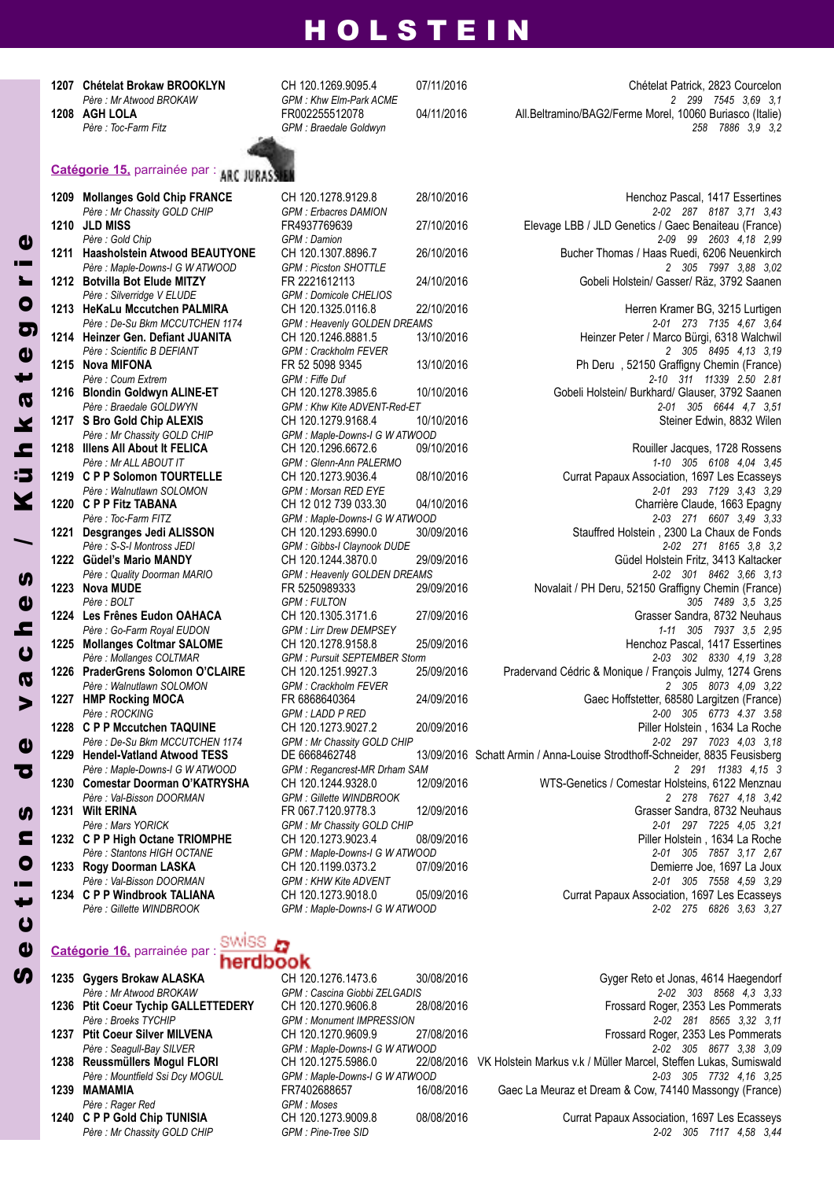# HOLSTEIN

| No | Nom / Père | Identification / GPM | Date de naissance | Propriétaire / Performances |
|---|---|---|---|---|
| 1207 | **Chételat Brokaw BROOKLYN** | CH 120.1269.9095.4 | 07/11/2016 | Chételat Patrick, 2823 Courcelon |
| | *Père : Mr Atwood BROKAW* | *GPM : Khw Elm-Park ACME* | | *2 299 7545 3,69 3,1* |
| 1208 | **AGH LOLA** | FR002255512078 | 04/11/2016 | All.Beltramino/BAG2/Ferme Morel, 10060 Buriasco (Italie) |
| | *Père : Toc-Farm Fitz* | *GPM : Braedale Goldwyn* | | *258 7886 3,9 3,2* |

## Catégorie 15, parrainée par : ARC JURASSIEN

| No | Nom / Père | Identification / GPM | Date de naissance | Propriétaire / Performances |
|---|---|---|---|---|
| 1209 | **Mollanges Gold Chip FRANCE** | CH 120.1278.9129.8 | 28/10/2016 | Henchoz Pascal, 1417 Essertines |
| | *Père : Mr Chassity GOLD CHIP* | *GPM : Erbacres DAMION* | | *2-02 287 8187 3,71 3,43* |
| 1210 | **JLD MISS** | FR4937769639 | 27/10/2016 | Elevage LBB / JLD Genetics / Gaec Benaiteau (France) |
| | *Père : Gold Chip* | *GPM : Damion* | | *2-09 99 2603 4,18 2,99* |
| 1211 | **Haasholstein Atwood BEAUTYONE** | CH 120.1307.8896.7 | 26/10/2016 | Bucher Thomas / Haas Ruedi, 6206 Neuenkirch |
| | *Père : Maple-Downs-I G W ATWOOD* | *GPM : Picston SHOTTLE* | | *2 305 7997 3,88 3,02* |
| 1212 | **Botvilla Bot Elude MITZY** | FR 2221612113 | 24/10/2016 | Gobeli Holstein/ Gasser/ Räz, 3792 Saanen |
| | *Père : Silverridge V ELUDE* | *GPM : Domicole CHELIOS* | | |
| 1213 | **HeKaLu Mccutchen PALMIRA** | CH 120.1325.0116.8 | 22/10/2016 | Herren Kramer BG, 3215 Lurtigen |
| | *Père : De-Su Bkm MCCUTCHEN 1174* | *GPM : Heavenly GOLDEN DREAMS* | | *2-01 273 7135 4,67 3,64* |
| 1214 | **Heinzer Gen. Defiant JUANITA** | CH 120.1246.8881.5 | 13/10/2016 | Heinzer Peter / Marco Bürgi, 6318 Walchwil |
| | *Père : Scientific B DEFIANT* | *GPM : Crackholm FEVER* | | *2 305 8495 4,13 3,19* |
| 1215 | **Nova MIFONA** | FR 52 5098 9345 | 13/10/2016 | Ph Deru , 52150 Graffigny Chemin (France) |
| | *Père : Coum Extrem* | *GPM : Fiffe Duf* | | *2-10 311 11339 2.50 2.81* |
| 1216 | **Blondin Goldwyn ALINE-ET** | CH 120.1278.3985.6 | 10/10/2016 | Gobeli Holstein/ Burkhard/ Glauser, 3792 Saanen |
| | *Père : Braedale GOLDWYN* | *GPM : Khw Kite ADVENT-Red-ET* | | *2-01 305 6644 4,7 3,51* |
| 1217 | **S Bro Gold Chip ALEXIS** | CH 120.1279.9168.4 | 10/10/2016 | Steiner Edwin, 8832 Wilen |
| | *Père : Mr Chassity GOLD CHIP* | *GPM : Maple-Downs-I G W ATWOOD* | | |
| 1218 | **Illens All About It FELICA** | CH 120.1296.6672.6 | 09/10/2016 | Rouiller Jacques, 1728 Rossens |
| | *Père : Mr ALL ABOUT IT* | *GPM : Glenn-Ann PALERMO* | | *1-10 305 6108 4,04 3,45* |
| 1219 | **C P P Solomon TOURTELLE** | CH 120.1273.9036.4 | 08/10/2016 | Currat Papaux Association, 1697 Les Ecasseys |
| | *Père : Walnutlawn SOLOMON* | *GPM : Morsan RED EYE* | | *2-01 293 7129 3,43 3,29* |
| 1220 | **C P P Fitz TABANA** | CH 12 012 739 033.30 | 04/10/2016 | Charrière Claude, 1663 Epagny |
| | *Père : Toc-Farm FITZ* | *GPM : Maple-Downs-I G W ATWOOD* | | *2-03 271 6607 3,49 3,33* |
| 1221 | **Desgranges Jedi ALISSON** | CH 120.1293.6990.0 | 30/09/2016 | Stauffred Holstein , 2300 La Chaux de Fonds |
| | *Père : S-S-I Montross JEDI* | *GPM : Gibbs-I Claynook DUDE* | | *2-02 271 8165 3,8 3,2* |
| 1222 | **Güdel's Mario MANDY** | CH 120.1244.3870.0 | 29/09/2016 | Güdel Holstein Fritz, 3413 Kaltacker |
| | *Père : Quality Doorman MARIO* | *GPM : Heavenly GOLDEN DREAMS* | | *2-02 301 8462 3,66 3,13* |
| 1223 | **Nova MUDE** | FR 5250989333 | 29/09/2016 | Novalait / PH Deru, 52150 Graffigny Chemin (France) |
| | *Père : BOLT* | *GPM : FULTON* | | *305 7489 3,5 3,25* |
| 1224 | **Les Frênes Eudon OAHACA** | CH 120.1305.3171.6 | 27/09/2016 | Grasser Sandra, 8732 Neuhaus |
| | *Père : Go-Farm Royal EUDON* | *GPM : Lirr Drew DEMPSEY* | | *1-11 305 7937 3,5 2,95* |
| 1225 | **Mollanges Coltmar SALOME** | CH 120.1278.9158.8 | 25/09/2016 | Henchoz Pascal, 1417 Essertines |
| | *Père : Mollanges COLTMAR* | *GPM : Pursuit SEPTEMBER Storm* | | *2-03 302 8330 4,19 3,28* |
| 1226 | **PraderGrens Solomon O'CLAIRE** | CH 120.1251.9927.3 | 25/09/2016 | Pradervand Cédric & Monique / François Julmy, 1274 Grens |
| | *Père : Walnutlawn SOLOMON* | *GPM : Crackholm FEVER* | | *2 305 8073 4,09 3,22* |
| 1227 | **HMP Rocking MOCA** | FR 6868640364 | 24/09/2016 | Gaec Hoffstetter, 68580 Largitzen (France) |
| | *Père : ROCKING* | *GPM : LADD P RED* | | *2-00 305 6773 4.37 3.58* |
| 1228 | **C P P Mccutchen TAQUINE** | CH 120.1273.9027.2 | 20/09/2016 | Piller Holstein , 1634 La Roche |
| | *Père : De-Su Bkm MCCUTCHEN 1174* | *GPM : Mr Chassity GOLD CHIP* | | *2-02 297 7023 4,03 3,18* |
| 1229 | **Hendel-Vatland Atwood TESS** | DE 6668462748 | 13/09/2016 | Schatt Armin / Anna-Louise Strodthoff-Schneider, 8835 Feusisberg |
| | *Père : Maple-Downs-I G W ATWOOD* | *GPM : Regancrest-MR Drham SAM* | | *2 291 11383 4,15 3* |
| 1230 | **Comestar Doorman O'KATRYSHA** | CH 120.1244.9328.0 | 12/09/2016 | WTS-Genetics / Comestar Holsteins, 6122 Menznau |
| | *Père : Val-Bisson DOORMAN* | *GPM : Gillette WINDBROOK* | | *2 278 7627 4,18 3,42* |
| 1231 | **Wilt ERINA** | FR 067.7120.9778.3 | 12/09/2016 | Grasser Sandra, 8732 Neuhaus |
| | *Père : Mars YORICK* | *GPM : Mr Chassity GOLD CHIP* | | *2-01 297 7225 4,05 3,21* |
| 1232 | **C P P High Octane TRIOMPHE** | CH 120.1273.9023.4 | 08/09/2016 | Piller Holstein , 1634 La Roche |
| | *Père : Stantons HIGH OCTANE* | *GPM : Maple-Downs-I G W ATWOOD* | | *2-01 305 7857 3,17 2,67* |
| 1233 | **Rogy Doorman LASKA** | CH 120.1199.0373.2 | 07/09/2016 | Demierre Joe, 1697 La Joux |
| | *Père : Val-Bisson DOORMAN* | *GPM : KHW Kite ADVENT* | | *2-01 305 7558 4,59 3,29* |
| 1234 | **C P P Windbrook TALIANA** | CH 120.1273.9018.0 | 05/09/2016 | Currat Papaux Association, 1697 Les Ecasseys |
| | *Père : Gillette WINDBROOK* | *GPM : Maple-Downs-I G W ATWOOD* | | *2-02 275 6826 3,63 3,27* |

## Catégorie 16, parrainée par : swiss herdbook

| No | Nom / Père | Identification / GPM | Date de naissance | Propriétaire / Performances |
|---|---|---|---|---|
| 1235 | **Gygers Brokaw ALASKA** | CH 120.1276.1473.6 | 30/08/2016 | Gyger Reto et Jonas, 4614 Haegendorf |
| | *Père : Mr Atwood BROKAW* | *GPM : Cascina Giobbi ZELGADIS* | | *2-02 303 8568 4,3 3,33* |
| 1236 | **Ptit Coeur Tychip GALLETTEDERY** | CH 120.1270.9606.8 | 28/08/2016 | Frossard Roger, 2353 Les Pommerats |
| | *Père : Broeks TYCHIP* | *GPM : Monument IMPRESSION* | | *2-02 281 8565 3,32 3,11* |
| 1237 | **Ptit Coeur Silver MILVENA** | CH 120.1270.9609.9 | 27/08/2016 | Frossard Roger, 2353 Les Pommerats |
| | *Père : Seagull-Bay SILVER* | *GPM : Maple-Downs-I G W ATWOOD* | | *2-02 305 8677 3,38 3,09* |
| 1238 | **Reussmüllers Mogul FLORI** | CH 120.1275.5986.0 | 22/08/2016 | VK Holstein Markus v.k / Müller Marcel, Steffen Lukas, Sumiswald |
| | *Père : Mountfield Ssi Dcy MOGUL* | *GPM : Maple-Downs-I G W ATWOOD* | | *2-03 305 7732 4,16 3,25* |
| 1239 | **MAMAMIA** | FR7402688657 | 16/08/2016 | Gaec La Meuraz et Dream & Cow, 74140 Massongy (France) |
| | *Père : Rager Red* | *GPM : Moses* | | |
| 1240 | **C P P Gold Chip TUNISIA** | CH 120.1273.9009.8 | 08/08/2016 | Currat Papaux Association, 1697 Les Ecasseys |
| | *Père : Mr Chassity GOLD CHIP* | *GPM : Pine-Tree SID* | | *2-02 305 7117 4,58 3,44* |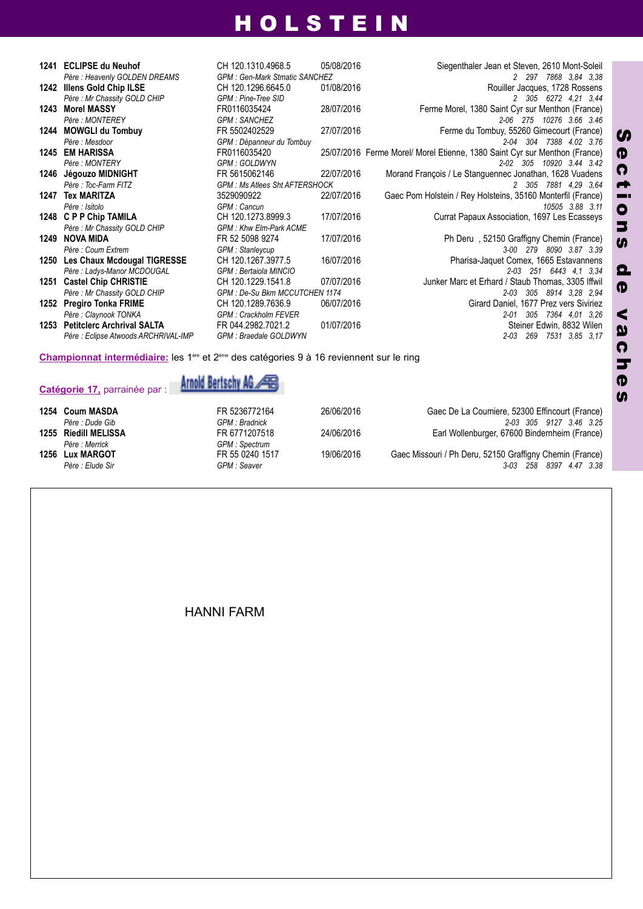# HOLSTEIN

| N° | Nom / Père | Identification / GPM | Date de naissance | Propriétaire / Performances |
|---|---|---|---|---|
| 1241 | **ECLIPSE du Neuhof** | CH 120.1310.4968.5 | 05/08/2016 | Siegenthaler Jean et Steven, 2610 Mont-Soleil |
| | *Père : Heavenly GOLDEN DREAMS* | *GPM : Gen-Mark Stmatic SANCHEZ* | | *2 297 7868 3,84 3,38* |
| 1242 | **Illens Gold Chip ILSE** | CH 120.1296.6645.0 | 01/08/2016 | Rouiller Jacques, 1728 Rossens |
| | *Père : Mr Chassity GOLD CHIP* | *GPM : Pine-Tree SID* | | *2 305 6272 4,21 3,44* |
| 1243 | **Morel MASSY** | FR0116035424 | 28/07/2016 | Ferme Morel, 1380 Saint Cyr sur Menthon (France) |
| | *Père : MONTEREY* | *GPM : SANCHEZ* | | *2-06 275 10276 3.66 3.46* |
| 1244 | **MOWGLI du Tombuy** | FR 5502402529 | 27/07/2016 | Ferme du Tombuy, 55260 Gimecourt (France) |
| | *Père : Mesdoor* | *GPM : Dépanneur du Tombuy* | | *2-04 304 7388 4.02 3.76* |
| 1245 | **EM HARISSA** | FR0116035420 | 25/07/2016 | Ferme Morel/ Morel Etienne, 1380 Saint Cyr sur Menthon (France) |
| | *Père : MONTERY* | *GPM : GOLDWYN* | | *2-02 305 10920 3.44 3.42* |
| 1246 | **Jégouzo MIDNIGHT** | FR 5615062146 | 22/07/2016 | Morand François / Le Stanguennec Jonathan, 1628 Vuadens |
| | *Père : Toc-Farm FITZ* | *GPM : Ms Atlees Sht AFTERSHOCK* | | *2 305 7881 4,29 3,64* |
| 1247 | **Tex MARITZA** | 3529090922 | 22/07/2016 | Gaec Pom Holstein / Rey Holsteins, 35160 Monterfil (France) |
| | *Père : Isitolo* | *GPM : Cancun* | | *10505 3.88 3.11* |
| 1248 | **C P P Chip TAMILA** | CH 120.1273.8999.3 | 17/07/2016 | Currat Papaux Association, 1697 Les Ecasseys |
| | *Père : Mr Chassity GOLD CHIP* | *GPM : Khw Elm-Park ACME* | | |
| 1249 | **NOVA MIDA** | FR 52 5098 9274 | 17/07/2016 | Ph Deru , 52150 Graffigny Chemin (France) |
| | *Père : Coum Extrem* | *GPM : Stanleycup* | | *3-00 279 8090 3.87 3.39* |
| 1250 | **Les Chaux Mcdougal TIGRESSE** | CH 120.1267.3977.5 | 16/07/2016 | Pharisa-Jaquet Comex, 1665 Estavannens |
| | *Père : Ladys-Manor MCDOUGAL* | *GPM : Bertaiola MINCIO* | | *2-03 251 6443 4,1 3,34* |
| 1251 | **Castel Chip CHRISTIE** | CH 120.1229.1541.8 | 07/07/2016 | Junker Marc et Erhard / Staub Thomas, 3305 Iffwil |
| | *Père : Mr Chassity GOLD CHIP* | *GPM : De-Su Bkm MCCUTCHEN 1174* | | *2-03 305 8914 3,28 2,94* |
| 1252 | **Pregiro Tonka FRIME** | CH 120.1289.7636.9 | 06/07/2016 | Girard Daniel, 1677 Prez vers Siviriez |
| | *Père : Claynook TONKA* | *GPM : Crackholm FEVER* | | *2-01 305 7364 4,01 3,26* |
| 1253 | **Petitclerc Archrival SALTA** | FR 044.2982.7021.2 | 01/07/2016 | Steiner Edwin, 8832 Wilen |
| | *Père : Eclipse Atwoods ARCHRIVAL-IMP* | *GPM : Braedale GOLDWYN* | | *2-03 269 7531 3,85 3,17* |

**Championnat intermédiaire:** les 1ère et 2ème des catégories 9 à 16 reviennent sur le ring

**Catégorie 17,** parrainée par : Arnold Bertschy AG

| N° | Nom / Père | Identification / GPM | Date de naissance | Propriétaire / Performances |
|---|---|---|---|---|
| 1254 | **Coum MASDA** | FR 5236772164 | 26/06/2016 | Gaec De La Coumiere, 52300 Effincourt (France) |
| | *Père : Dude Gib* | *GPM : Bradnick* | | *2-03 305 9127 3.46 3.25* |
| 1255 | **Riedill MELISSA** | FR 6771207518 | 24/06/2016 | Earl Wollenburger, 67600 Bindernheim (France) |
| | *Père : Merrick* | *GPM : Spectrum* | | |
| 1256 | **Lux MARGOT** | FR 55 0240 1517 | 19/06/2016 | Gaec Missouri / Ph Deru, 52150 Graffigny Chemin (France) |
| | *Père : Elude Sir* | *GPM : Seaver* | | *3-03 258 8397 4.47 3.38* |

HANNI FARM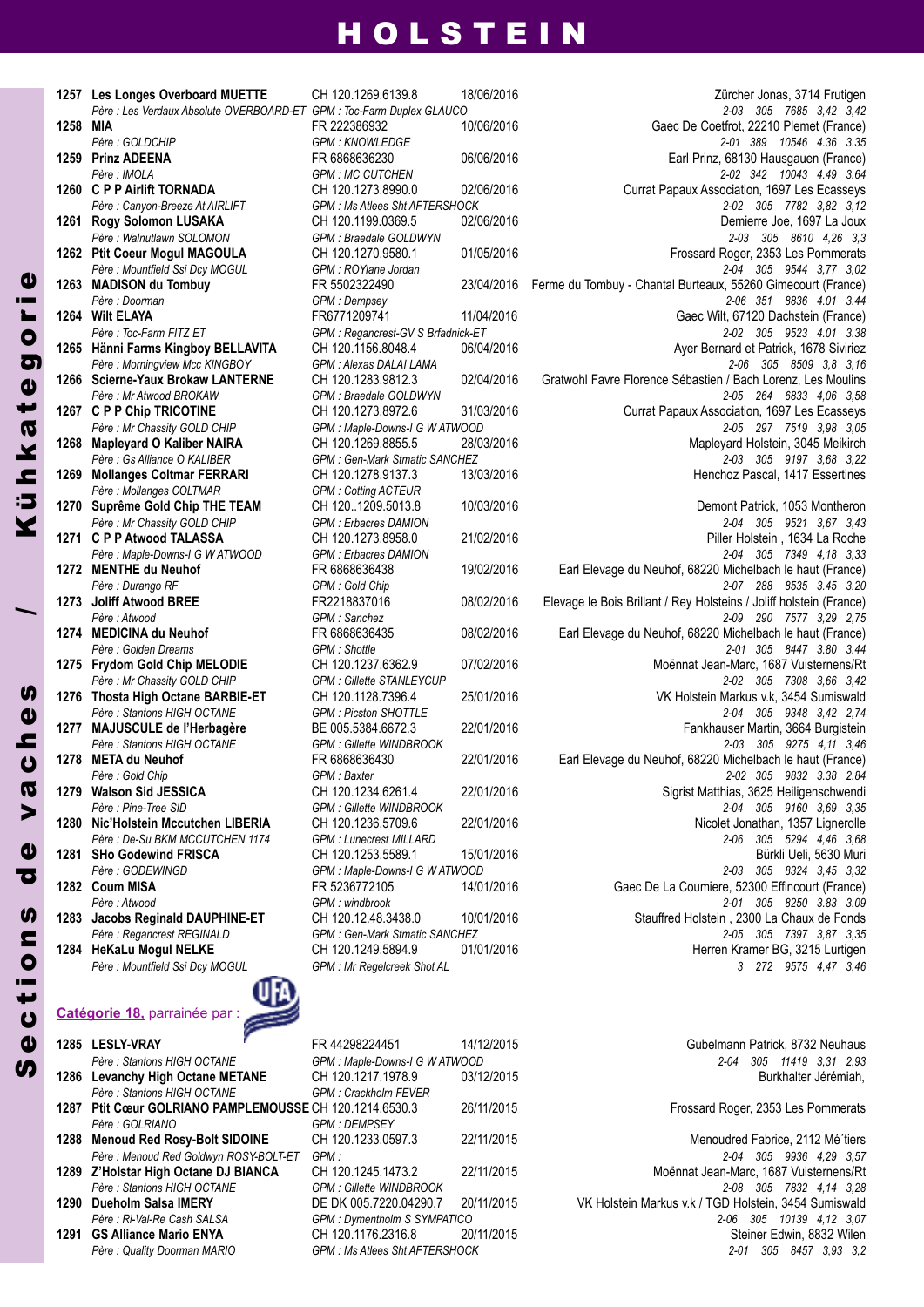# HOLSTEIN

Sections de vaches / Kühkategorie

| No | Nom / Père | ID / GPM | Date | Propriétaire / Performances |
|---|---|---|---|---|
| 1257 | **Les Longes Overboard MUETTE** | CH 120.1269.6139.8 | 18/06/2016 | Zürcher Jonas, 3714 Frutigen |
| | *Père : Les Verdaux Absolute OVERBOARD-ET* | *GPM : Toc-Farm Duplex GLAUCO* | | *2-03 305 7685 3,42 3,42* |
| 1258 | **MIA** | FR 222386932 | 10/06/2016 | Gaec De Coetfrot, 22210 Plemet (France) |
| | *Père : GOLDCHIP* | *GPM : KNOWLEDGE* | | *2-01 389 10546 4.36 3.35* |
| 1259 | **Prinz ADEENA** | FR 6868636230 | 06/06/2016 | Earl Prinz, 68130 Hausgauen (France) |
| | *Père : IMOLA* | *GPM : MC CUTCHEN* | | *2-02 342 10043 4.49 3.64* |
| 1260 | **C P P Airlift TORNADA** | CH 120.1273.8990.0 | 02/06/2016 | Currat Papaux Association, 1697 Les Ecasseys |
| | *Père : Canyon-Breeze At AIRLIFT* | *GPM : Ms Atlees Sht AFTERSHOCK* | | *2-02 305 7782 3,82 3,12* |
| 1261 | **Rogy Solomon LUSAKA** | CH 120.1199.0369.5 | 02/06/2016 | Demierre Joe, 1697 La Joux |
| | *Père : Walnutlawn SOLOMON* | *GPM : Braedale GOLDWYN* | | *2-03 305 8610 4,26 3,3* |
| 1262 | **Ptit Coeur Mogul MAGOULA** | CH 120.1270.9580.1 | 01/05/2016 | Frossard Roger, 2353 Les Pommerats |
| | *Père : Mountfield Ssi Dcy MOGUL* | *GPM : ROYlane Jordan* | | *2-04 305 9544 3,77 3,02* |
| 1263 | **MADISON du Tombuy** | FR 5502322490 | 23/04/2016 | Ferme du Tombuy - Chantal Burteaux, 55260 Gimecourt (France) |
| | *Père : Doorman* | *GPM : Dempsey* | | *2-06 351 8836 4.01 3.44* |
| 1264 | **Wilt ELAYA** | FR6771209741 | 11/04/2016 | Gaec Wilt, 67120 Dachstein (France) |
| | *Père : Toc-Farm FITZ ET* | *GPM : Regancrest-GV S Brfadnick-ET* | | *2-02 305 9523 4.01 3.38* |
| 1265 | **Hänni Farms Kingboy BELLAVITA** | CH 120.1156.8048.4 | 06/04/2016 | Ayer Bernard et Patrick, 1678 Siviriez |
| | *Père : Morningview Mcc KINGBOY* | *GPM : Alexas DALAI LAMA* | | *2-06 305 8509 3,8 3,16* |
| 1266 | **Scierne-Yaux Brokaw LANTERNE** | CH 120.1283.9812.3 | 02/04/2016 | Gratwohl Favre Florence Sébastien / Bach Lorenz, Les Moulins |
| | *Père : Mr Atwood BROKAW* | *GPM : Braedale GOLDWYN* | | *2-05 264 6833 4,06 3,58* |
| 1267 | **C P P Chip TRICOTINE** | CH 120.1273.8972.6 | 31/03/2016 | Currat Papaux Association, 1697 Les Ecasseys |
| | *Père : Mr Chassity GOLD CHIP* | *GPM : Maple-Downs-I G W ATWOOD* | | *2-05 297 7519 3,98 3,05* |
| 1268 | **Mapleyard O Kaliber NAIRA** | CH 120.1269.8855.5 | 28/03/2016 | Mapleyard Holstein, 3045 Meikirch |
| | *Père : Gs Alliance O KALIBER* | *GPM : Gen-Mark Stmatic SANCHEZ* | | *2-03 305 9197 3,68 3,22* |
| 1269 | **Mollanges Coltmar FERRARI** | CH 120.1278.9137.3 | 13/03/2016 | Henchoz Pascal, 1417 Essertines |
| | *Père : Mollanges COLTMAR* | *GPM : Cotting ACTEUR* | | |
| 1270 | **Suprême Gold Chip THE TEAM** | CH 120..1209.5013.8 | 10/03/2016 | Demont Patrick, 1053 Montheron |
| | *Père : Mr Chassity GOLD CHIP* | *GPM : Erbacres DAMION* | | *2-04 305 9521 3,67 3,43* |
| 1271 | **C P P Atwood TALASSA** | CH 120.1273.8958.0 | 21/02/2016 | Piller Holstein , 1634 La Roche |
| | *Père : Maple-Downs-I G W ATWOOD* | *GPM : Erbacres DAMION* | | *2-04 305 7349 4,18 3,33* |
| 1272 | **MENTHE du Neuhof** | FR 6868636438 | 19/02/2016 | Earl Elevage du Neuhof, 68220 Michelbach le haut (France) |
| | *Père : Durango RF* | *GPM : Gold Chip* | | *2-07 288 8535 3.45 3.20* |
| 1273 | **Joliff Atwood BREE** | FR2218837016 | 08/02/2016 | Elevage le Bois Brillant / Rey Holsteins / Joliff holstein (France) |
| | *Père : Atwood* | *GPM : Sanchez* | | *2-09 290 7577 3,29 2,75* |
| 1274 | **MEDICINA du Neuhof** | FR 6868636435 | 08/02/2016 | Earl Elevage du Neuhof, 68220 Michelbach le haut (France) |
| | *Père : Golden Dreams* | *GPM : Shottle* | | *2-01 305 8447 3.80 3.44* |
| 1275 | **Frydom Gold Chip MELODIE** | CH 120.1237.6362.9 | 07/02/2016 | Moënnat Jean-Marc, 1687 Vuisternens/Rt |
| | *Père : Mr Chassity GOLD CHIP* | *GPM : Gillette STANLEYCUP* | | *2-02 305 7308 3,66 3,42* |
| 1276 | **Thosta High Octane BARBIE-ET** | CH 120.1128.7396.4 | 25/01/2016 | VK Holstein Markus v.k, 3454 Sumiswald |
| | *Père : Stantons HIGH OCTANE* | *GPM : Picston SHOTTLE* | | *2-04 305 9348 3,42 2,74* |
| 1277 | **MAJUSCULE de l'Herbagère** | BE 005.5384.6672.3 | 22/01/2016 | Fankhauser Martin, 3664 Burgistein |
| | *Père : Stantons HIGH OCTANE* | *GPM : Gillette WINDBROOK* | | *2-03 305 9275 4,11 3,46* |
| 1278 | **META du Neuhof** | FR 6868636430 | 22/01/2016 | Earl Elevage du Neuhof, 68220 Michelbach le haut (France) |
| | *Père : Gold Chip* | *GPM : Baxter* | | *2-02 305 9832 3.38 2.84* |
| 1279 | **Walson Sid JESSICA** | CH 120.1234.6261.4 | 22/01/2016 | Sigrist Matthias, 3625 Heiligenschwendi |
| | *Père : Pine-Tree SID* | *GPM : Gillette WINDBROOK* | | *2-04 305 9160 3,69 3,35* |
| 1280 | **Nic'Holstein Mccutchen LIBERIA** | CH 120.1236.5709.6 | 22/01/2016 | Nicolet Jonathan, 1357 Lignerolle |
| | *Père : De-Su BKM MCCUTCHEN 1174* | *GPM : Lunecrest MILLARD* | | *2-06 305 5294 4,46 3,68* |
| 1281 | **SHo Godewind FRISCA** | CH 120.1253.5589.1 | 15/01/2016 | Bürkli Ueli, 5630 Muri |
| | *Père : GODEWINGD* | *GPM : Maple-Downs-I G W ATWOOD* | | *2-03 305 8324 3,45 3,32* |
| 1282 | **Coum MISA** | FR 5236772105 | 14/01/2016 | Gaec De La Coumiere, 52300 Effincourt (France) |
| | *Père : Atwood* | *GPM : windbrook* | | *2-01 305 8250 3.83 3.09* |
| 1283 | **Jacobs Reginald DAUPHINE-ET** | CH 120.12.48.3438.0 | 10/01/2016 | Stauffred Holstein , 2300 La Chaux de Fonds |
| | *Père : Regancrest REGINALD* | *GPM : Gen-Mark Stmatic SANCHEZ* | | *2-05 305 7397 3,87 3,35* |
| 1284 | **HeKaLu Mogul NELKE** | CH 120.1249.5894.9 | 01/01/2016 | Herren Kramer BG, 3215 Lurtigen |
| | *Père : Mountfield Ssi Dcy MOGUL* | *GPM : Mr Regelcreek Shot AL* | | *3 272 9575 4,47 3,46* |

**Catégorie 18,** parrainée par : UFA

| No | Nom / Père | ID / GPM | Date | Propriétaire / Performances |
|---|---|---|---|---|
| 1285 | **LESLY-VRAY** | FR 44298224451 | 14/12/2015 | Gubelmann Patrick, 8732 Neuhaus |
| | *Père : Stantons HIGH OCTANE* | *GPM : Maple-Downs-I G W ATWOOD* | | *2-04 305 11419 3,31 2,93* |
| 1286 | **Levanchy High Octane METANE** | CH 120.1217.1978.9 | 03/12/2015 | Burkhalter Jérémiah, |
| | *Père : Stantons HIGH OCTANE* | *GPM : Crackholm FEVER* | | |
| 1287 | **Ptit Cœur GOLRIANO PAMPLEMOUSSE** | CH 120.1214.6530.3 | 26/11/2015 | Frossard Roger, 2353 Les Pommerats |
| | *Père : GOLRIANO* | *GPM : DEMPSEY* | | |
| 1288 | **Menoud Red Rosy-Bolt SIDOINE** | CH 120.1233.0597.3 | 22/11/2015 | Menoudred Fabrice, 2112 Mé`tiers |
| | *Père : Menoud Red Goldwyn ROSY-BOLT-ET* | *GPM :* | | *2-04 305 9936 4,29 3,57* |
| 1289 | **Z'Holstar High Octane DJ BIANCA** | CH 120.1245.1473.2 | 22/11/2015 | Moënnat Jean-Marc, 1687 Vuisternens/Rt |
| | *Père : Stantons HIGH OCTANE* | *GPM : Gillette WINDBROOK* | | *2-08 305 7832 4,14 3,28* |
| 1290 | **Dueholm Salsa IMERY** | DE DK 005.7220.04290.7 | 20/11/2015 | VK Holstein Markus v.k / TGD Holstein, 3454 Sumiswald |
| | *Père : Ri-Val-Re Cash SALSA* | *GPM : Dymentholm S SYMPATICO* | | *2-06 305 10139 4,12 3,07* |
| 1291 | **GS Alliance Mario ENYA** | CH 120.1176.2316.8 | 20/11/2015 | Steiner Edwin, 8832 Wilen |
| | *Père : Quality Doorman MARIO* | *GPM : Ms Atlees Sht AFTERSHOCK* | | *2-01 305 8457 3,93 3,2* |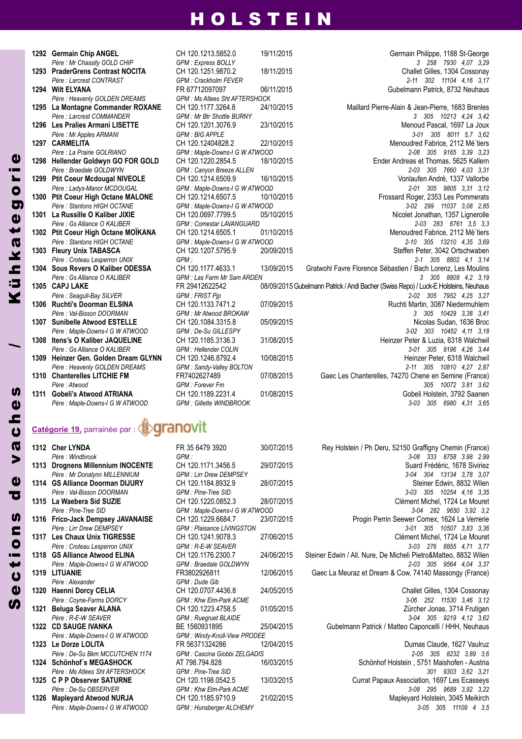# HOLSTEIN

*Sections de vaches / Kühkategorie*

| N° | Nom / Père | N° / GPM | Date | Propriétaire / Performances |
|---|---|---|---|---|
| 1292 | **Germain Chip ANGEL** | CH 120.1213.5852.0 | 19/11/2015 | Germain Philippe, 1188 St-George |
| | *Père : Mr Chassity GOLD CHIP* | *GPM : Express BOLLY* | | *3 258 7930 4,07 3,29* |
| 1293 | **PraderGrens Contrast NOCITA** | CH 120.1251.9870.2 | 18/11/2015 | Challet Gilles, 1304 Cossonay |
| | *Père : Larcrest CONTRAST* | *GPM : Crackholm FEVER* | | *2-11 302 11104 4,16 3,17* |
| 1294 | **Wilt ELYANA** | FR 67712097097 | 06/11/2015 | Gubelmann Patrick, 8732 Neuhaus |
| | *Père : Heavenly GOLDEN DREAMS* | *GPM : Ms Atlees Sht AFTERSHOCK* | | |
| 1295 | **La Montagne Commander ROXANE** | CH 120.1177.3264.8 | 24/10/2015 | Maillard Pierre-Alain & Jean-Pierre, 1683 Brenles |
| | *Père : Larcrest COMMANDER* | *GPM : Mr Btr Shottle BURNY* | | *3 305 10213 4,24 3,42* |
| 1296 | **Les Pralies Armani LISETTE** | CH 120.1201.3076.9 | 23/10/2015 | Menoud Pascal, 1697 La Joux |
| | *Père : Mr Apples ARMANI* | *GPM : BIG APPLE* | | *3-01 305 8011 5,7 3,62* |
| 1297 | **CARMELITA** | CH 120.12404828.2 | 22/10/2015 | Menoudred Fabrice, 2112 Mé´tiers |
| | *Père : La Prairie GOLRIANO* | *GPM : Maple-Downs-I G W ATWOOD* | | *2-08 305 9165 3,39 3,23* |
| 1298 | **Hellender Goldwyn GO FOR GOLD** | CH 120.1220.2854.5 | 18/10/2015 | Ender Andreas et Thomas, 5625 Kallern |
| | *Père : Braedale GOLDWYN* | *GPM : Canyon Breeze ALLEN* | | *2-03 305 7660 4,03 3,31* |
| 1299 | **Ptit Coeur Mcdougal NIVEOLE** | CH 120.1214.6509.9 | 16/10/2015 | Vonlaufen André, 1337 Vallorbe |
| | *Père : Ladys-Manor MCDOUGAL* | *GPM : Maple-Downs-I G W ATWOOD* | | *2-01 305 9805 3,31 3,12* |
| 1300 | **Ptit Coeur High Octane MALONE** | CH 120.1214.6507.5 | 10/10/2015 | Frossard Roger, 2353 Les Pommerats |
| | *Père : Stantons HIGH OCTANE* | *GPM : Maple-Downs-I G W ATWOOD* | | *3-02 299 11037 3,08 2,85* |
| 1301 | **La Russille O Kaliber JIXIE** | CH 120.0697.7799.5 | 05/10/2015 | Nicolet Jonathan, 1357 Lignerolle |
| | *Père : Gs Alliance O KALIBER* | *GPM : Comestar LAVANGUARD* | | *2-03 283 6761 3,5 3,3* |
| 1302 | **Ptit Coeur High Octane MOÏKANA** | CH 120.1214.6505.1 | 01/10/2015 | Menoudred Fabrice, 2112 Mé´tiers |
| | *Père : Stantons HIGH OCTANE* | *GPM : Maple-Downs-I G W ATWOOD* | | *2-10 305 13210 4,35 3,69* |
| 1303 | **Fleury Unix TABASCA** | CH 120.1207.5795.9 | 20/09/2015 | Steffen Peter, 3042 Ortschwaben |
| | *Père : Croteau Lesperron UNIX* | *GPM :* | | *2-1 305 8802 4,1 3,14* |
| 1304 | **Sous Revers O Kaliber ODESSA** | CH 120.1177.4633.1 | 13/09/2015 | Gratwohl Favre Florence Sébastien / Bach Lorenz, Les Moulins |
| | *Père : Gs Alliance O KALIBER* | *GPM : Las Farm Mr Sam ARDEN* | | *3 305 8808 4,2 3,19* |
| 1305 | **CAPJ LAKE** | FR 29412622542 | 08/09/2015 | Gubelmann Patrick / Andi Bacher (Swiss Repo) / Luck-E Holsteins, Neuhaus |
| | *Père : Seagull-Bay SILVER* | *GPM : FRIST Pjp* | | *2-02 305 7952 4,25 3,27* |
| 1306 | **Ruchti's Doorman ELSINA** | CH 120.1133.7471.2 | 07/09/2015 | Ruchti Martin, 3087 Niedermuhlern |
| | *Père : Val-Bisson DOORMAN* | *GPM : Mr Atwood BROKAW* | | *3 305 10429 3,38 3,41* |
| 1307 | **Sunibelle Atwood ESTELLE** | CH 120.1084.3315.8 | 05/09/2015 | Nicolas Sudan, 1636 Broc |
| | *Père : Maple-Downs-I G W ATWOOD* | *GPM : De-Su GILLESPY* | | *3-02 303 10452 4,11 3,18* |
| 1308 | **Itens's O Kaliber JAQUELINE** | CH 120.1185.3136.3 | 31/08/2015 | Heinzer Peter & Luzia, 6318 Walchwil |
| | *Père : Gs Alliance O KALIBER* | *GPM : Hellender COLIN* | | *3-01 305 9196 4,26 3,44* |
| 1309 | **Heinzer Gen. Golden Dream GLYNN** | CH 120.1246.8792.4 | 10/08/2015 | Heinzer Peter, 6318 Walchwil |
| | *Père : Heavenly GOLDEN DREAMS* | *GPM : Sandy-Valley BOLTON* | | *2-11 305 10810 4,27 2,87* |
| 1310 | **Chanterelles LITCHIE FM** | FR7402627489 | 07/08/2015 | Gaec Les Chanterelles, 74270 Chene en Semine (France) |
| | *Père : Atwood* | *GPM : Forever Fm* | | *305 10072 3.81 3.62* |
| 1311 | **Gobeli's Atwood ATRIANA** | CH 120.1189.2231.4 | 01/08/2015 | Gobeli Holstein, 3792 Saanen |
| | *Père : Maple-Downs-I G W ATWOOD* | *GPM : Gillette WINDBROOK* | | *3-03 305 6980 4,31 3,65* |

## Catégorie 19, parrainée par : granovit

| N° | Nom / Père | N° / GPM | Date | Propriétaire / Performances |
|---|---|---|---|---|
| 1312 | **Cher LYNDA** | FR 35 6479 3920 | 30/07/2015 | Rey Holstein / Ph Deru, 52150 Graffigny Chemin (France) |
| | *Père : Windbrook* | *GPM :* | | *3-08 333 8758 3.98 2.99* |
| 1313 | **Drognens Millennium INOCENTE** | CH 120.1171.3456.5 | 29/07/2015 | Suard Frédéric, 1678 Siviriez |
| | *Père : Mr Donalynn MILLENNIUM* | *GPM : Lirr Drew DEMPSEY* | | *3-04 304 13134 3,78 3,07* |
| 1314 | **GS Alliance Doorman DIJURY** | CH 120.1184.8932.9 | 28/07/2015 | Steiner Edwin, 8832 Wilen |
| | *Père : Val-Bisson DOORMAN* | *GPM : Pine-Tree SID* | | *3-03 305 10254 4,16 3,35* |
| 1315 | **La Waebera Sid SUZIE** | CH 120.1220.0852.3 | 28/07/2015 | Clément Michel, 1724 Le Mouret |
| | *Père : Pine-Tree SID* | *GPM : Maple-Downs-I G W ATWOOD* | | *3-04 282 9650 3,92 3,2* |
| 1316 | **Frico-Jack Dempsey JAVANAISE** | CH 120.1229.6684.7 | 23/07/2015 | Progin Perrin Seewer Comex, 1624 La Verrerie |
| | *Père : Lirr Drew DEMPSEY* | *GPM : Plaisance LIVINGSTON* | | *3-01 305 10507 3,83 3,36* |
| 1317 | **Les Chaux Unix TIGRESSE** | CH 120.1241.9078.3 | 27/06/2015 | Clément Michel, 1724 Le Mouret |
| | *Père : Croteau Lesperron UNIX* | *GPM : R-E-W SEAVER* | | *3-03 276 8855 4,71 3,77* |
| 1318 | **GS Alliance Atwood ELINA** | CH 120.1176.2300.7 | 24/06/2015 | Steiner Edwin / All. Nure, De Micheli Pietro&Matteo, 8832 Wilen |
| | *Père : Maple-Downs-I G W ATWOOD* | *GPM : Braedale GOLDWYN* | | *2-03 305 9564 4,04 3,37* |
| 1319 | **LITUANIE** | FR3802926811 | 12/06/2015 | Gaec La Meuraz et Dream & Cow, 74140 Massongy (France) |
| | *Père : Alexander* | *GPM : Dude Gib* | | |
| 1320 | **Haenni Dorcy CELIA** | CH 120.0707.4436.8 | 24/05/2015 | Challet Gilles, 1304 Cossonay |
| | *Père : Coyne-Farms DORCY* | *GPM : Khw Elm-Park ACME* | | *3-06 252 11530 3,46 3,12* |
| 1321 | **Beluga Seaver ALANA** | CH 120.1223.4758.5 | 01/05/2015 | Zürcher Jonas, 3714 Frutigen |
| | *Père : R-E-W SEAVER* | *GPM : Ruegruet BLAIDE* | | *3-04 305 9219 4,12 3,62* |
| 1322 | **CD SAUGE IVANKA** | BE 1560931895 | 25/04/2015 | Gubelmann Patrick / Matteo Caponcelli / HHH, Neuhaus |
| | *Père : Maple-Downs-I G W ATWOOD* | *GPM : Windy-Knoll-View PRODEE* | | |
| 1323 | **Le Dorze LOLITA** | FR 56371324286 | 12/04/2015 | Dumas Claude, 1627 Vaulruz |
| | *Père : De-Su Bkm MCCUTCHEN 1174* | *GPM : Cascina Giobbi ZELGADIS* | | *2-05 305 8232 3,89 3,6* |
| 1324 | **Schönhof´s MEGASHOCK** | AT 798.794.828 | 16/03/2015 | Schönhof Holstein , 5751 Maishofen - Austria |
| | *Père : Ms Atlees Sht AFTERSHOCK* | *GPM : Pine-Tree SID* | | *301 9303 3,62 3,21* |
| 1325 | **C P P Observer SATURNE** | CH 120.1198.0542.5 | 13/03/2015 | Currat Papaux Association, 1697 Les Ecasseys |
| | *Père : De-Su OBSERVER* | *GPM : Khw Elm-Park ACME* | | *3-08 295 9689 3,92 3,22* |
| 1326 | **Mapleyard Atwood NURJA** | CH 120.1185.9710.9 | 21/02/2015 | Mapleyard Holstein, 3045 Meikirch |
| | *Père : Maple-Downs-I G W ATWOOD* | *GPM : Hunsberger ALCHEMY* | | *3-05 305 11109 4 3,5* |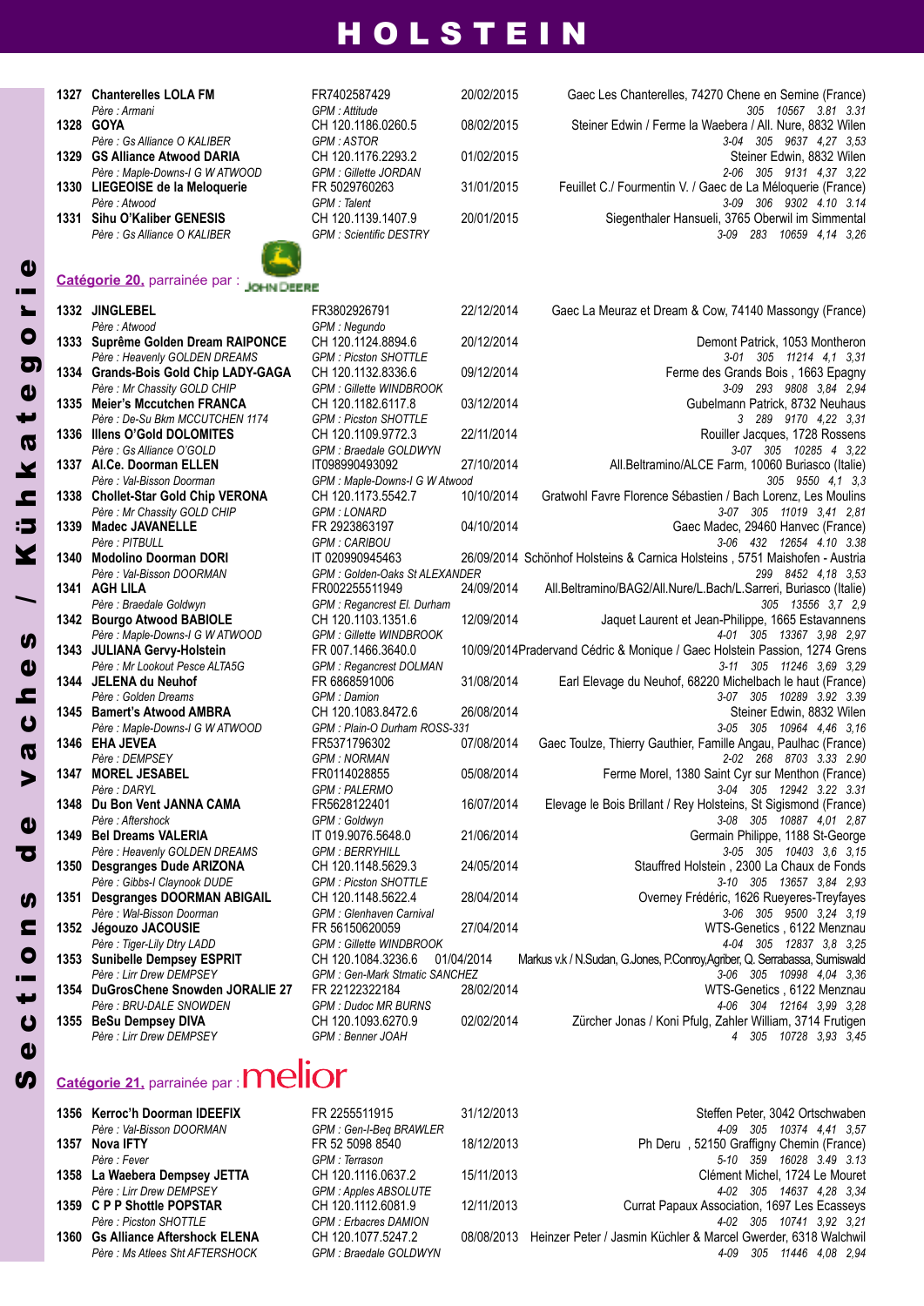# HOLSTEIN

Sections de vaches / Kühkategorie

| N° | Nom / Père | ID / GPM | Date | Propriétaire / Performances |
|---|---|---|---|---|
| 1327 | **Chanterelles LOLA FM** | FR7402587429 | 20/02/2015 | Gaec Les Chanterelles, 74270 Chene en Semine (France) |
| | *Père : Armani* | *GPM : Attitude* | | *305 10567 3.81 3.31* |
| 1328 | **GOYA** | CH 120.1186.0260.5 | 08/02/2015 | Steiner Edwin / Ferme la Waebera / All. Nure, 8832 Wilen |
| | *Père : Gs Alliance O KALIBER* | *GPM : ASTOR* | | *3-04 305 9637 4,27 3,53* |
| 1329 | **GS Alliance Atwood DARIA** | CH 120.1176.2293.2 | 01/02/2015 | Steiner Edwin, 8832 Wilen |
| | *Père : Maple-Downs-I G W ATWOOD* | *GPM : Gillette JORDAN* | | *2-06 305 9131 4,37 3,22* |
| 1330 | **LIEGEOISE de la Meloquerie** | FR 5029760263 | 31/01/2015 | Feuillet C./ Fourmentin V. / Gaec de La Méloquerie (France) |
| | *Père : Atwood* | *GPM : Talent* | | *3-09 306 9302 4.10 3.14* |
| 1331 | **Sihu O'Kaliber GENESIS** | CH 120.1139.1407.9 | 20/01/2015 | Siegenthaler Hansueli, 3765 Oberwil im Simmental |
| | *Père : Gs Alliance O KALIBER* | *GPM : Scientific DESTRY* | | *3-09 283 10659 4,14 3,26* |

## Catégorie 20, parrainée par : John Deere

| N° | Nom / Père | ID / GPM | Date | Propriétaire / Performances |
|---|---|---|---|---|
| 1332 | **JINGLEBEL** | FR3802926791 | 22/12/2014 | Gaec La Meuraz et Dream & Cow, 74140 Massongy (France) |
| | *Père : Atwood* | *GPM : Negundo* | | |
| 1333 | **Suprême Golden Dream RAIPONCE** | CH 120.1124.8894.6 | 20/12/2014 | Demont Patrick, 1053 Montheron |
| | *Père : Heavenly GOLDEN DREAMS* | *GPM : Picston SHOTTLE* | | *3-01 305 11214 4,1 3,31* |
| 1334 | **Grands-Bois Gold Chip LADY-GAGA** | CH 120.1132.8336.6 | 09/12/2014 | Ferme des Grands Bois , 1663 Epagny |
| | *Père : Mr Chassity GOLD CHIP* | *GPM : Gillette WINDBROOK* | | *3-09 293 9808 3,84 2,94* |
| 1335 | **Meier's Mccutchen FRANCA** | CH 120.1182.6117.8 | 03/12/2014 | Gubelmann Patrick, 8732 Neuhaus |
| | *Père : De-Su Bkm MCCUTCHEN 1174* | *GPM : Picston SHOTTLE* | | *3 289 9170 4,22 3,31* |
| 1336 | **Illens O'Gold DOLOMITES** | CH 120.1109.9772.3 | 22/11/2014 | Rouiller Jacques, 1728 Rossens |
| | *Père : Gs Alliance O'GOLD* | *GPM : Braedale GOLDWYN* | | *3-07 305 10285 4 3,22* |
| 1337 | **Al.Ce. Doorman ELLEN** | IT098990493092 | 27/10/2014 | All.Beltramino/ALCE Farm, 10060 Buriasco (Italie) |
| | *Père : Val-Bisson Doorman* | *GPM : Maple-Downs-I G W Atwood* | | *305 9550 4,1 3,3* |
| 1338 | **Chollet-Star Gold Chip VERONA** | CH 120.1173.5542.7 | 10/10/2014 | Gratwohl Favre Florence Sébastien / Bach Lorenz, Les Moulins |
| | *Père : Mr Chassity GOLD CHIP* | *GPM : LONARD* | | *3-07 305 11019 3,41 2,81* |
| 1339 | **Madec JAVANELLE** | FR 2923863197 | 04/10/2014 | Gaec Madec, 29460 Hanvec (France) |
| | *Père : PITBULL* | *GPM : CARIBOU* | | *3-06 432 12654 4.10 3.38* |
| 1340 | **Modolino Doorman DORI** | IT 020990945463 | 26/09/2014 | Schönhof Holsteins & Carnica Holsteins , 5751 Maishofen - Austria |
| | *Père : Val-Bisson DOORMAN* | *GPM : Golden-Oaks St ALEXANDER* | | *299 8452 4,18 3,53* |
| 1341 | **AGH LILA** | FR002255511949 | 24/09/2014 | All.Beltramino/BAG2/All.Nure/L.Bach/L.Sarreri, Buriasco (Italie) |
| | *Père : Braedale Goldwyn* | *GPM : Regancrest El. Durham* | | *305 13556 3,7 2,9* |
| 1342 | **Bourgo Atwood BABIOLE** | CH 120.1103.1351.6 | 12/09/2014 | Jaquet Laurent et Jean-Philippe, 1665 Estavannens |
| | *Père : Maple-Downs-I G W ATWOOD* | *GPM : Gillette WINDBROOK* | | *4-01 305 13367 3,98 2,97* |
| 1343 | **JULIANA Gervy-Holstein** | FR 007.1466.3640.0 | 10/09/2014 | Pradervand Cédric & Monique / Gaec Holstein Passion, 1274 Grens |
| | *Père : Mr Lookout Pesce ALTA5G* | *GPM : Regancrest DOLMAN* | | *3-11 305 11246 3,69 3,29* |
| 1344 | **JELENA du Neuhof** | FR 6868591006 | 31/08/2014 | Earl Elevage du Neuhof, 68220 Michelbach le haut (France) |
| | *Père : Golden Dreams* | *GPM : Damion* | | *3-07 305 10289 3.92 3.39* |
| 1345 | **Barnet's Atwood AMBRA** | CH 120.1083.8472.6 | 26/08/2014 | Steiner Edwin, 8832 Wilen |
| | *Père : Maple-Downs-I G W ATWOOD* | *GPM : Plain-O Durham ROSS-331* | | *3-05 305 10964 4,46 3,16* |
| 1346 | **EHA JEVEA** | FR5371796302 | 07/08/2014 | Gaec Toulze, Thierry Gauthier, Famille Angau, Paulhac (France) |
| | *Père : DEMPSEY* | *GPM : NORMAN* | | *2-02 268 8703 3.33 2.90* |
| 1347 | **MOREL JESABEL** | FR0114028855 | 05/08/2014 | Ferme Morel, 1380 Saint Cyr sur Menthon (France) |
| | *Père : DARYL* | *GPM : PALERMO* | | *3-04 305 12942 3.22 3.31* |
| 1348 | **Du Bon Vent JANNA CAMA** | FR5628122401 | 16/07/2014 | Elevage le Bois Brillant / Rey Holsteins, St Sigismond (France) |
| | *Père : Aftershock* | *GPM : Goldwyn* | | *3-08 305 10887 4,01 2,87* |
| 1349 | **Bel Dreams VALERIA** | IT 019.9076.5648.0 | 21/06/2014 | Germain Philippe, 1188 St-George |
| | *Père : Heavenly GOLDEN DREAMS* | *GPM : BERRYHILL* | | *3-05 305 10403 3,6 3,15* |
| 1350 | **Desgranges Dude ARIZONA** | CH 120.1148.5629.3 | 24/05/2014 | Stauffred Holstein , 2300 La Chaux de Fonds |
| | *Père : Gibbs-I Claynook DUDE* | *GPM : Picston SHOTTLE* | | *3-10 305 13657 3,84 2,93* |
| 1351 | **Desgranges DOORMAN ABIGAIL** | CH 120.1148.5622.4 | 28/04/2014 | Overney Frédéric, 1626 Rueyeres-Treyfayes |
| | *Père : Wal-Bisson Doorman* | *GPM : Glenhaven Carnival* | | *3-06 305 9500 3,24 3,19* |
| 1352 | **Jégouzo JACOUSIE** | FR 56150620059 | 27/04/2014 | WTS-Genetics , 6122 Menznau |
| | *Père : Tiger-Lily Dtry LADD* | *GPM : Gillette WINDBROOK* | | *4-04 305 12837 3,8 3,25* |
| 1353 | **Sunibelle Dempsey ESPRIT** | CH 120.1084.3236.6 | 01/04/2014 | Markus v.k / N.Sudan, G.Jones, P.Conroy,Agriber, Q. Serrabassa, Sumiswald |
| | *Père : Lirr Drew DEMPSEY* | *GPM : Gen-Mark Stmatic SANCHEZ* | | *3-06 305 10998 4,04 3,36* |
| 1354 | **DuGrosChene Snowden JORALIE 27** | FR 22122322184 | 28/02/2014 | WTS-Genetics , 6122 Menznau |
| | *Père : BRU-DALE SNOWDEN* | *GPM : Dudoc MR BURNS* | | *4-06 304 12164 3,99 3,28* |
| 1355 | **BeSu Dempsey DIVA** | CH 120.1093.6270.9 | 02/02/2014 | Zürcher Jonas / Koni Pflug, Zahler William, 3714 Frutigen |
| | *Père : Lirr Drew DEMPSEY* | *GPM : Benner JOAH* | | *4 305 10728 3,93 3,45* |

## Catégorie 21, parrainée par : melior

| N° | Nom / Père | ID / GPM | Date | Propriétaire / Performances |
|---|---|---|---|---|
| 1356 | **Kerroc'h Doorman IDEEFIX** | FR 2255511915 | 31/12/2013 | Steffen Peter, 3042 Ortschwaben |
| | *Père : Val-Bisson DOORMAN* | *GPM : Gen-I-Beq BRAWLER* | | *4-09 305 10374 4,41 3,57* |
| 1357 | **Nova IFTY** | FR 52 5098 8540 | 18/12/2013 | Ph Deru , 52150 Graffigny Chemin (France) |
| | *Père : Fever* | *GPM : Terrason* | | *5-10 359 16028 3.49 3.13* |
| 1358 | **La Waebera Dempsey JETTA** | CH 120.1116.0637.2 | 15/11/2013 | Clément Michel, 1724 Le Mouret |
| | *Père : Lirr Drew DEMPSEY* | *GPM : Apples ABSOLUTE* | | *4-02 305 14637 4,28 3,34* |
| 1359 | **C P P Shottle POPSTAR** | CH 120.1112.6081.9 | 12/11/2013 | Currat Papaux Association, 1697 Les Ecasseys |
| | *Père : Picston SHOTTLE* | *GPM : Erbacres DAMION* | | *4-02 305 10741 3,92 3,21* |
| 1360 | **Gs Alliance Aftershock ELENA** | CH 120.1077.5247.2 | 08/08/2013 | Heinzer Peter / Jasmin Küchler & Marcel Gwerder, 6318 Walchwil |
| | *Père : Ms Atlees Sht AFTERSHOCK* | *GPM : Braedale GOLDWYN* | | *4-09 305 11446 4,08 2,94* |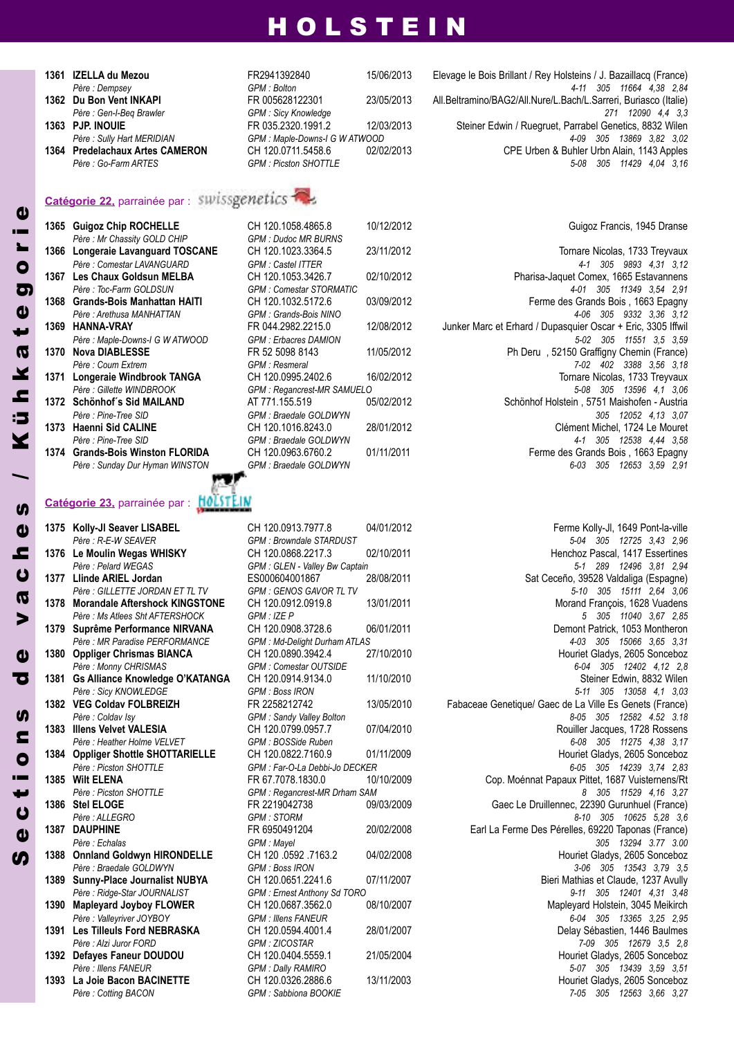# HOLSTEIN

| | | | |
|---|---|---|---|
| **1361 IZELLA du Mezou** | FR2941392840 | 15/06/2013 | Elevage le Bois Brillant / Rey Holsteins / J. Bazaillacq (France) |
| *Père : Dempsey* | *GPM : Bolton* | | *4-11 305 11664 4,38 2,84* |
| **1362 Du Bon Vent INKAPI** | FR 005628122301 | 23/05/2013 | All.Beltramino/BAG2/All.Nure/L.Bach/L.Sarreri, Buriasco (Italie) |
| *Père : Gen-I-Beq Brawler* | *GPM : Sicy Knowledge* | | *271 12090 4,4 3,3* |
| **1363 PJP. INOUIE** | FR 035.2320.1991.2 | 12/03/2013 | Steiner Edwin / Ruegruet, Parrabel Genetics, 8832 Wilen |
| *Père : Sully Hart MERIDIAN* | *GPM : Maple-Downs-I G W ATWOOD* | | *4-09 305 13869 3,82 3,02* |
| **1364 Predelachaux Artes CAMERON** | CH 120.0711.5458.6 | 02/02/2013 | CPE Urben & Buhler Urbn Alain, 1143 Apples |
| *Père : Go-Farm ARTES* | *GPM : Picston SHOTTLE* | | *5-08 305 11429 4,04 3,16* |

## Catégorie 22, parrainée par : swissgenetics

| | | | |
|---|---|---|---|
| **1365 Guigoz Chip ROCHELLE** | CH 120.1058.4865.8 | 10/12/2012 | Guigoz Francis, 1945 Dranse |
| *Père : Mr Chassity GOLD CHIP* | *GPM : Dudoc MR BURNS* | | |
| **1366 Longeraie Lavanguard TOSCANE** | CH 120.1023.3364.5 | 23/11/2012 | Tornare Nicolas, 1733 Treyvaux |
| *Père : Comestar LAVANGUARD* | *GPM : Castel ITTER* | | *4-1 305 9893 4,31 3,12* |
| **1367 Les Chaux Goldsun MELBA** | CH 120.1053.3426.7 | 02/10/2012 | Pharisa-Jaquet Comec, 1665 Estavannens |
| *Père : Toc-Farm GOLDSUN* | *GPM : Comestar STORMATIC* | | *4-01 305 11349 3,54 2,91* |
| **1368 Grands-Bois Manhattan HAITI** | CH 120.1032.5172.6 | 03/09/2012 | Ferme des Grands Bois , 1663 Epagny |
| *Père : Arethusa MANHATTAN* | *GPM : Grands-Bois NINO* | | *4-06 305 9332 3,36 3,12* |
| **1369 HANNA-VRAY** | FR 044.2982.2215.0 | 12/08/2012 | Junker Marc et Erhard / Dupasquier Oscar + Eric, 3305 Iffwil |
| *Père : Maple-Downs-I G W ATWOOD* | *GPM : Erbacres DAMION* | | *5-02 305 11551 3,5 3,59* |
| **1370 Nova DIABLESSE** | FR 52 509 8143 | 11/05/2012 | Ph Deru , 52150 Graffigny Chemin (France) |
| *Père : Coum Extrem* | *GPM : Resmeral* | | *7-02 402 3388 3,56 3,18* |
| **1371 Longeraie Windbrook TANGA** | CH 120.0995.2402.6 | 16/02/2012 | Tornare Nicolas, 1733 Treyvaux |
| *Père : Gillette WINDBROOK* | *GPM : Regancrest-MR SAMUELO* | | *5-08 305 13596 4,1 3,06* |
| **1372 Schönhof´s Sid MAILAND** | AT 771.155.519 | 05/02/2012 | Schönhof Holstein , 5751 Maishofen - Austria |
| *Père : Pine-Tree SID* | *GPM : Braedale GOLDWYN* | | *305 12052 4,13 3,07* |
| **1373 Haenni Sid CALINE** | CH 120.1016.8243.0 | 28/01/2012 | Clément Michel, 1724 Le Mouret |
| *Père : Pine-Tree SID* | *GPM : Braedale GOLDWYN* | | *4-1 305 12538 4,44 3,58* |
| **1374 Grands-Bois Winston FLORIDA** | CH 120.0963.6760.2 | 01/11/2011 | Ferme des Grands Bois , 1663 Epagny |
| *Père : Sunday Dur Hyman WINSTON* | *GPM : Braedale GOLDWYN* | | *6-03 305 12653 3,59 2,91* |

## Catégorie 23, parrainée par : HOLSTEIN

| | | | |
|---|---|---|---|
| **1375 Kolly-Jl Seaver LISABEL** | CH 120.0913.7977.8 | 04/01/2012 | Ferme Kolly-Jl, 1649 Pont-la-ville |
| *Père : R-E-W SEAVER* | *GPM : Browndale STARDUST* | | *5-04 305 12725 3,43 2,96* |
| **1376 Le Moulin Wegas WHISKY** | CH 120.0868.2217.3 | 02/10/2011 | Henchoz Pascal, 1417 Essertines |
| *Père : Pelard WEGAS* | *GPM : GLEN - Valley Bw Captain* | | *5-1 289 12496 3,81 2,94* |
| **1377 Llinde ARIEL Jordan** | ES000604001867 | 28/08/2011 | Sat Ceceño, 39528 Valdaliga (Espagne) |
| *Père : GILLETTE JORDAN ET TL TV* | *GPM : GENOS GAVOR TL TV* | | *5-10 305 15111 2,64 3,06* |
| **1378 Morandale Aftershock KINGSTONE** | CH 120.0912.0919.8 | 13/01/2011 | Morand François, 1628 Vuadens |
| *Père : Ms Atlees Sht AFTERSHOCK* | *GPM : IZE P* | | *5 305 11040 3,67 2,85* |
| **1379 Suprême Performance NIRVANA** | CH 120.0908.3728.6 | 06/01/2011 | Demont Patrick, 1053 Montheron |
| *Père : MR Paradise PERFORMANCE* | *GPM : Md-Delight Durham ATLAS* | | *4-03 305 15066 3,65 3,31* |
| **1380 Oppliger Chrismas BIANCA** | CH 120.0890.3942.4 | 27/10/2010 | Houriet Gladys, 2605 Sonceboz |
| *Père : Monny CHRISMAS* | *GPM : Comestar OUTSIDE* | | *6-04 305 12402 4,12 2,8* |
| **1381 Gs Alliance Knowledge O'KATANGA** | CH 120.0914.9134.0 | 11/10/2010 | Steiner Edwin, 8832 Wilen |
| *Père : Sicy KNOWLEDGE* | *GPM : Boss IRON* | | *5-11 305 13058 4,1 3,03* |
| **1382 VEG Coldav FOLBREIZH** | FR 2258212742 | 13/05/2010 | Fabaceae Genetique/ Gaec de La Ville Es Genets (France) |
| *Père : Coldav Isy* | *GPM : Sandy Valley Bolton* | | *8-05 305 12582 4.52 3.18* |
| **1383 Illens Velvet VALESIA** | CH 120.0799.0957.7 | 07/04/2010 | Rouiller Jacques, 1728 Rossens |
| *Père : Heather Holme VELVET* | *GPM : BOSSide Ruben* | | *6-08 305 11275 4,38 3,17* |
| **1384 Oppliger Shottle SHOTTARIELLE** | CH 120.0822.7160.9 | 01/11/2009 | Houriet Gladys, 2605 Sonceboz |
| *Père : Picston SHOTTLE* | *GPM : Far-O-La Debbi-Jo DECKER* | | *6-05 305 14239 3,74 2,83* |
| **1385 Wilt ELENA** | FR 67.7078.1830.0 | 10/10/2009 | Cop. Moénnat Papaux Pittet, 1687 Vuisternens/Rt |
| *Père : Picston SHOTTLE* | *GPM : Regancrest-MR Drham SAM* | | *8 305 11529 4,16 3,27* |
| **1386 Stel ELOGE** | FR 2219042738 | 09/03/2009 | Gaec Le Druillennec, 22390 Gurunhuel (France) |
| *Père : ALLEGRO* | *GPM : STORM* | | *8-10 305 10625 5,28 3,6* |
| **1387 DAUPHINE** | FR 6950491204 | 20/02/2008 | Earl La Ferme Des Pérelles, 69220 Taponas (France) |
| *Père : Echalas* | *GPM : Mayel* | | *305 13294 3.77 3.00* |
| **1388 Onnland Goldwyn HIRONDELLE** | CH 120 .0592 .7163.2 | 04/02/2008 | Houriet Gladys, 2605 Sonceboz |
| *Père : Braedale GOLDWYN* | *GPM : Boss IRON* | | *3-06 305 13543 3,79 3,5* |
| **1389 Sunny-Place Journalist NUBYA** | CH 120.0651.2241.6 | 07/11/2007 | Bieri Mathias et Claude, 1237 Avully |
| *Père : Ridge-Star JOURNALIST* | *GPM : Ernest Anthony Sd TORO* | | *9-11 305 12401 4,31 3,48* |
| **1390 Mapleyard Joyboy FLOWER** | CH 120.0687.3562.0 | 08/10/2007 | Mapleyard Holstein, 3045 Meikirch |
| *Père : Valleyriver JOYBOY* | *GPM : Illens FANEUR* | | *6-04 305 13365 3,25 2,95* |
| **1391 Les Tilleuls Ford NEBRASKA** | CH 120.0594.4001.4 | 28/01/2007 | Delay Sébastien, 1446 Baulmes |
| *Père : Alzi Juror FORD* | *GPM : ZICOSTAR* | | *7-09 305 12679 3,5 2,8* |
| **1392 Defayes Faneur DOUDOU** | CH 120.0404.5559.1 | 21/05/2004 | Houriet Gladys, 2605 Sonceboz |
| *Père : Illens FANEUR* | *GPM : Dally RAMIRO* | | *5-07 305 13439 3,59 3,51* |
| **1393 La Joie Bacon BACINETTE** | CH 120.0326.2886.6 | 13/11/2003 | Houriet Gladys, 2605 Sonceboz |
| *Père : Cotting BACON* | *GPM : Sabbiona BOOKIE* | | *7-05 305 12563 3,66 3,27* |